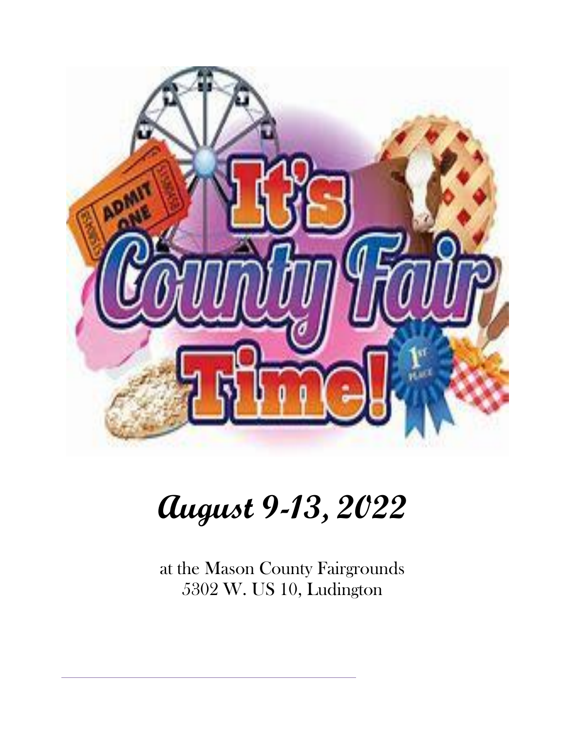# August 9-13, 2022

at the Mason County Fairgrounds
5302 W. US 10, Ludington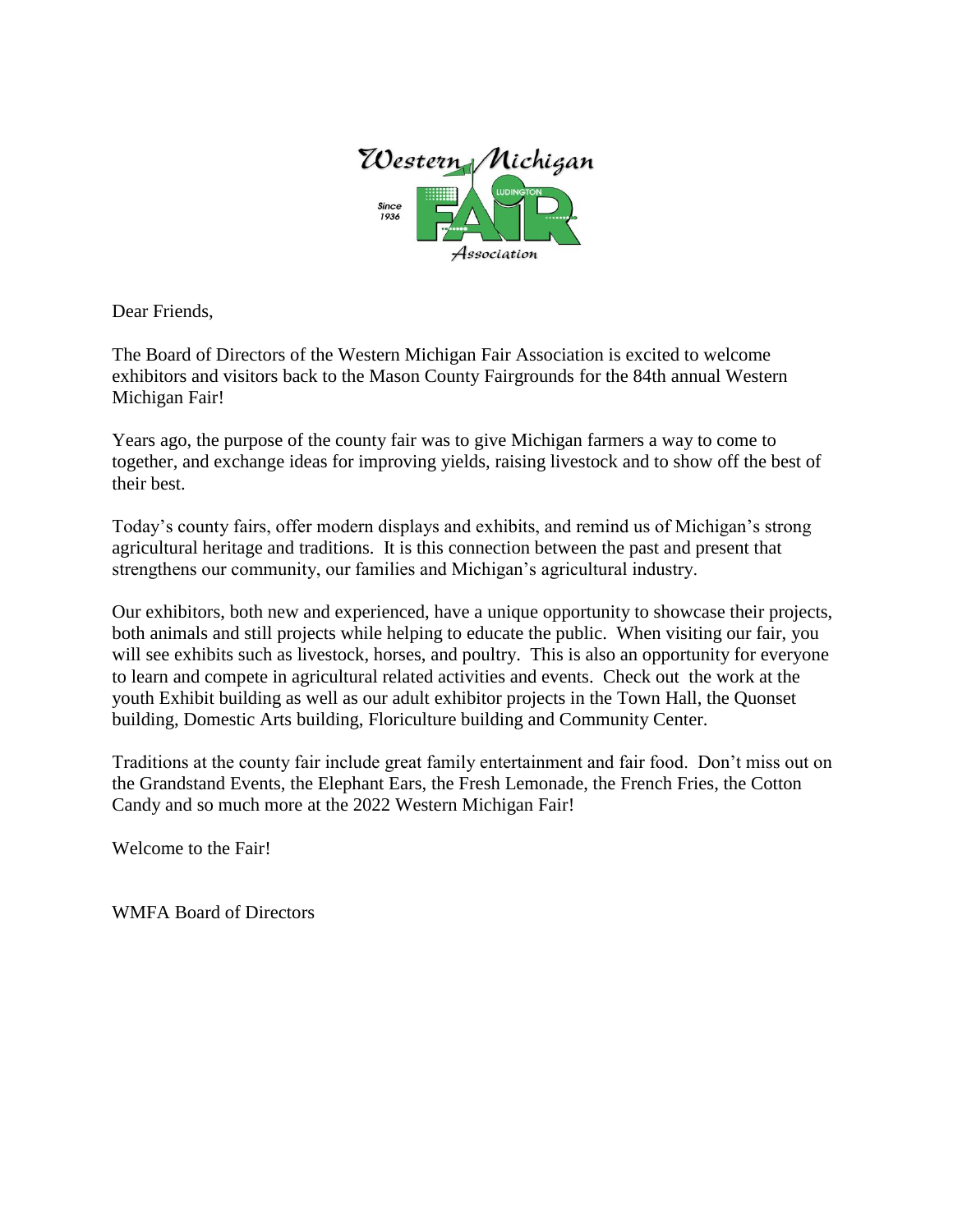Western Michigan FAIR Association — LUDINGTON — Since 1936

Dear Friends,

The Board of Directors of the Western Michigan Fair Association is excited to welcome exhibitors and visitors back to the Mason County Fairgrounds for the 84th annual Western Michigan Fair!

Years ago, the purpose of the county fair was to give Michigan farmers a way to come to together, and exchange ideas for improving yields, raising livestock and to show off the best of their best.

Today's county fairs, offer modern displays and exhibits, and remind us of Michigan's strong agricultural heritage and traditions. It is this connection between the past and present that strengthens our community, our families and Michigan's agricultural industry.

Our exhibitors, both new and experienced, have a unique opportunity to showcase their projects, both animals and still projects while helping to educate the public. When visiting our fair, you will see exhibits such as livestock, horses, and poultry. This is also an opportunity for everyone to learn and compete in agricultural related activities and events. Check out the work at the youth Exhibit building as well as our adult exhibitor projects in the Town Hall, the Quonset building, Domestic Arts building, Floriculture building and Community Center.

Traditions at the county fair include great family entertainment and fair food. Don't miss out on the Grandstand Events, the Elephant Ears, the Fresh Lemonade, the French Fries, the Cotton Candy and so much more at the 2022 Western Michigan Fair!

Welcome to the Fair!

WMFA Board of Directors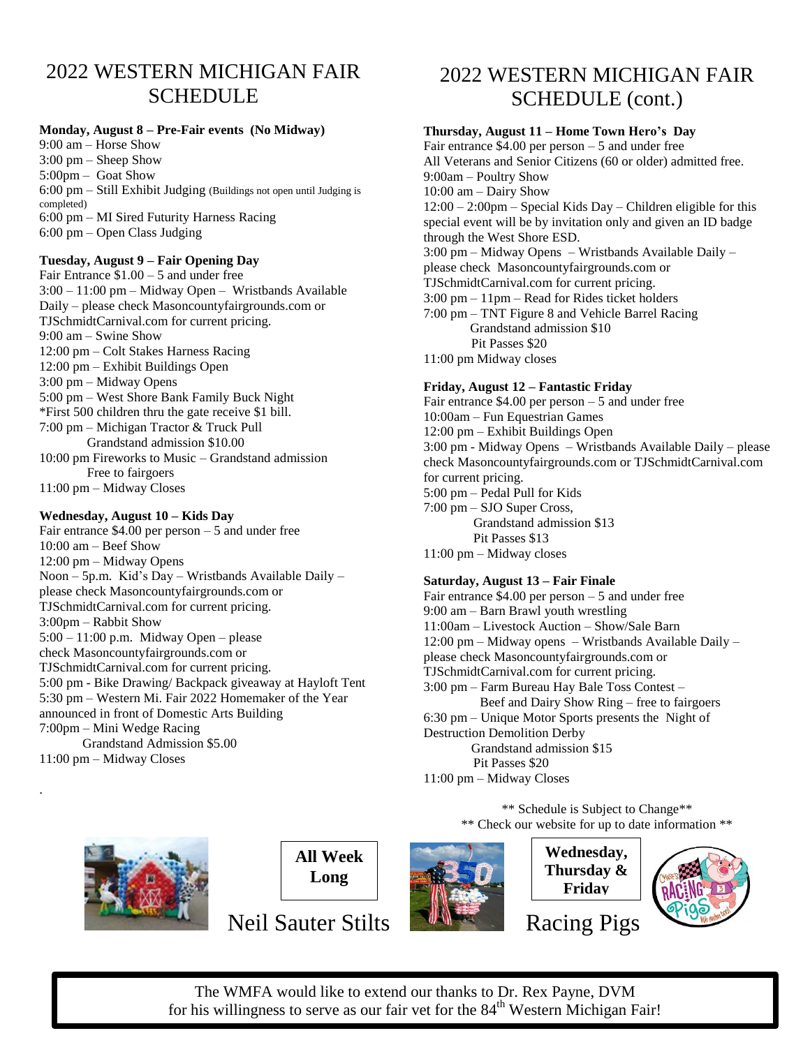# 2022 WESTERN MICHIGAN FAIR SCHEDULE

**Monday, August 8 – Pre-Fair events (No Midway)**

9:00 am – Horse Show
3:00 pm – Sheep Show
5:00pm – Goat Show
6:00 pm – Still Exhibit Judging (Buildings not open until Judging is completed)
6:00 pm – MI Sired Futurity Harness Racing
6:00 pm – Open Class Judging

**Tuesday, August 9 – Fair Opening Day**

Fair Entrance $1.00 – 5 and under free
3:00 – 11:00 pm – Midway Open – Wristbands Available Daily – please check Masoncountyfairgrounds.com or TJSchmidtCarnival.com for current pricing.
9:00 am – Swine Show
12:00 pm – Colt Stakes Harness Racing
12:00 pm – Exhibit Buildings Open
3:00 pm – Midway Opens
5:00 pm – West Shore Bank Family Buck Night
*First 500 children thru the gate receive $1 bill.
7:00 pm – Michigan Tractor & Truck Pull
Grandstand admission $10.00
10:00 pm Fireworks to Music – Grandstand admission
Free to fairgoers
11:00 pm – Midway Closes

**Wednesday, August 10 – Kids Day**

Fair entrance $4.00 per person – 5 and under free
10:00 am – Beef Show
12:00 pm – Midway Opens
Noon – 5p.m. Kid's Day – Wristbands Available Daily – please check Masoncountyfairgrounds.com or TJSchmidtCarnival.com for current pricing.
3:00pm – Rabbit Show
5:00 – 11:00 p.m. Midway Open – please check Masoncountyfairgrounds.com or TJSchmidtCarnival.com for current pricing.
5:00 pm - Bike Drawing/ Backpack giveaway at Hayloft Tent
5:30 pm – Western Mi. Fair 2022 Homemaker of the Year announced in front of Domestic Arts Building
7:00pm – Mini Wedge Racing
Grandstand Admission $5.00
11:00 pm – Midway Closes

# 2022 WESTERN MICHIGAN FAIR SCHEDULE (cont.)

**Thursday, August 11 – Home Town Hero's Day**

Fair entrance $4.00 per person – 5 and under free
All Veterans and Senior Citizens (60 or older) admitted free.
9:00am – Poultry Show
10:00 am – Dairy Show
12:00 – 2:00pm – Special Kids Day – Children eligible for this special event will be by invitation only and given an ID badge through the West Shore ESD.
3:00 pm – Midway Opens – Wristbands Available Daily – please check Masoncountyfairgrounds.com or TJSchmidtCarnival.com for current pricing.
3:00 pm – 11pm – Read for Rides ticket holders
7:00 pm – TNT Figure 8 and Vehicle Barrel Racing
Grandstand admission $10
Pit Passes $20
11:00 pm Midway closes

**Friday, August 12 – Fantastic Friday**

Fair entrance $4.00 per person – 5 and under free
10:00am – Fun Equestrian Games
12:00 pm – Exhibit Buildings Open
3:00 pm - Midway Opens – Wristbands Available Daily – please check Masoncountyfairgrounds.com or TJSchmidtCarnival.com for current pricing.
5:00 pm – Pedal Pull for Kids
7:00 pm – SJO Super Cross,
Grandstand admission $13
Pit Passes $13
11:00 pm – Midway closes

**Saturday, August 13 – Fair Finale**

Fair entrance $4.00 per person – 5 and under free
9:00 am – Barn Brawl youth wrestling
11:00am – Livestock Auction – Show/Sale Barn
12:00 pm – Midway opens – Wristbands Available Daily – please check Masoncountyfairgrounds.com or TJSchmidtCarnival.com for current pricing.
3:00 pm – Farm Bureau Hay Bale Toss Contest –
Beef and Dairy Show Ring – free to fairgoers
6:30 pm – Unique Motor Sports presents the Night of Destruction Demolition Derby
Grandstand admission $15
Pit Passes $20
11:00 pm – Midway Closes

** Schedule is Subject to Change**
** Check our website for up to date information **

**All Week Long**

Neil Sauter Stilts

**Wednesday, Thursday & Friday**

Racing Pigs

The WMFA would like to extend our thanks to Dr. Rex Payne, DVM for his willingness to serve as our fair vet for the 84th Western Michigan Fair!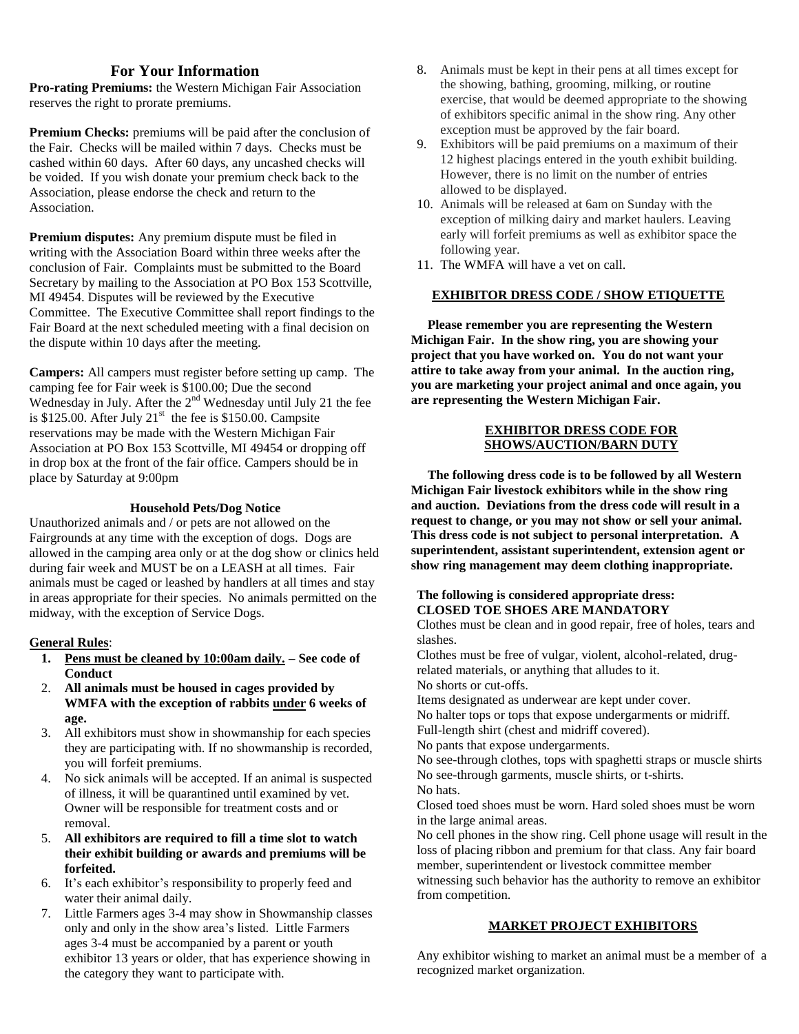## For Your Information

**Pro-rating Premiums:** the Western Michigan Fair Association reserves the right to prorate premiums.

**Premium Checks:** premiums will be paid after the conclusion of the Fair. Checks will be mailed within 7 days. Checks must be cashed within 60 days. After 60 days, any uncashed checks will be voided. If you wish donate your premium check back to the Association, please endorse the check and return to the Association.

**Premium disputes:** Any premium dispute must be filed in writing with the Association Board within three weeks after the conclusion of Fair. Complaints must be submitted to the Board Secretary by mailing to the Association at PO Box 153 Scottville, MI 49454. Disputes will be reviewed by the Executive Committee. The Executive Committee shall report findings to the Fair Board at the next scheduled meeting with a final decision on the dispute within 10 days after the meeting.

**Campers:** All campers must register before setting up camp. The camping fee for Fair week is $100.00; Due the second Wednesday in July. After the 2nd Wednesday until July 21 the fee is $125.00. After July 21st the fee is $150.00. Campsite reservations may be made with the Western Michigan Fair Association at PO Box 153 Scottville, MI 49454 or dropping off in drop box at the front of the fair office. Campers should be in place by Saturday at 9:00pm

### Household Pets/Dog Notice

Unauthorized animals and / or pets are not allowed on the Fairgrounds at any time with the exception of dogs. Dogs are allowed in the camping area only or at the dog show or clinics held during fair week and MUST be on a LEASH at all times. Fair animals must be caged or leashed by handlers at all times and stay in areas appropriate for their species. No animals permitted on the midway, with the exception of Service Dogs.

**General Rules**:

1. **Pens must be cleaned by 10:00am daily. – See code of Conduct**
2. **All animals must be housed in cages provided by WMFA with the exception of rabbits under 6 weeks of age.**
3. All exhibitors must show in showmanship for each species they are participating with. If no showmanship is recorded, you will forfeit premiums.
4. No sick animals will be accepted. If an animal is suspected of illness, it will be quarantined until examined by vet. Owner will be responsible for treatment costs and or removal.
5. **All exhibitors are required to fill a time slot to watch their exhibit building or awards and premiums will be forfeited.**
6. It's each exhibitor's responsibility to properly feed and water their animal daily.
7. Little Farmers ages 3-4 may show in Showmanship classes only and only in the show area's listed. Little Farmers ages 3-4 must be accompanied by a parent or youth exhibitor 13 years or older, that has experience showing in the category they want to participate with.
8. Animals must be kept in their pens at all times except for the showing, bathing, grooming, milking, or routine exercise, that would be deemed appropriate to the showing of exhibitors specific animal in the show ring. Any other exception must be approved by the fair board.
9. Exhibitors will be paid premiums on a maximum of their 12 highest placings entered in the youth exhibit building. However, there is no limit on the number of entries allowed to be displayed.
10. Animals will be released at 6am on Sunday with the exception of milking dairy and market haulers. Leaving early will forfeit premiums as well as exhibitor space the following year.
11. The WMFA will have a vet on call.

### EXHIBITOR DRESS CODE / SHOW ETIQUETTE

**Please remember you are representing the Western Michigan Fair. In the show ring, you are showing your project that you have worked on. You do not want your attire to take away from your animal. In the auction ring, you are marketing your project animal and once again, you are representing the Western Michigan Fair.**

### EXHIBITOR DRESS CODE FOR SHOWS/AUCTION/BARN DUTY

**The following dress code is to be followed by all Western Michigan Fair livestock exhibitors while in the show ring and auction. Deviations from the dress code will result in a request to change, or you may not show or sell your animal. This dress code is not subject to personal interpretation. A superintendent, assistant superintendent, extension agent or show ring management may deem clothing inappropriate.**

**The following is considered appropriate dress:**
**CLOSED TOE SHOES ARE MANDATORY**

Clothes must be clean and in good repair, free of holes, tears and slashes.
Clothes must be free of vulgar, violent, alcohol-related, drug-related materials, or anything that alludes to it.
No shorts or cut-offs.
Items designated as underwear are kept under cover.
No halter tops or tops that expose undergarments or midriff.
Full-length shirt (chest and midriff covered).
No pants that expose undergarments.
No see-through clothes, tops with spaghetti straps or muscle shirts
No see-through garments, muscle shirts, or t-shirts.
No hats.
Closed toed shoes must be worn. Hard soled shoes must be worn in the large animal areas.
No cell phones in the show ring. Cell phone usage will result in the loss of placing ribbon and premium for that class. Any fair board member, superintendent or livestock committee member witnessing such behavior has the authority to remove an exhibitor from competition.

### MARKET PROJECT EXHIBITORS

Any exhibitor wishing to market an animal must be a member of a recognized market organization.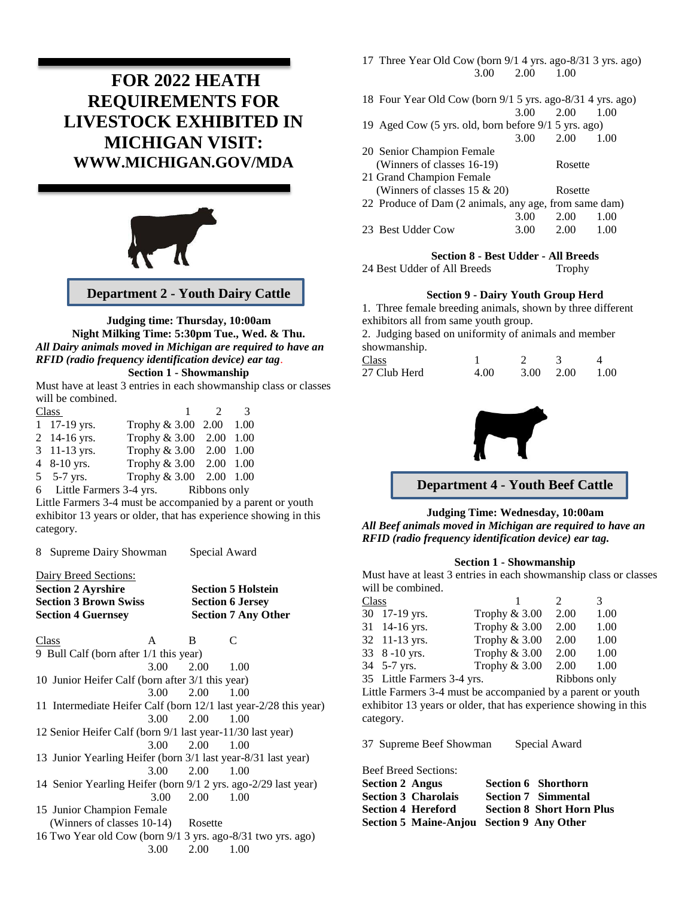# FOR 2022 HEATH REQUIREMENTS FOR LIVESTOCK EXHIBITED IN MICHIGAN VISIT: WWW.MICHIGAN.GOV/MDA

## Department 2 - Youth Dairy Cattle

**Judging time: Thursday, 10:00am**
**Night Milking Time: 5:30pm Tue., Wed. & Thu.**
***All Dairy animals moved in Michigan are required to have an RFID (radio frequency identification device) ear tag.***

### Section 1 - Showmanship

Must have at least 3 entries in each showmanship class or classes will be combined.

| Class | 1 | 2 | 3 |
|---|---|---|---|
| 1 17-19 yrs. | Trophy & 3.00 | 2.00 | 1.00 |
| 2 14-16 yrs. | Trophy & 3.00 | 2.00 | 1.00 |
| 3 11-13 yrs. | Trophy & 3.00 | 2.00 | 1.00 |
| 4 8-10 yrs. | Trophy & 3.00 | 2.00 | 1.00 |
| 5 5-7 yrs. | Trophy & 3.00 | 2.00 | 1.00 |
| 6 Little Farmers 3-4 yrs. | Ribbons only | | |

Little Farmers 3-4 must be accompanied by a parent or youth exhibitor 13 years or older, that has experience showing in this category.

8 Supreme Dairy Showman Special Award

Dairy Breed Sections:

**Section 2 Ayrshire**
**Section 3 Brown Swiss**
**Section 4 Guernsey**
**Section 5 Holstein**
**Section 6 Jersey**
**Section 7 Any Other**

| Class | A | B | C |
|---|---|---|---|
| 9 Bull Calf (born after 1/1 this year) | 3.00 | 2.00 | 1.00 |
| 10 Junior Heifer Calf (born after 3/1 this year) | 3.00 | 2.00 | 1.00 |
| 11 Intermediate Heifer Calf (born 12/1 last year-2/28 this year) | 3.00 | 2.00 | 1.00 |
| 12 Senior Heifer Calf (born 9/1 last year-11/30 last year) | 3.00 | 2.00 | 1.00 |
| 13 Junior Yearling Heifer (born 3/1 last year-8/31 last year) | 3.00 | 2.00 | 1.00 |
| 14 Senior Yearling Heifer (born 9/1 2 yrs. ago-2/29 last year) | 3.00 | 2.00 | 1.00 |
| 15 Junior Champion Female (Winners of classes 10-14) | Rosette | | |
| 16 Two Year old Cow (born 9/1 3 yrs. ago-8/31 two yrs. ago) | 3.00 | 2.00 | 1.00 |
| 17 Three Year Old Cow (born 9/1 4 yrs. ago-8/31 3 yrs. ago) | 3.00 | 2.00 | 1.00 |
| 18 Four Year Old Cow (born 9/1 5 yrs. ago-8/31 4 yrs. ago) | 3.00 | 2.00 | 1.00 |
| 19 Aged Cow (5 yrs. old, born before 9/1 5 yrs. ago) | 3.00 | 2.00 | 1.00 |
| 20 Senior Champion Female (Winners of classes 16-19) | Rosette | | |
| 21 Grand Champion Female (Winners of classes 15 & 20) | Rosette | | |
| 22 Produce of Dam (2 animals, any age, from same dam) | 3.00 | 2.00 | 1.00 |
| 23 Best Udder Cow | 3.00 | 2.00 | 1.00 |

### Section 8 - Best Udder - All Breeds

24 Best Udder of All Breeds Trophy

### Section 9 - Dairy Youth Group Herd

1. Three female breeding animals, shown by three different exhibitors all from same youth group.
2. Judging based on uniformity of animals and member showmanship.

| Class | 1 | 2 | 3 | 4 |
|---|---|---|---|---|
| 27 Club Herd | 4.00 | 3.00 | 2.00 | 1.00 |

## Department 4 - Youth Beef Cattle

**Judging Time: Wednesday, 10:00am**
***All Beef animals moved in Michigan are required to have an RFID (radio frequency identification device) ear tag.***

### Section 1 - Showmanship

Must have at least 3 entries in each showmanship class or classes will be combined.

| Class | 1 | 2 | 3 |
|---|---|---|---|
| 30 17-19 yrs. | Trophy & 3.00 | 2.00 | 1.00 |
| 31 14-16 yrs. | Trophy & 3.00 | 2.00 | 1.00 |
| 32 11-13 yrs. | Trophy & 3.00 | 2.00 | 1.00 |
| 33 8 -10 yrs. | Trophy & 3.00 | 2.00 | 1.00 |
| 34 5-7 yrs. | Trophy & 3.00 | 2.00 | 1.00 |
| 35 Little Farmers 3-4 yrs. | Ribbons only | | |

Little Farmers 3-4 must be accompanied by a parent or youth exhibitor 13 years or older, that has experience showing in this category.

37 Supreme Beef Showman Special Award

Beef Breed Sections:

**Section 2 Angus**
**Section 3 Charolais**
**Section 4 Hereford**
**Section 5 Maine-Anjou**
**Section 6 Shorthorn**
**Section 7 Simmental**
**Section 8 Short Horn Plus**
**Section 9 Any Other**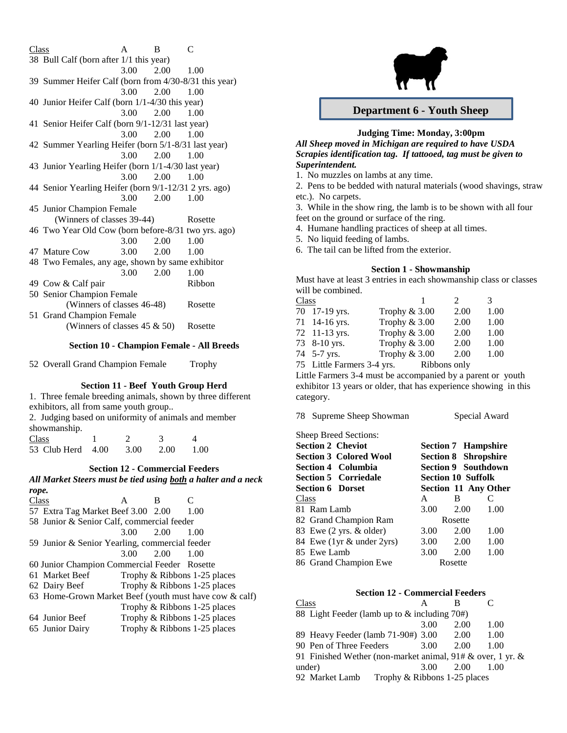| Class | A | B | C |
|---|---|---|---|
| 38 Bull Calf (born after 1/1 this year) | 3.00 | 2.00 | 1.00 |
| 39 Summer Heifer Calf (born from 4/30-8/31 this year) | 3.00 | 2.00 | 1.00 |
| 40 Junior Heifer Calf (born 1/1-4/30 this year) | 3.00 | 2.00 | 1.00 |
| 41 Senior Heifer Calf (born 9/1-12/31 last year) | 3.00 | 2.00 | 1.00 |
| 42 Summer Yearling Heifer (born 5/1-8/31 last year) | 3.00 | 2.00 | 1.00 |
| 43 Junior Yearling Heifer (born 1/1-4/30 last year) | 3.00 | 2.00 | 1.00 |
| 44 Senior Yearling Heifer (born 9/1-12/31 2 yrs. ago) | 3.00 | 2.00 | 1.00 |
| 45 Junior Champion Female (Winners of classes 39-44) | | | Rosette |
| 46 Two Year Old Cow (born before-8/31 two yrs. ago) | 3.00 | 2.00 | 1.00 |
| 47 Mature Cow | 3.00 | 2.00 | 1.00 |
| 48 Two Females, any age, shown by same exhibitor | 3.00 | 2.00 | 1.00 |
| 49 Cow & Calf pair | | | Ribbon |
| 50 Senior Champion Female (Winners of classes 46-48) | | | Rosette |
| 51 Grand Champion Female (Winners of classes 45 & 50) | | | Rosette |

### Section 10 - Champion Female - All Breeds

52 Overall Grand Champion Female — Trophy

### Section 11 - Beef Youth Group Herd

1. Three female breeding animals, shown by three different exhibitors, all from same youth group..
2. Judging based on uniformity of animals and member showmanship.

| Class | 1 | 2 | 3 | 4 |
|---|---|---|---|---|
| 53 Club Herd | 4.00 | 3.00 | 2.00 | 1.00 |

### Section 12 - Commercial Feeders

***All Market Steers must be tied using both a halter and a neck rope.***

| Class | A | B | C |
|---|---|---|---|
| 57 Extra Tag Market Beef | 3.00 | 2.00 | 1.00 |
| 58 Junior & Senior Calf, commercial feeder | 3.00 | 2.00 | 1.00 |
| 59 Junior & Senior Yearling, commercial feeder | 3.00 | 2.00 | 1.00 |
| 60 Junior Champion Commercial Feeder | | | Rosette |
| 61 Market Beef | Trophy & Ribbons 1-25 places | | |
| 62 Dairy Beef | Trophy & Ribbons 1-25 places | | |
| 63 Home-Grown Market Beef (youth must have cow & calf) | Trophy & Ribbons 1-25 places | | |
| 64 Junior Beef | Trophy & Ribbons 1-25 places | | |
| 65 Junior Dairy | Trophy & Ribbons 1-25 places | | |

## Department 6 - Youth Sheep

**Judging Time: Monday, 3:00pm**

***All Sheep moved in Michigan are required to have USDA Scrapies identification tag. If tattooed, tag must be given to Superintendent.***

1. No muzzles on lambs at any time.
2. Pens to be bedded with natural materials (wood shavings, straw etc.). No carpets.
3. While in the show ring, the lamb is to be shown with all four feet on the ground or surface of the ring.
4. Humane handling practices of sheep at all times.
5. No liquid feeding of lambs.
6. The tail can be lifted from the exterior.

### Section 1 - Showmanship

Must have at least 3 entries in each showmanship class or classes will be combined.

| Class | 1 | 2 | 3 |
|---|---|---|---|
| 70 17-19 yrs. | Trophy & 3.00 | 2.00 | 1.00 |
| 71 14-16 yrs. | Trophy & 3.00 | 2.00 | 1.00 |
| 72 11-13 yrs. | Trophy & 3.00 | 2.00 | 1.00 |
| 73 8-10 yrs. | Trophy & 3.00 | 2.00 | 1.00 |
| 74 5-7 yrs. | Trophy & 3.00 | 2.00 | 1.00 |
| 75 Little Farmers 3-4 yrs. | Ribbons only | | |

Little Farmers 3-4 must be accompanied by a parent or youth exhibitor 13 years or older, that has experience showing in this category.

78 Supreme Sheep Showman — Special Award

Sheep Breed Sections:

**Section 2 Cheviot**
**Section 3 Colored Wool**
**Section 4 Columbia**
**Section 5 Corriedale**
**Section 6 Dorset**
**Section 7 Hampshire**
**Section 8 Shropshire**
**Section 9 Southdown**
**Section 10 Suffolk**
**Section 11 Any Other**

| Class | A | B | C |
|---|---|---|---|
| 81 Ram Lamb | 3.00 | 2.00 | 1.00 |
| 82 Grand Champion Ram | | Rosette | |
| 83 Ewe (2 yrs. & older) | 3.00 | 2.00 | 1.00 |
| 84 Ewe (1yr & under 2yrs) | 3.00 | 2.00 | 1.00 |
| 85 Ewe Lamb | 3.00 | 2.00 | 1.00 |
| 86 Grand Champion Ewe | | Rosette | |

### Section 12 - Commercial Feeders

| Class | A | B | C |
|---|---|---|---|
| 88 Light Feeder (lamb up to & including 70#) | 3.00 | 2.00 | 1.00 |
| 89 Heavy Feeder (lamb 71-90#) | 3.00 | 2.00 | 1.00 |
| 90 Pen of Three Feeders | 3.00 | 2.00 | 1.00 |
| 91 Finished Wether (non-market animal, 91# & over, 1 yr. & under) | 3.00 | 2.00 | 1.00 |
| 92 Market Lamb | Trophy & Ribbons 1-25 places | | |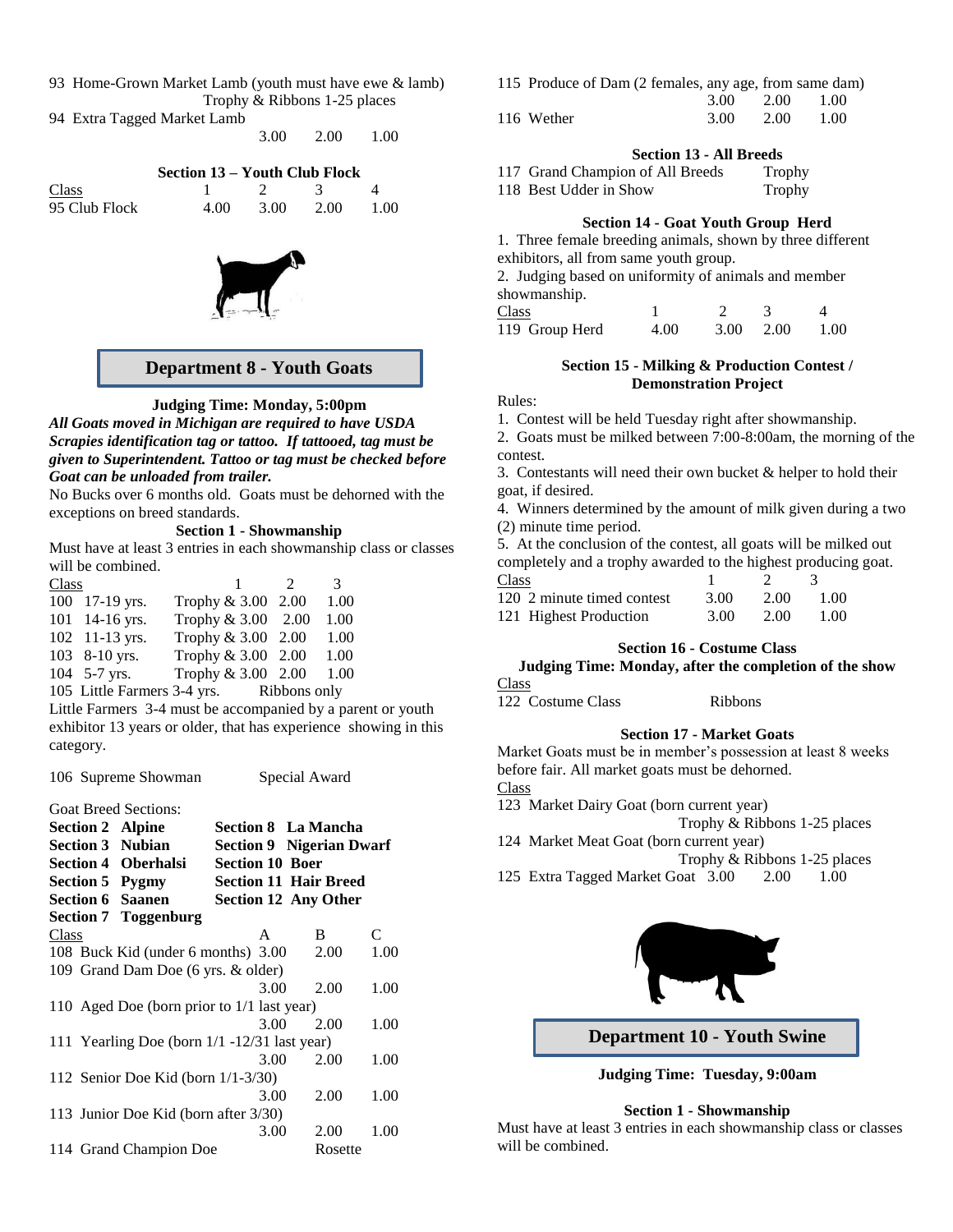93 Home-Grown Market Lamb (youth must have ewe & lamb)
Trophy & Ribbons 1-25 places

| | | | |
|---|---|---|---|
| 94 Extra Tagged Market Lamb | 3.00 | 2.00 | 1.00 |

**Section 13 – Youth Club Flock**

| Class | 1 | 2 | 3 | 4 |
|---|---|---|---|---|
| 95 Club Flock | 4.00 | 3.00 | 2.00 | 1.00 |

## Department 8 - Youth Goats

**Judging Time: Monday, 5:00pm**

***All Goats moved in Michigan are required to have USDA Scrapies identification tag or tattoo. If tattooed, tag must be given to Superintendent. Tattoo or tag must be checked before Goat can be unloaded from trailer.***

No Bucks over 6 months old. Goats must be dehorned with the exceptions on breed standards.

**Section 1 - Showmanship**

Must have at least 3 entries in each showmanship class or classes will be combined.

| Class | 1 | 2 | 3 |
|---|---|---|---|
| 100 17-19 yrs. | Trophy & 3.00 | 2.00 | 1.00 |
| 101 14-16 yrs. | Trophy & 3.00 | 2.00 | 1.00 |
| 102 11-13 yrs. | Trophy & 3.00 | 2.00 | 1.00 |
| 103 8-10 yrs. | Trophy & 3.00 | 2.00 | 1.00 |
| 104 5-7 yrs. | Trophy & 3.00 | 2.00 | 1.00 |
| 105 Little Farmers 3-4 yrs. | Ribbons only | | |

Little Farmers 3-4 must be accompanied by a parent or youth exhibitor 13 years or older, that has experience showing in this category.

106 Supreme Showman Special Award

Goat Breed Sections:

**Section 2 Alpine**
**Section 3 Nubian**
**Section 4 Oberhalsi**
**Section 5 Pygmy**
**Section 6 Saanen**
**Section 7 Toggenburg**
**Section 8 La Mancha**
**Section 9 Nigerian Dwarf**
**Section 10 Boer**
**Section 11 Hair Breed**
**Section 12 Any Other**

| Class | A | B | C |
|---|---|---|---|
| 108 Buck Kid (under 6 months) | 3.00 | 2.00 | 1.00 |
| 109 Grand Dam Doe (6 yrs. & older) | 3.00 | 2.00 | 1.00 |
| 110 Aged Doe (born prior to 1/1 last year) | 3.00 | 2.00 | 1.00 |
| 111 Yearling Doe (born 1/1 -12/31 last year) | 3.00 | 2.00 | 1.00 |
| 112 Senior Doe Kid (born 1/1-3/30) | 3.00 | 2.00 | 1.00 |
| 113 Junior Doe Kid (born after 3/30) | 3.00 | 2.00 | 1.00 |
| 114 Grand Champion Doe | | Rosette | |
| 115 Produce of Dam (2 females, any age, from same dam) | 3.00 | 2.00 | 1.00 |
| 116 Wether | 3.00 | 2.00 | 1.00 |

**Section 13 - All Breeds**

117 Grand Champion of All Breeds Trophy
118 Best Udder in Show Trophy

**Section 14 - Goat Youth Group Herd**

1. Three female breeding animals, shown by three different exhibitors, all from same youth group.
2. Judging based on uniformity of animals and member showmanship.

| Class | 1 | 2 | 3 | 4 |
|---|---|---|---|---|
| 119 Group Herd | 4.00 | 3.00 | 2.00 | 1.00 |

**Section 15 - Milking & Production Contest / Demonstration Project**

Rules:

1. Contest will be held Tuesday right after showmanship.
2. Goats must be milked between 7:00-8:00am, the morning of the contest.
3. Contestants will need their own bucket & helper to hold their goat, if desired.
4. Winners determined by the amount of milk given during a two (2) minute time period.
5. At the conclusion of the contest, all goats will be milked out completely and a trophy awarded to the highest producing goat.

| Class | 1 | 2 | 3 |
|---|---|---|---|
| 120 2 minute timed contest | 3.00 | 2.00 | 1.00 |
| 121 Highest Production | 3.00 | 2.00 | 1.00 |

**Section 16 - Costume Class**

**Judging Time: Monday, after the completion of the show**

Class
122 Costume Class Ribbons

**Section 17 - Market Goats**

Market Goats must be in member's possession at least 8 weeks before fair. All market goats must be dehorned.

Class
123 Market Dairy Goat (born current year)
Trophy & Ribbons 1-25 places
124 Market Meat Goat (born current year)
Trophy & Ribbons 1-25 places

| | | | |
|---|---|---|---|
| 125 Extra Tagged Market Goat | 3.00 | 2.00 | 1.00 |

## Department 10 - Youth Swine

**Judging Time: Tuesday, 9:00am**

**Section 1 - Showmanship**

Must have at least 3 entries in each showmanship class or classes will be combined.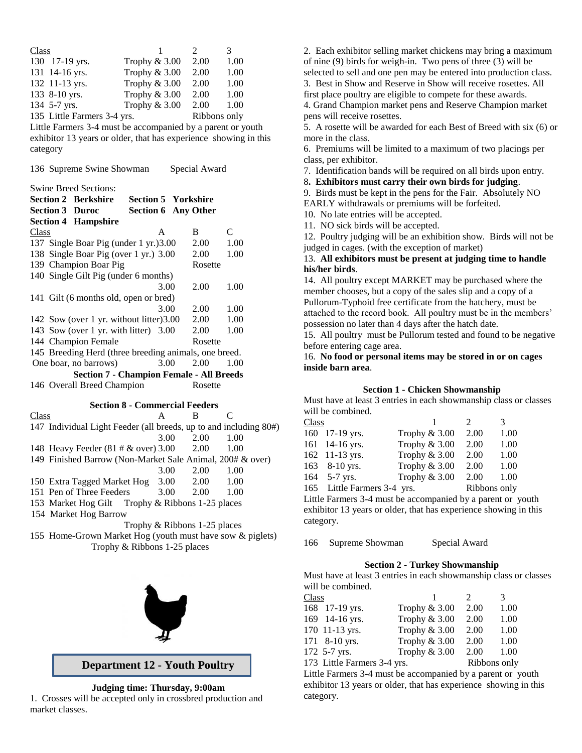| Class | 1 | 2 | 3 |
|---|---|---|---|
| 130 17-19 yrs. | Trophy & 3.00 | 2.00 | 1.00 |
| 131 14-16 yrs. | Trophy & 3.00 | 2.00 | 1.00 |
| 132 11-13 yrs. | Trophy & 3.00 | 2.00 | 1.00 |
| 133 8-10 yrs. | Trophy & 3.00 | 2.00 | 1.00 |
| 134 5-7 yrs. | Trophy & 3.00 | 2.00 | 1.00 |
| 135 Little Farmers 3-4 yrs. | | Ribbons only | |

Little Farmers 3-4 must be accompanied by a parent or youth exhibitor 13 years or older, that has experience showing in this category

136 Supreme Swine Showman — Special Award

Swine Breed Sections:

**Section 2 Berkshire**
**Section 3 Duroc**
**Section 4 Hampshire**
**Section 5 Yorkshire**
**Section 6 Any Other**

| Class | A | B | C |
|---|---|---|---|
| 137 Single Boar Pig (under 1 yr.) | 3.00 | 2.00 | 1.00 |
| 138 Single Boar Pig (over 1 yr.) | 3.00 | 2.00 | 1.00 |
| 139 Champion Boar Pig | | Rosette | |
| 140 Single Gilt Pig (under 6 months) | 3.00 | 2.00 | 1.00 |
| 141 Gilt (6 months old, open or bred) | 3.00 | 2.00 | 1.00 |
| 142 Sow (over 1 yr. without litter) | 3.00 | 2.00 | 1.00 |
| 143 Sow (over 1 yr. with litter) | 3.00 | 2.00 | 1.00 |
| 144 Champion Female | | Rosette | |
| 145 Breeding Herd (three breeding animals, one breed. One boar, no barrows) | 3.00 | 2.00 | 1.00 |

**Section 7 - Champion Female - All Breeds**

146 Overall Breed Champion — Rosette

**Section 8 - Commercial Feeders**

| Class | A | B | C |
|---|---|---|---|
| 147 Individual Light Feeder (all breeds, up to and including 80#) | 3.00 | 2.00 | 1.00 |
| 148 Heavy Feeder (81 # & over) | 3.00 | 2.00 | 1.00 |
| 149 Finished Barrow (Non-Market Sale Animal, 200# & over) | 3.00 | 2.00 | 1.00 |
| 150 Extra Tagged Market Hog | 3.00 | 2.00 | 1.00 |
| 151 Pen of Three Feeders | 3.00 | 2.00 | 1.00 |

153 Market Hog Gilt — Trophy & Ribbons 1-25 places

154 Market Hog Barrow — Trophy & Ribbons 1-25 places

155 Home-Grown Market Hog (youth must have sow & piglets) — Trophy & Ribbons 1-25 places

## Department 12 - Youth Poultry

**Judging time: Thursday, 9:00am**

1. Crosses will be accepted only in crossbred production and market classes.
2. Each exhibitor selling market chickens may bring a maximum of nine (9) birds for weigh-in. Two pens of three (3) will be selected to sell and one pen may be entered into production class.
3. Best in Show and Reserve in Show will receive rosettes. All first place poultry are eligible to compete for these awards.
4. Grand Champion market pens and Reserve Champion market pens will receive rosettes.
5. A rosette will be awarded for each Best of Breed with six (6) or more in the class.
6. Premiums will be limited to a maximum of two placings per class, per exhibitor.
7. Identification bands will be required on all birds upon entry.
8. **Exhibitors must carry their own birds for judging**.
9. Birds must be kept in the pens for the Fair. Absolutely NO EARLY withdrawals or premiums will be forfeited.
10. No late entries will be accepted.
11. NO sick birds will be accepted.
12. Poultry judging will be an exhibition show. Birds will not be judged in cages. (with the exception of market)
13. **All exhibitors must be present at judging time to handle his/her birds**.
14. All poultry except MARKET may be purchased where the member chooses, but a copy of the sales slip and a copy of a Pullorum-Typhoid free certificate from the hatchery, must be attached to the record book. All poultry must be in the members' possession no later than 4 days after the hatch date.
15. All poultry must be Pullorum tested and found to be negative before entering cage area.
16. **No food or personal items may be stored in or on cages inside barn area**.

**Section 1 - Chicken Showmanship**

Must have at least 3 entries in each showmanship class or classes will be combined.

| Class | 1 | 2 | 3 |
|---|---|---|---|
| 160 17-19 yrs. | Trophy & 3.00 | 2.00 | 1.00 |
| 161 14-16 yrs. | Trophy & 3.00 | 2.00 | 1.00 |
| 162 11-13 yrs. | Trophy & 3.00 | 2.00 | 1.00 |
| 163 8-10 yrs. | Trophy & 3.00 | 2.00 | 1.00 |
| 164 5-7 yrs. | Trophy & 3.00 | 2.00 | 1.00 |
| 165 Little Farmers 3-4 yrs. | | Ribbons only | |

Little Farmers 3-4 must be accompanied by a parent or youth exhibitor 13 years or older, that has experience showing in this category.

166 Supreme Showman — Special Award

**Section 2 - Turkey Showmanship**

Must have at least 3 entries in each showmanship class or classes will be combined.

| Class | 1 | 2 | 3 |
|---|---|---|---|
| 168 17-19 yrs. | Trophy & 3.00 | 2.00 | 1.00 |
| 169 14-16 yrs. | Trophy & 3.00 | 2.00 | 1.00 |
| 170 11-13 yrs. | Trophy & 3.00 | 2.00 | 1.00 |
| 171 8-10 yrs. | Trophy & 3.00 | 2.00 | 1.00 |
| 172 5-7 yrs. | Trophy & 3.00 | 2.00 | 1.00 |
| 173 Little Farmers 3-4 yrs. | | Ribbons only | |

Little Farmers 3-4 must be accompanied by a parent or youth exhibitor 13 years or older, that has experience showing in this category.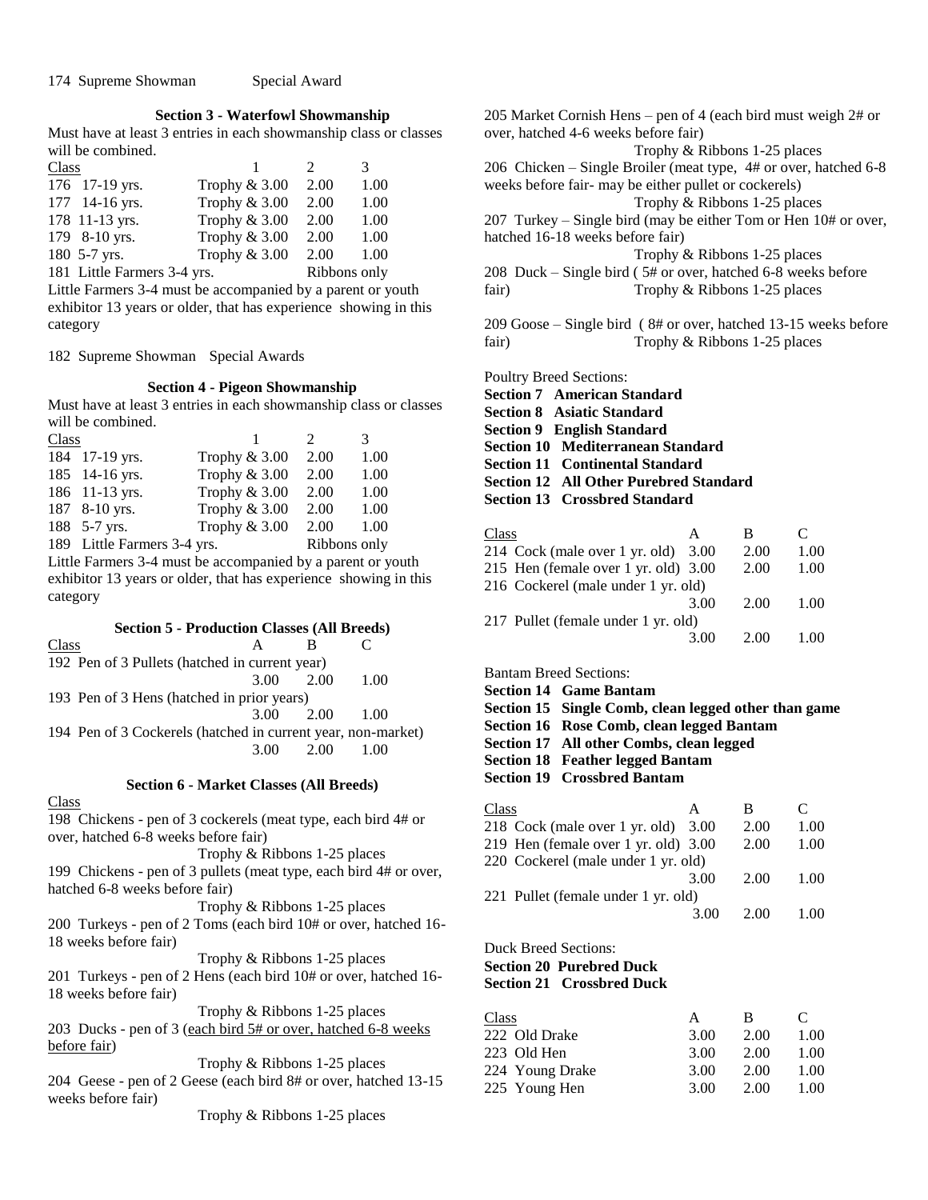174 Supreme Showman Special Award

### Section 3 - Waterfowl Showmanship

Must have at least 3 entries in each showmanship class or classes will be combined.

| Class | 1 | 2 | 3 |
|---|---|---|---|
| 176 17-19 yrs. | Trophy & 3.00 | 2.00 | 1.00 |
| 177 14-16 yrs. | Trophy & 3.00 | 2.00 | 1.00 |
| 178 11-13 yrs. | Trophy & 3.00 | 2.00 | 1.00 |
| 179 8-10 yrs. | Trophy & 3.00 | 2.00 | 1.00 |
| 180 5-7 yrs. | Trophy & 3.00 | 2.00 | 1.00 |
| 181 Little Farmers 3-4 yrs. | | Ribbons only | |

Little Farmers 3-4 must be accompanied by a parent or youth exhibitor 13 years or older, that has experience showing in this category

182 Supreme Showman Special Awards

### Section 4 - Pigeon Showmanship

Must have at least 3 entries in each showmanship class or classes will be combined.

| Class | 1 | 2 | 3 |
|---|---|---|---|
| 184 17-19 yrs. | Trophy & 3.00 | 2.00 | 1.00 |
| 185 14-16 yrs. | Trophy & 3.00 | 2.00 | 1.00 |
| 186 11-13 yrs. | Trophy & 3.00 | 2.00 | 1.00 |
| 187 8-10 yrs. | Trophy & 3.00 | 2.00 | 1.00 |
| 188 5-7 yrs. | Trophy & 3.00 | 2.00 | 1.00 |
| 189 Little Farmers 3-4 yrs. | | Ribbons only | |

Little Farmers 3-4 must be accompanied by a parent or youth exhibitor 13 years or older, that has experience showing in this category

### Section 5 - Production Classes (All Breeds)

| Class | A | B | C |
|---|---|---|---|
| 192 Pen of 3 Pullets (hatched in current year) | 3.00 | 2.00 | 1.00 |
| 193 Pen of 3 Hens (hatched in prior years) | 3.00 | 2.00 | 1.00 |
| 194 Pen of 3 Cockerels (hatched in current year, non-market) | 3.00 | 2.00 | 1.00 |

### Section 6 - Market Classes (All Breeds)

Class

198 Chickens - pen of 3 cockerels (meat type, each bird 4# or over, hatched 6-8 weeks before fair)
Trophy & Ribbons 1-25 places

199 Chickens - pen of 3 pullets (meat type, each bird 4# or over, hatched 6-8 weeks before fair)
Trophy & Ribbons 1-25 places

200 Turkeys - pen of 2 Toms (each bird 10# or over, hatched 16-18 weeks before fair)
Trophy & Ribbons 1-25 places

201 Turkeys - pen of 2 Hens (each bird 10# or over, hatched 16-18 weeks before fair)
Trophy & Ribbons 1-25 places

203 Ducks - pen of 3 (each bird 5# or over, hatched 6-8 weeks before fair)
Trophy & Ribbons 1-25 places

204 Geese - pen of 2 Geese (each bird 8# or over, hatched 13-15 weeks before fair)
Trophy & Ribbons 1-25 places

205 Market Cornish Hens – pen of 4 (each bird must weigh 2# or over, hatched 4-6 weeks before fair)
Trophy & Ribbons 1-25 places

206 Chicken – Single Broiler (meat type, 4# or over, hatched 6-8 weeks before fair- may be either pullet or cockerels)
Trophy & Ribbons 1-25 places

207 Turkey – Single bird (may be either Tom or Hen 10# or over, hatched 16-18 weeks before fair)
Trophy & Ribbons 1-25 places

208 Duck – Single bird ( 5# or over, hatched 6-8 weeks before fair) Trophy & Ribbons 1-25 places

209 Goose – Single bird ( 8# or over, hatched 13-15 weeks before fair) Trophy & Ribbons 1-25 places

Poultry Breed Sections:

**Section 7 American Standard**
**Section 8 Asiatic Standard**
**Section 9 English Standard**
**Section 10 Mediterranean Standard**
**Section 11 Continental Standard**
**Section 12 All Other Purebred Standard**
**Section 13 Crossbred Standard**

| Class | A | B | C |
|---|---|---|---|
| 214 Cock (male over 1 yr. old) | 3.00 | 2.00 | 1.00 |
| 215 Hen (female over 1 yr. old) | 3.00 | 2.00 | 1.00 |
| 216 Cockerel (male under 1 yr. old) | 3.00 | 2.00 | 1.00 |
| 217 Pullet (female under 1 yr. old) | 3.00 | 2.00 | 1.00 |

Bantam Breed Sections:

**Section 14 Game Bantam**
**Section 15 Single Comb, clean legged other than game**
**Section 16 Rose Comb, clean legged Bantam**
**Section 17 All other Combs, clean legged**
**Section 18 Feather legged Bantam**
**Section 19 Crossbred Bantam**

| Class | A | B | C |
|---|---|---|---|
| 218 Cock (male over 1 yr. old) | 3.00 | 2.00 | 1.00 |
| 219 Hen (female over 1 yr. old) | 3.00 | 2.00 | 1.00 |
| 220 Cockerel (male under 1 yr. old) | 3.00 | 2.00 | 1.00 |
| 221 Pullet (female under 1 yr. old) | 3.00 | 2.00 | 1.00 |

Duck Breed Sections:

**Section 20 Purebred Duck**
**Section 21 Crossbred Duck**

| Class | A | B | C |
|---|---|---|---|
| 222 Old Drake | 3.00 | 2.00 | 1.00 |
| 223 Old Hen | 3.00 | 2.00 | 1.00 |
| 224 Young Drake | 3.00 | 2.00 | 1.00 |
| 225 Young Hen | 3.00 | 2.00 | 1.00 |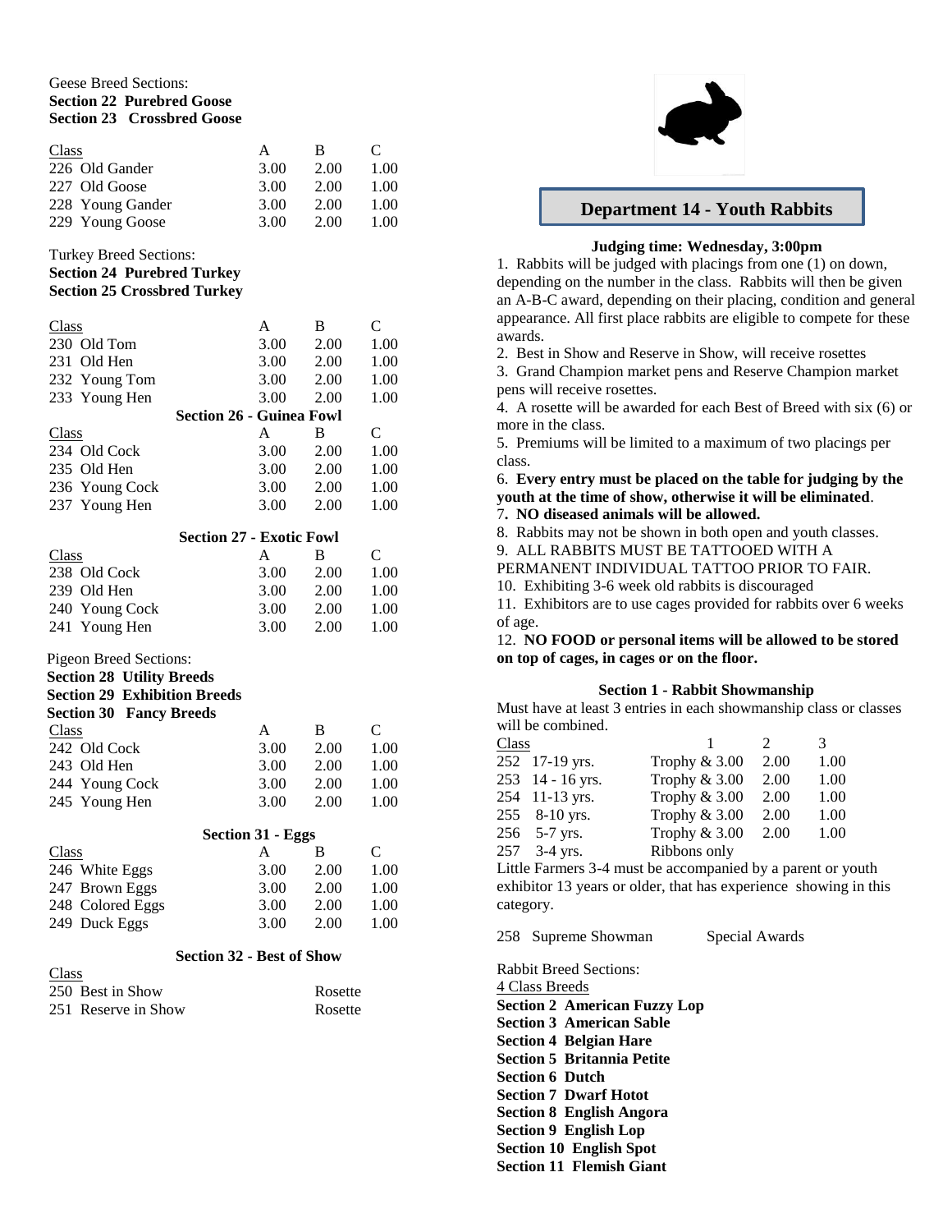Geese Breed Sections:
**Section 22 Purebred Goose**
**Section 23 Crossbred Goose**

| Class | A | B | C |
|---|---|---|---|
| 226 Old Gander | 3.00 | 2.00 | 1.00 |
| 227 Old Goose | 3.00 | 2.00 | 1.00 |
| 228 Young Gander | 3.00 | 2.00 | 1.00 |
| 229 Young Goose | 3.00 | 2.00 | 1.00 |

Turkey Breed Sections:
**Section 24 Purebred Turkey**
**Section 25 Crossbred Turkey**

| Class | A | B | C |
|---|---|---|---|
| 230 Old Tom | 3.00 | 2.00 | 1.00 |
| 231 Old Hen | 3.00 | 2.00 | 1.00 |
| 232 Young Tom | 3.00 | 2.00 | 1.00 |
| 233 Young Hen | 3.00 | 2.00 | 1.00 |

**Section 26 - Guinea Fowl**

| Class | A | B | C |
|---|---|---|---|
| 234 Old Cock | 3.00 | 2.00 | 1.00 |
| 235 Old Hen | 3.00 | 2.00 | 1.00 |
| 236 Young Cock | 3.00 | 2.00 | 1.00 |
| 237 Young Hen | 3.00 | 2.00 | 1.00 |

**Section 27 - Exotic Fowl**

| Class | A | B | C |
|---|---|---|---|
| 238 Old Cock | 3.00 | 2.00 | 1.00 |
| 239 Old Hen | 3.00 | 2.00 | 1.00 |
| 240 Young Cock | 3.00 | 2.00 | 1.00 |
| 241 Young Hen | 3.00 | 2.00 | 1.00 |

Pigeon Breed Sections:
**Section 28 Utility Breeds**
**Section 29 Exhibition Breeds**
**Section 30 Fancy Breeds**

| Class | A | B | C |
|---|---|---|---|
| 242 Old Cock | 3.00 | 2.00 | 1.00 |
| 243 Old Hen | 3.00 | 2.00 | 1.00 |
| 244 Young Cock | 3.00 | 2.00 | 1.00 |
| 245 Young Hen | 3.00 | 2.00 | 1.00 |

**Section 31 - Eggs**

| Class | A | B | C |
|---|---|---|---|
| 246 White Eggs | 3.00 | 2.00 | 1.00 |
| 247 Brown Eggs | 3.00 | 2.00 | 1.00 |
| 248 Colored Eggs | 3.00 | 2.00 | 1.00 |
| 249 Duck Eggs | 3.00 | 2.00 | 1.00 |

**Section 32 - Best of Show**

| Class | |
|---|---|
| 250 Best in Show | Rosette |
| 251 Reserve in Show | Rosette |

## Department 14 - Youth Rabbits

**Judging time: Wednesday, 3:00pm**

1. Rabbits will be judged with placings from one (1) on down, depending on the number in the class. Rabbits will then be given an A-B-C award, depending on their placing, condition and general appearance. All first place rabbits are eligible to compete for these awards.
2. Best in Show and Reserve in Show, will receive rosettes
3. Grand Champion market pens and Reserve Champion market pens will receive rosettes.
4. A rosette will be awarded for each Best of Breed with six (6) or more in the class.
5. Premiums will be limited to a maximum of two placings per class.
6. **Every entry must be placed on the table for judging by the youth at the time of show, otherwise it will be eliminated**.
7**. NO diseased animals will be allowed.**
8. Rabbits may not be shown in both open and youth classes.
9. ALL RABBITS MUST BE TATTOOED WITH A PERMANENT INDIVIDUAL TATTOO PRIOR TO FAIR.
10. Exhibiting 3-6 week old rabbits is discouraged
11. Exhibitors are to use cages provided for rabbits over 6 weeks of age.
12. **NO FOOD or personal items will be allowed to be stored on top of cages, in cages or on the floor.**

**Section 1 - Rabbit Showmanship**

Must have at least 3 entries in each showmanship class or classes will be combined.

| Class | 1 | 2 | 3 |
|---|---|---|---|
| 252 17-19 yrs. | Trophy & 3.00 | 2.00 | 1.00 |
| 253 14 - 16 yrs. | Trophy & 3.00 | 2.00 | 1.00 |
| 254 11-13 yrs. | Trophy & 3.00 | 2.00 | 1.00 |
| 255 8-10 yrs. | Trophy & 3.00 | 2.00 | 1.00 |
| 256 5-7 yrs. | Trophy & 3.00 | 2.00 | 1.00 |
| 257 3-4 yrs. | Ribbons only | | |

Little Farmers 3-4 must be accompanied by a parent or youth exhibitor 13 years or older, that has experience showing in this category.

258 Supreme Showman Special Awards

Rabbit Breed Sections:
4 Class Breeds
**Section 2 American Fuzzy Lop**
**Section 3 American Sable**
**Section 4 Belgian Hare**
**Section 5 Britannia Petite**
**Section 6 Dutch**
**Section 7 Dwarf Hotot**
**Section 8 English Angora**
**Section 9 English Lop**
**Section 10 English Spot**
**Section 11 Flemish Giant**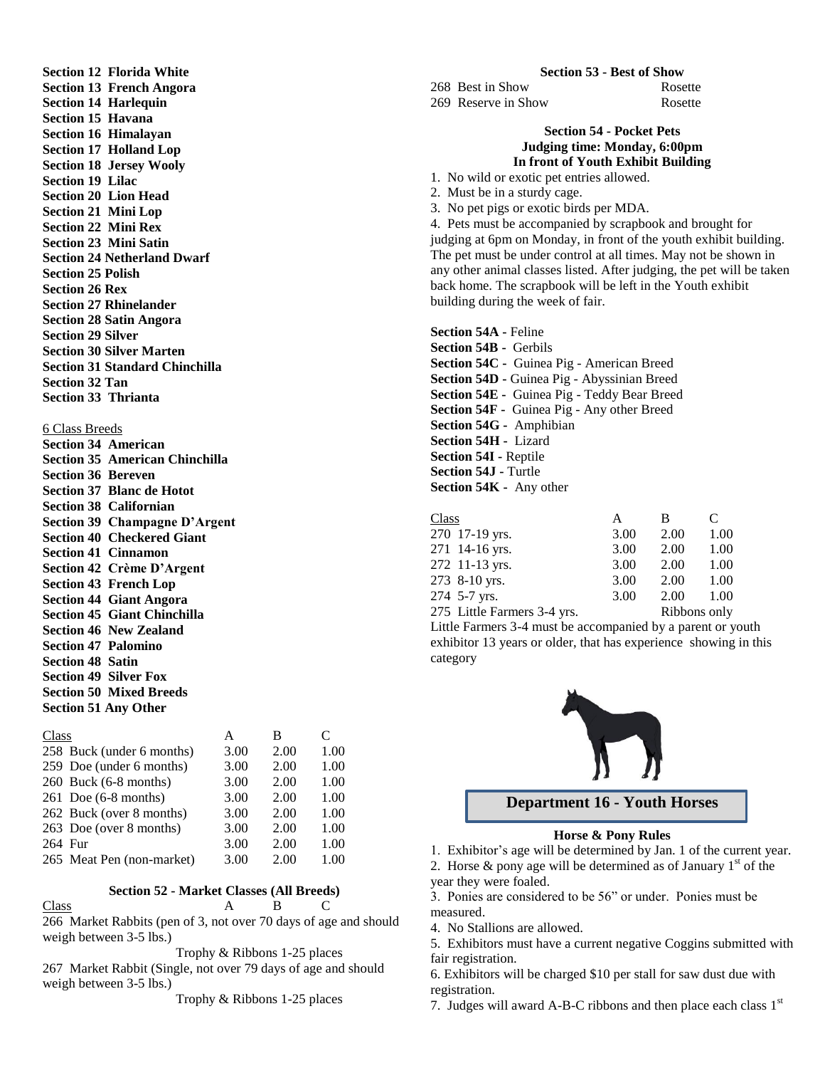**Section 12 Florida White**
**Section 13 French Angora**
**Section 14 Harlequin**
**Section 15 Havana**
**Section 16 Himalayan**
**Section 17 Holland Lop**
**Section 18 Jersey Wooly**
**Section 19 Lilac**
**Section 20 Lion Head**
**Section 21 Mini Lop**
**Section 22 Mini Rex**
**Section 23 Mini Satin**
**Section 24 Netherland Dwarf**
**Section 25 Polish**
**Section 26 Rex**
**Section 27 Rhinelander**
**Section 28 Satin Angora**
**Section 29 Silver**
**Section 30 Silver Marten**
**Section 31 Standard Chinchilla**
**Section 32 Tan**
**Section 33 Thrianta**

6 Class Breeds

**Section 34 American**
**Section 35 American Chinchilla**
**Section 36 Bereven**
**Section 37 Blanc de Hotot**
**Section 38 Californian**
**Section 39 Champagne D'Argent**
**Section 40 Checkered Giant**
**Section 41 Cinnamon**
**Section 42 Crème D'Argent**
**Section 43 French Lop**
**Section 44 Giant Angora**
**Section 45 Giant Chinchilla**
**Section 46 New Zealand**
**Section 47 Palomino**
**Section 48 Satin**
**Section 49 Silver Fox**
**Section 50 Mixed Breeds**
**Section 51 Any Other**

| Class | A | B | C |
|---|---|---|---|
| 258 Buck (under 6 months) | 3.00 | 2.00 | 1.00 |
| 259 Doe (under 6 months) | 3.00 | 2.00 | 1.00 |
| 260 Buck (6-8 months) | 3.00 | 2.00 | 1.00 |
| 261 Doe (6-8 months) | 3.00 | 2.00 | 1.00 |
| 262 Buck (over 8 months) | 3.00 | 2.00 | 1.00 |
| 263 Doe (over 8 months) | 3.00 | 2.00 | 1.00 |
| 264 Fur | 3.00 | 2.00 | 1.00 |
| 265 Meat Pen (non-market) | 3.00 | 2.00 | 1.00 |

**Section 52 - Market Classes (All Breeds)**

Class A B C

266 Market Rabbits (pen of 3, not over 70 days of age and should weigh between 3-5 lbs.)

Trophy & Ribbons 1-25 places

267 Market Rabbit (Single, not over 79 days of age and should weigh between 3-5 lbs.)

Trophy & Ribbons 1-25 places

**Section 53 - Best of Show**

| | |
|---|---|
| 268 Best in Show | Rosette |
| 269 Reserve in Show | Rosette |

**Section 54 - Pocket Pets**
**Judging time: Monday, 6:00pm**
**In front of Youth Exhibit Building**

1. No wild or exotic pet entries allowed.
2. Must be in a sturdy cage.
3. No pet pigs or exotic birds per MDA.
4. Pets must be accompanied by scrapbook and brought for judging at 6pm on Monday, in front of the youth exhibit building. The pet must be under control at all times. May not be shown in any other animal classes listed. After judging, the pet will be taken back home. The scrapbook will be left in the Youth exhibit building during the week of fair.

**Section 54A -** Feline
**Section 54B -** Gerbils
**Section 54C -** Guinea Pig - American Breed
**Section 54D -** Guinea Pig - Abyssinian Breed
**Section 54E -** Guinea Pig - Teddy Bear Breed
**Section 54F -** Guinea Pig - Any other Breed
**Section 54G -** Amphibian
**Section 54H -** Lizard
**Section 54I -** Reptile
**Section 54J -** Turtle
**Section 54K -** Any other

| Class | A | B | C |
|---|---|---|---|
| 270 17-19 yrs. | 3.00 | 2.00 | 1.00 |
| 271 14-16 yrs. | 3.00 | 2.00 | 1.00 |
| 272 11-13 yrs. | 3.00 | 2.00 | 1.00 |
| 273 8-10 yrs. | 3.00 | 2.00 | 1.00 |
| 274 5-7 yrs. | 3.00 | 2.00 | 1.00 |
| 275 Little Farmers 3-4 yrs. | | Ribbons only | |

Little Farmers 3-4 must be accompanied by a parent or youth exhibitor 13 years or older, that has experience showing in this category

## Department 16 - Youth Horses

**Horse & Pony Rules**

1. Exhibitor's age will be determined by Jan. 1 of the current year.
2. Horse & pony age will be determined as of January 1st of the year they were foaled.
3. Ponies are considered to be 56" or under. Ponies must be measured.
4. No Stallions are allowed.
5. Exhibitors must have a current negative Coggins submitted with fair registration.
6. Exhibitors will be charged $10 per stall for saw dust due with registration.
7. Judges will award A-B-C ribbons and then place each class 1st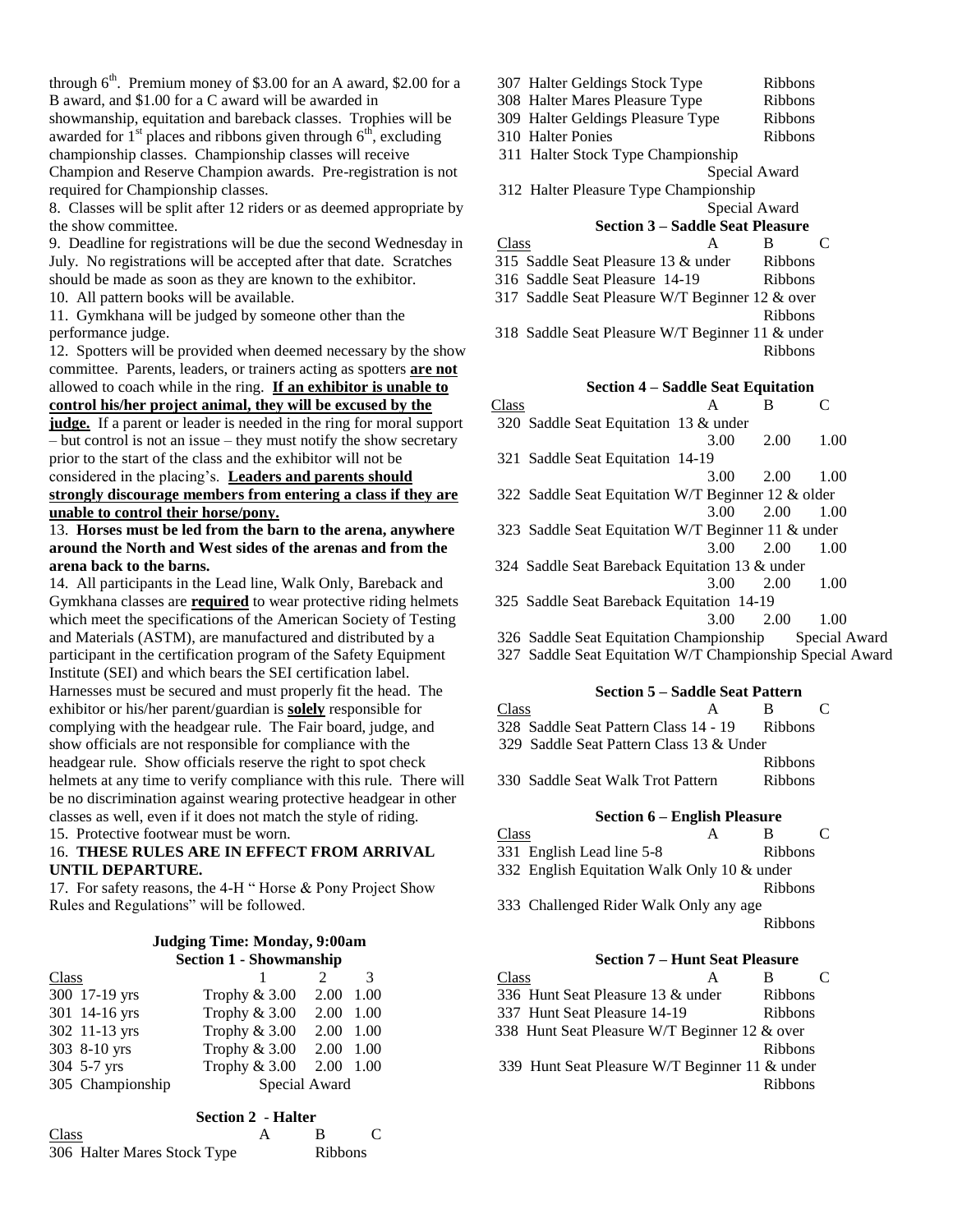through 6th. Premium money of $3.00 for an A award, $2.00 for a B award, and $1.00 for a C award will be awarded in showmanship, equitation and bareback classes. Trophies will be awarded for 1st places and ribbons given through 6th, excluding championship classes. Championship classes will receive Champion and Reserve Champion awards. Pre-registration is not required for Championship classes.

8. Classes will be split after 12 riders or as deemed appropriate by the show committee.

9. Deadline for registrations will be due the second Wednesday in July. No registrations will be accepted after that date. Scratches should be made as soon as they are known to the exhibitor.

10. All pattern books will be available.

11. Gymkhana will be judged by someone other than the performance judge.

12. Spotters will be provided when deemed necessary by the show committee. Parents, leaders, or trainers acting as spotters **are not** allowed to coach while in the ring. **If an exhibitor is unable to control his/her project animal, they will be excused by the judge.** If a parent or leader is needed in the ring for moral support – but control is not an issue – they must notify the show secretary prior to the start of the class and the exhibitor will not be considered in the placing's. **Leaders and parents should strongly discourage members from entering a class if they are unable to control their horse/pony.**

13. **Horses must be led from the barn to the arena, anywhere around the North and West sides of the arenas and from the arena back to the barns.**

14. All participants in the Lead line, Walk Only, Bareback and Gymkhana classes are **required** to wear protective riding helmets which meet the specifications of the American Society of Testing and Materials (ASTM), are manufactured and distributed by a participant in the certification program of the Safety Equipment Institute (SEI) and which bears the SEI certification label. Harnesses must be secured and must properly fit the head. The exhibitor or his/her parent/guardian is **solely** responsible for complying with the headgear rule. The Fair board, judge, and show officials are not responsible for compliance with the headgear rule. Show officials reserve the right to spot check helmets at any time to verify compliance with this rule. There will be no discrimination against wearing protective headgear in other classes as well, even if it does not match the style of riding.

15. Protective footwear must be worn.

16. **THESE RULES ARE IN EFFECT FROM ARRIVAL UNTIL DEPARTURE.**

17. For safety reasons, the 4-H " Horse & Pony Project Show Rules and Regulations" will be followed.

**Judging Time: Monday, 9:00am**

**Section 1 - Showmanship**

| Class | 1 | 2 | 3 |
|---|---|---|---|
| 300 17-19 yrs | Trophy & 3.00 | 2.00 | 1.00 |
| 301 14-16 yrs | Trophy & 3.00 | 2.00 | 1.00 |
| 302 11-13 yrs | Trophy & 3.00 | 2.00 | 1.00 |
| 303 8-10 yrs | Trophy & 3.00 | 2.00 | 1.00 |
| 304 5-7 yrs | Trophy & 3.00 | 2.00 | 1.00 |
| 305 Championship | Special Award | | |

**Section 2 - Halter**

| Class | A | B | C |
|---|---|---|---|
| 306 Halter Mares Stock Type | | Ribbons | |
| 307 Halter Geldings Stock Type | | Ribbons | |
| 308 Halter Mares Pleasure Type | | Ribbons | |
| 309 Halter Geldings Pleasure Type | | Ribbons | |
| 310 Halter Ponies | | Ribbons | |
| 311 Halter Stock Type Championship | | Special Award | |
| 312 Halter Pleasure Type Championship | | Special Award | |

**Section 3 – Saddle Seat Pleasure**

| Class | A | B | C |
|---|---|---|---|
| 315 Saddle Seat Pleasure 13 & under | | Ribbons | |
| 316 Saddle Seat Pleasure 14-19 | | Ribbons | |
| 317 Saddle Seat Pleasure W/T Beginner 12 & over | | Ribbons | |
| 318 Saddle Seat Pleasure W/T Beginner 11 & under | | Ribbons | |

**Section 4 – Saddle Seat Equitation**

| Class | A | B | C |
|---|---|---|---|
| 320 Saddle Seat Equitation 13 & under | 3.00 | 2.00 | 1.00 |
| 321 Saddle Seat Equitation 14-19 | 3.00 | 2.00 | 1.00 |
| 322 Saddle Seat Equitation W/T Beginner 12 & older | 3.00 | 2.00 | 1.00 |
| 323 Saddle Seat Equitation W/T Beginner 11 & under | 3.00 | 2.00 | 1.00 |
| 324 Saddle Seat Bareback Equitation 13 & under | 3.00 | 2.00 | 1.00 |
| 325 Saddle Seat Bareback Equitation 14-19 | 3.00 | 2.00 | 1.00 |
| 326 Saddle Seat Equitation Championship | Special Award | | |
| 327 Saddle Seat Equitation W/T Championship | Special Award | | |

**Section 5 – Saddle Seat Pattern**

| Class | A | B | C |
|---|---|---|---|
| 328 Saddle Seat Pattern Class 14 - 19 | | Ribbons | |
| 329 Saddle Seat Pattern Class 13 & Under | | Ribbons | |
| 330 Saddle Seat Walk Trot Pattern | | Ribbons | |

**Section 6 – English Pleasure**

| Class | A | B | C |
|---|---|---|---|
| 331 English Lead line 5-8 | | Ribbons | |
| 332 English Equitation Walk Only 10 & under | | Ribbons | |
| 333 Challenged Rider Walk Only any age | | Ribbons | |

**Section 7 – Hunt Seat Pleasure**

| Class | A | B | C |
|---|---|---|---|
| 336 Hunt Seat Pleasure 13 & under | | Ribbons | |
| 337 Hunt Seat Pleasure 14-19 | | Ribbons | |
| 338 Hunt Seat Pleasure W/T Beginner 12 & over | | Ribbons | |
| 339 Hunt Seat Pleasure W/T Beginner 11 & under | | Ribbons | |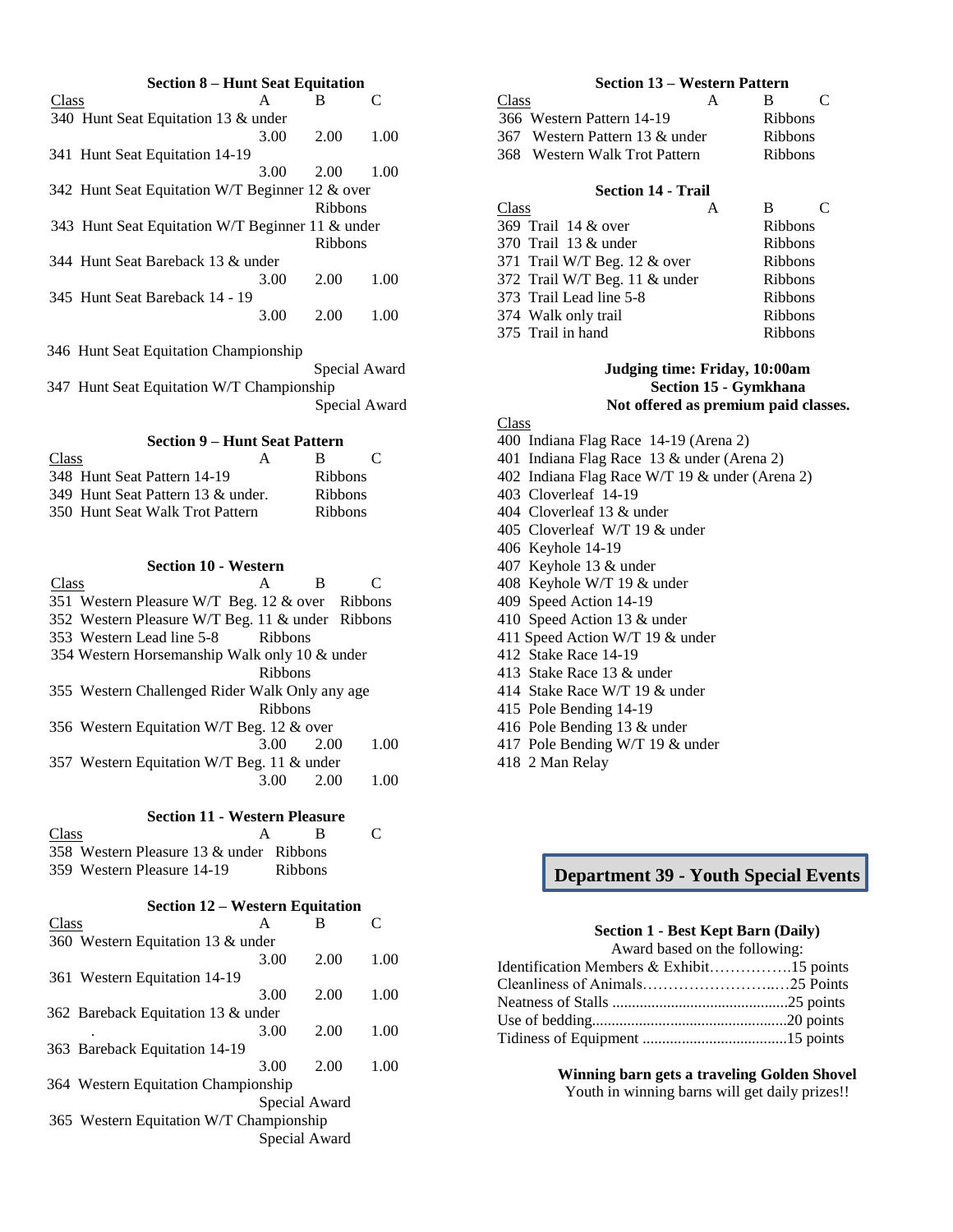### Section 8 – Hunt Seat Equitation

| Class | A | B | C |
|---|---|---|---|
| 340 Hunt Seat Equitation 13 & under | 3.00 | 2.00 | 1.00 |
| 341 Hunt Seat Equitation 14-19 | 3.00 | 2.00 | 1.00 |
| 342 Hunt Seat Equitation W/T Beginner 12 & over | | Ribbons | |
| 343 Hunt Seat Equitation W/T Beginner 11 & under | | Ribbons | |
| 344 Hunt Seat Bareback 13 & under | 3.00 | 2.00 | 1.00 |
| 345 Hunt Seat Bareback 14 - 19 | 3.00 | 2.00 | 1.00 |
| 346 Hunt Seat Equitation Championship | | Special Award | |
| 347 Hunt Seat Equitation W/T Championship | | Special Award | |

### Section 9 – Hunt Seat Pattern

| Class | A | B | C |
|---|---|---|---|
| 348 Hunt Seat Pattern 14-19 | | Ribbons | |
| 349 Hunt Seat Pattern 13 & under. | | Ribbons | |
| 350 Hunt Seat Walk Trot Pattern | | Ribbons | |

### Section 10 - Western

| Class | A | B | C |
|---|---|---|---|
| 351 Western Pleasure W/T Beg. 12 & over | | | Ribbons |
| 352 Western Pleasure W/T Beg. 11 & under | | | Ribbons |
| 353 Western Lead line 5-8 | Ribbons | | |
| 354 Western Horsemanship Walk only 10 & under | Ribbons | | |
| 355 Western Challenged Rider Walk Only any age | Ribbons | | |
| 356 Western Equitation W/T Beg. 12 & over | 3.00 | 2.00 | 1.00 |
| 357 Western Equitation W/T Beg. 11 & under | 3.00 | 2.00 | 1.00 |

### Section 11 - Western Pleasure

| Class | A | B | C |
|---|---|---|---|
| 358 Western Pleasure 13 & under | Ribbons | | |
| 359 Western Pleasure 14-19 | Ribbons | | |

### Section 12 – Western Equitation

| Class | A | B | C |
|---|---|---|---|
| 360 Western Equitation 13 & under | 3.00 | 2.00 | 1.00 |
| 361 Western Equitation 14-19 | 3.00 | 2.00 | 1.00 |
| 362 Bareback Equitation 13 & under | 3.00 | 2.00 | 1.00 |
| 363 Bareback Equitation 14-19 | 3.00 | 2.00 | 1.00 |
| 364 Western Equitation Championship | Special Award | | |
| 365 Western Equitation W/T Championship | Special Award | | |

### Section 13 – Western Pattern

| Class | A | B | C |
|---|---|---|---|
| 366 Western Pattern 14-19 | | Ribbons | |
| 367 Western Pattern 13 & under | | Ribbons | |
| 368 Western Walk Trot Pattern | | Ribbons | |

### Section 14 - Trail

| Class | A | B | C |
|---|---|---|---|
| 369 Trail 14 & over | | Ribbons | |
| 370 Trail 13 & under | | Ribbons | |
| 371 Trail W/T Beg. 12 & over | | Ribbons | |
| 372 Trail W/T Beg. 11 & under | | Ribbons | |
| 373 Trail Lead line 5-8 | | Ribbons | |
| 374 Walk only trail | | Ribbons | |
| 375 Trail in hand | | Ribbons | |

**Judging time: Friday, 10:00am**

### Section 15 - Gymkhana

**Not offered as premium paid classes.**

Class
400 Indiana Flag Race 14-19 (Arena 2)
401 Indiana Flag Race 13 & under (Arena 2)
402 Indiana Flag Race W/T 19 & under (Arena 2)
403 Cloverleaf 14-19
404 Cloverleaf 13 & under
405 Cloverleaf W/T 19 & under
406 Keyhole 14-19
407 Keyhole 13 & under
408 Keyhole W/T 19 & under
409 Speed Action 14-19
410 Speed Action 13 & under
411 Speed Action W/T 19 & under
412 Stake Race 14-19
413 Stake Race 13 & under
414 Stake Race W/T 19 & under
415 Pole Bending 14-19
416 Pole Bending 13 & under
417 Pole Bending W/T 19 & under
418 2 Man Relay

## Department 39 - Youth Special Events

### Section 1 - Best Kept Barn (Daily)

Award based on the following:
Identification Members & Exhibit…………….15 points
Cleanliness of Animals……………………..…25 Points
Neatness of Stalls ............................................25 points
Use of bedding.................................................20 points
Tidiness of Equipment ....................................15 points

**Winning barn gets a traveling Golden Shovel**
Youth in winning barns will get daily prizes!!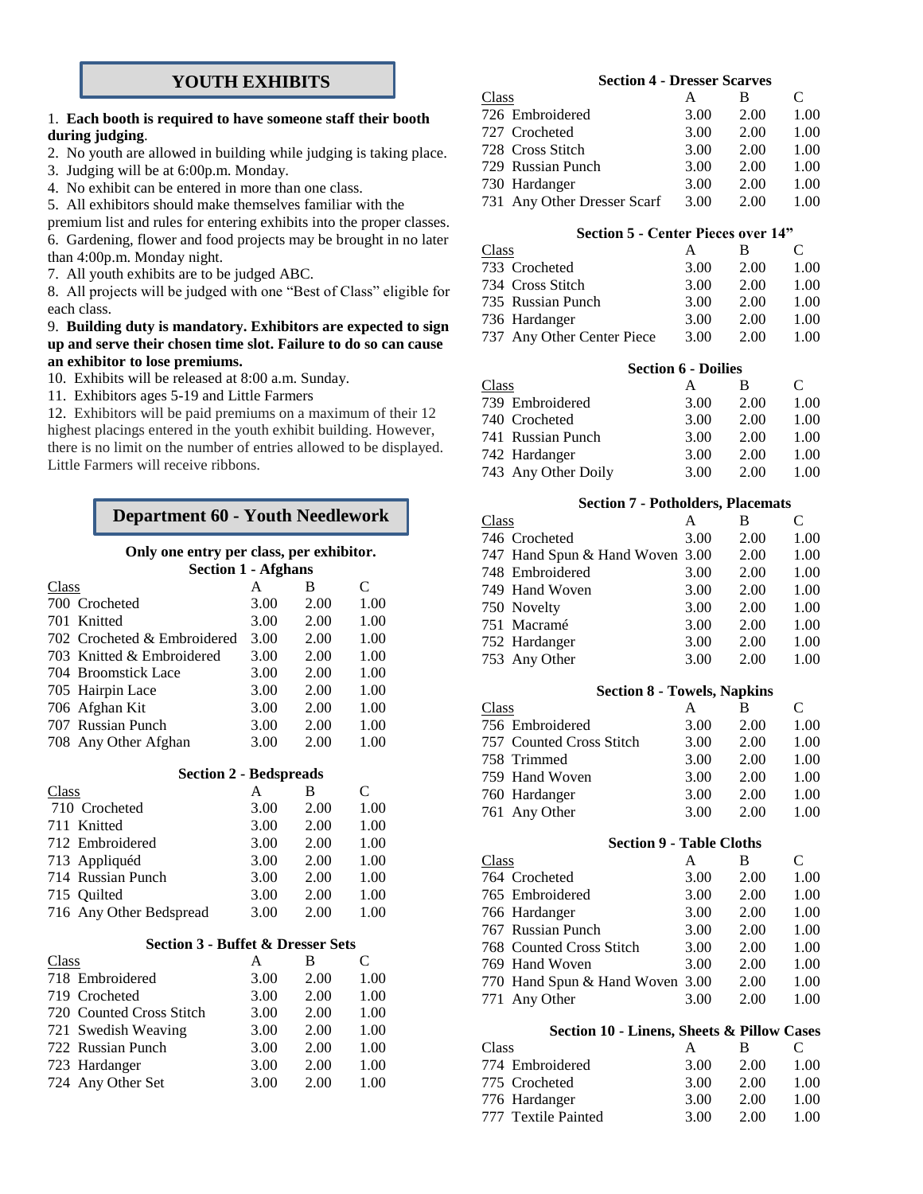## YOUTH EXHIBITS

1. **Each booth is required to have someone staff their booth during judging**.
2. No youth are allowed in building while judging is taking place.
3. Judging will be at 6:00p.m. Monday.
4. No exhibit can be entered in more than one class.
5. All exhibitors should make themselves familiar with the premium list and rules for entering exhibits into the proper classes.
6. Gardening, flower and food projects may be brought in no later than 4:00p.m. Monday night.
7. All youth exhibits are to be judged ABC.
8. All projects will be judged with one "Best of Class" eligible for each class.
9. **Building duty is mandatory. Exhibitors are expected to sign up and serve their chosen time slot. Failure to do so can cause an exhibitor to lose premiums.**
10. Exhibits will be released at 8:00 a.m. Sunday.
11. Exhibitors ages 5-19 and Little Farmers
12. Exhibitors will be paid premiums on a maximum of their 12 highest placings entered in the youth exhibit building. However, there is no limit on the number of entries allowed to be displayed. Little Farmers will receive ribbons.

## Department 60 - Youth Needlework

**Only one entry per class, per exhibitor.**

### Section 1 - Afghans

| Class | A | B | C |
|---|---|---|---|
| 700 Crocheted | 3.00 | 2.00 | 1.00 |
| 701 Knitted | 3.00 | 2.00 | 1.00 |
| 702 Crocheted & Embroidered | 3.00 | 2.00 | 1.00 |
| 703 Knitted & Embroidered | 3.00 | 2.00 | 1.00 |
| 704 Broomstick Lace | 3.00 | 2.00 | 1.00 |
| 705 Hairpin Lace | 3.00 | 2.00 | 1.00 |
| 706 Afghan Kit | 3.00 | 2.00 | 1.00 |
| 707 Russian Punch | 3.00 | 2.00 | 1.00 |
| 708 Any Other Afghan | 3.00 | 2.00 | 1.00 |

### Section 2 - Bedspreads

| Class | A | B | C |
|---|---|---|---|
| 710 Crocheted | 3.00 | 2.00 | 1.00 |
| 711 Knitted | 3.00 | 2.00 | 1.00 |
| 712 Embroidered | 3.00 | 2.00 | 1.00 |
| 713 Appliquéd | 3.00 | 2.00 | 1.00 |
| 714 Russian Punch | 3.00 | 2.00 | 1.00 |
| 715 Quilted | 3.00 | 2.00 | 1.00 |
| 716 Any Other Bedspread | 3.00 | 2.00 | 1.00 |

### Section 3 - Buffet & Dresser Sets

| Class | A | B | C |
|---|---|---|---|
| 718 Embroidered | 3.00 | 2.00 | 1.00 |
| 719 Crocheted | 3.00 | 2.00 | 1.00 |
| 720 Counted Cross Stitch | 3.00 | 2.00 | 1.00 |
| 721 Swedish Weaving | 3.00 | 2.00 | 1.00 |
| 722 Russian Punch | 3.00 | 2.00 | 1.00 |
| 723 Hardanger | 3.00 | 2.00 | 1.00 |
| 724 Any Other Set | 3.00 | 2.00 | 1.00 |

### Section 4 - Dresser Scarves

| Class | A | B | C |
|---|---|---|---|
| 726 Embroidered | 3.00 | 2.00 | 1.00 |
| 727 Crocheted | 3.00 | 2.00 | 1.00 |
| 728 Cross Stitch | 3.00 | 2.00 | 1.00 |
| 729 Russian Punch | 3.00 | 2.00 | 1.00 |
| 730 Hardanger | 3.00 | 2.00 | 1.00 |
| 731 Any Other Dresser Scarf | 3.00 | 2.00 | 1.00 |

### Section 5 - Center Pieces over 14"

| Class | A | B | C |
|---|---|---|---|
| 733 Crocheted | 3.00 | 2.00 | 1.00 |
| 734 Cross Stitch | 3.00 | 2.00 | 1.00 |
| 735 Russian Punch | 3.00 | 2.00 | 1.00 |
| 736 Hardanger | 3.00 | 2.00 | 1.00 |
| 737 Any Other Center Piece | 3.00 | 2.00 | 1.00 |

### Section 6 - Doilies

| Class | A | B | C |
|---|---|---|---|
| 739 Embroidered | 3.00 | 2.00 | 1.00 |
| 740 Crocheted | 3.00 | 2.00 | 1.00 |
| 741 Russian Punch | 3.00 | 2.00 | 1.00 |
| 742 Hardanger | 3.00 | 2.00 | 1.00 |
| 743 Any Other Doily | 3.00 | 2.00 | 1.00 |

### Section 7 - Potholders, Placemats

| Class | A | B | C |
|---|---|---|---|
| 746 Crocheted | 3.00 | 2.00 | 1.00 |
| 747 Hand Spun & Hand Woven | 3.00 | 2.00 | 1.00 |
| 748 Embroidered | 3.00 | 2.00 | 1.00 |
| 749 Hand Woven | 3.00 | 2.00 | 1.00 |
| 750 Novelty | 3.00 | 2.00 | 1.00 |
| 751 Macramé | 3.00 | 2.00 | 1.00 |
| 752 Hardanger | 3.00 | 2.00 | 1.00 |
| 753 Any Other | 3.00 | 2.00 | 1.00 |

### Section 8 - Towels, Napkins

| Class | A | B | C |
|---|---|---|---|
| 756 Embroidered | 3.00 | 2.00 | 1.00 |
| 757 Counted Cross Stitch | 3.00 | 2.00 | 1.00 |
| 758 Trimmed | 3.00 | 2.00 | 1.00 |
| 759 Hand Woven | 3.00 | 2.00 | 1.00 |
| 760 Hardanger | 3.00 | 2.00 | 1.00 |
| 761 Any Other | 3.00 | 2.00 | 1.00 |

### Section 9 - Table Cloths

| Class | A | B | C |
|---|---|---|---|
| 764 Crocheted | 3.00 | 2.00 | 1.00 |
| 765 Embroidered | 3.00 | 2.00 | 1.00 |
| 766 Hardanger | 3.00 | 2.00 | 1.00 |
| 767 Russian Punch | 3.00 | 2.00 | 1.00 |
| 768 Counted Cross Stitch | 3.00 | 2.00 | 1.00 |
| 769 Hand Woven | 3.00 | 2.00 | 1.00 |
| 770 Hand Spun & Hand Woven | 3.00 | 2.00 | 1.00 |
| 771 Any Other | 3.00 | 2.00 | 1.00 |

### Section 10 - Linens, Sheets & Pillow Cases

| Class | A | B | C |
|---|---|---|---|
| 774 Embroidered | 3.00 | 2.00 | 1.00 |
| 775 Crocheted | 3.00 | 2.00 | 1.00 |
| 776 Hardanger | 3.00 | 2.00 | 1.00 |
| 777 Textile Painted | 3.00 | 2.00 | 1.00 |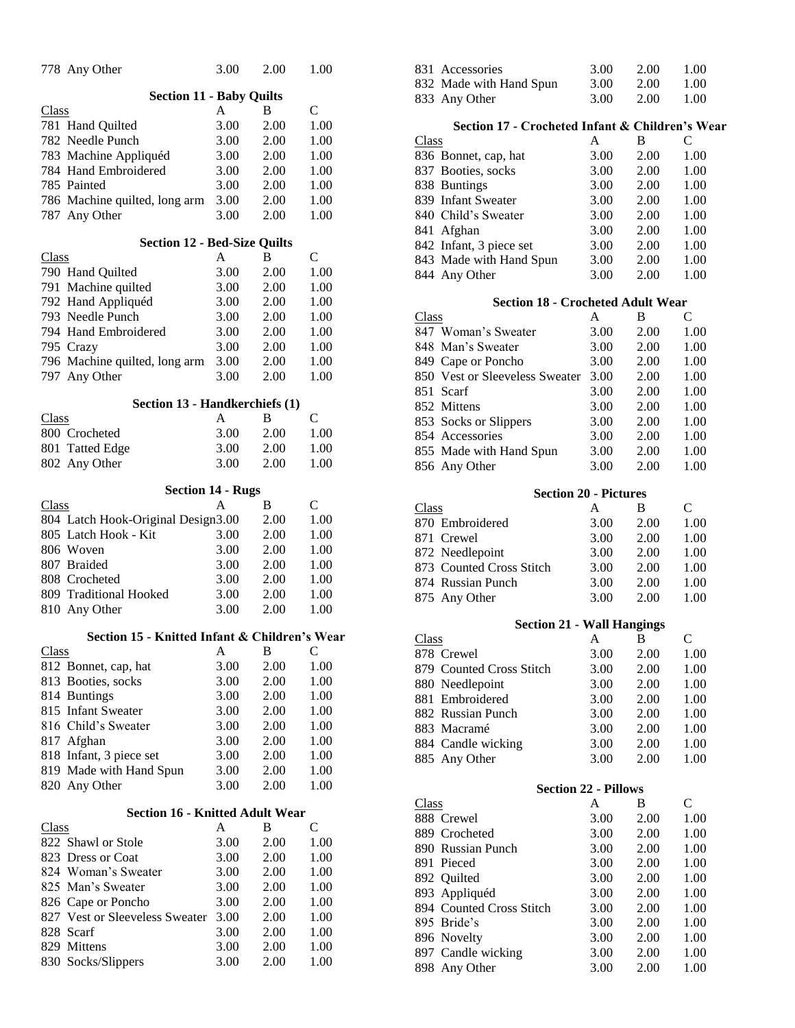| | | | |
|---|---|---|---|
| 778 Any Other | 3.00 | 2.00 | 1.00 |

### Section 11 - Baby Quilts

| Class | A | B | C |
|---|---|---|---|
| 781 Hand Quilted | 3.00 | 2.00 | 1.00 |
| 782 Needle Punch | 3.00 | 2.00 | 1.00 |
| 783 Machine Appliquéd | 3.00 | 2.00 | 1.00 |
| 784 Hand Embroidered | 3.00 | 2.00 | 1.00 |
| 785 Painted | 3.00 | 2.00 | 1.00 |
| 786 Machine quilted, long arm | 3.00 | 2.00 | 1.00 |
| 787 Any Other | 3.00 | 2.00 | 1.00 |

### Section 12 - Bed-Size Quilts

| Class | A | B | C |
|---|---|---|---|
| 790 Hand Quilted | 3.00 | 2.00 | 1.00 |
| 791 Machine quilted | 3.00 | 2.00 | 1.00 |
| 792 Hand Appliquéd | 3.00 | 2.00 | 1.00 |
| 793 Needle Punch | 3.00 | 2.00 | 1.00 |
| 794 Hand Embroidered | 3.00 | 2.00 | 1.00 |
| 795 Crazy | 3.00 | 2.00 | 1.00 |
| 796 Machine quilted, long arm | 3.00 | 2.00 | 1.00 |
| 797 Any Other | 3.00 | 2.00 | 1.00 |

### Section 13 - Handkerchiefs (1)

| Class | A | B | C |
|---|---|---|---|
| 800 Crocheted | 3.00 | 2.00 | 1.00 |
| 801 Tatted Edge | 3.00 | 2.00 | 1.00 |
| 802 Any Other | 3.00 | 2.00 | 1.00 |

### Section 14 - Rugs

| Class | A | B | C |
|---|---|---|---|
| 804 Latch Hook-Original Design | 3.00 | 2.00 | 1.00 |
| 805 Latch Hook - Kit | 3.00 | 2.00 | 1.00 |
| 806 Woven | 3.00 | 2.00 | 1.00 |
| 807 Braided | 3.00 | 2.00 | 1.00 |
| 808 Crocheted | 3.00 | 2.00 | 1.00 |
| 809 Traditional Hooked | 3.00 | 2.00 | 1.00 |
| 810 Any Other | 3.00 | 2.00 | 1.00 |

### Section 15 - Knitted Infant & Children's Wear

| Class | A | B | C |
|---|---|---|---|
| 812 Bonnet, cap, hat | 3.00 | 2.00 | 1.00 |
| 813 Booties, socks | 3.00 | 2.00 | 1.00 |
| 814 Buntings | 3.00 | 2.00 | 1.00 |
| 815 Infant Sweater | 3.00 | 2.00 | 1.00 |
| 816 Child's Sweater | 3.00 | 2.00 | 1.00 |
| 817 Afghan | 3.00 | 2.00 | 1.00 |
| 818 Infant, 3 piece set | 3.00 | 2.00 | 1.00 |
| 819 Made with Hand Spun | 3.00 | 2.00 | 1.00 |
| 820 Any Other | 3.00 | 2.00 | 1.00 |

### Section 16 - Knitted Adult Wear

| Class | A | B | C |
|---|---|---|---|
| 822 Shawl or Stole | 3.00 | 2.00 | 1.00 |
| 823 Dress or Coat | 3.00 | 2.00 | 1.00 |
| 824 Woman's Sweater | 3.00 | 2.00 | 1.00 |
| 825 Man's Sweater | 3.00 | 2.00 | 1.00 |
| 826 Cape or Poncho | 3.00 | 2.00 | 1.00 |
| 827 Vest or Sleeveless Sweater | 3.00 | 2.00 | 1.00 |
| 828 Scarf | 3.00 | 2.00 | 1.00 |
| 829 Mittens | 3.00 | 2.00 | 1.00 |
| 830 Socks/Slippers | 3.00 | 2.00 | 1.00 |
| 831 Accessories | 3.00 | 2.00 | 1.00 |
| 832 Made with Hand Spun | 3.00 | 2.00 | 1.00 |
| 833 Any Other | 3.00 | 2.00 | 1.00 |

### Section 17 - Crocheted Infant & Children's Wear

| Class | A | B | C |
|---|---|---|---|
| 836 Bonnet, cap, hat | 3.00 | 2.00 | 1.00 |
| 837 Booties, socks | 3.00 | 2.00 | 1.00 |
| 838 Buntings | 3.00 | 2.00 | 1.00 |
| 839 Infant Sweater | 3.00 | 2.00 | 1.00 |
| 840 Child's Sweater | 3.00 | 2.00 | 1.00 |
| 841 Afghan | 3.00 | 2.00 | 1.00 |
| 842 Infant, 3 piece set | 3.00 | 2.00 | 1.00 |
| 843 Made with Hand Spun | 3.00 | 2.00 | 1.00 |
| 844 Any Other | 3.00 | 2.00 | 1.00 |

### Section 18 - Crocheted Adult Wear

| Class | A | B | C |
|---|---|---|---|
| 847 Woman's Sweater | 3.00 | 2.00 | 1.00 |
| 848 Man's Sweater | 3.00 | 2.00 | 1.00 |
| 849 Cape or Poncho | 3.00 | 2.00 | 1.00 |
| 850 Vest or Sleeveless Sweater | 3.00 | 2.00 | 1.00 |
| 851 Scarf | 3.00 | 2.00 | 1.00 |
| 852 Mittens | 3.00 | 2.00 | 1.00 |
| 853 Socks or Slippers | 3.00 | 2.00 | 1.00 |
| 854 Accessories | 3.00 | 2.00 | 1.00 |
| 855 Made with Hand Spun | 3.00 | 2.00 | 1.00 |
| 856 Any Other | 3.00 | 2.00 | 1.00 |

### Section 20 - Pictures

| Class | A | B | C |
|---|---|---|---|
| 870 Embroidered | 3.00 | 2.00 | 1.00 |
| 871 Crewel | 3.00 | 2.00 | 1.00 |
| 872 Needlepoint | 3.00 | 2.00 | 1.00 |
| 873 Counted Cross Stitch | 3.00 | 2.00 | 1.00 |
| 874 Russian Punch | 3.00 | 2.00 | 1.00 |
| 875 Any Other | 3.00 | 2.00 | 1.00 |

### Section 21 - Wall Hangings

| Class | A | B | C |
|---|---|---|---|
| 878 Crewel | 3.00 | 2.00 | 1.00 |
| 879 Counted Cross Stitch | 3.00 | 2.00 | 1.00 |
| 880 Needlepoint | 3.00 | 2.00 | 1.00 |
| 881 Embroidered | 3.00 | 2.00 | 1.00 |
| 882 Russian Punch | 3.00 | 2.00 | 1.00 |
| 883 Macramé | 3.00 | 2.00 | 1.00 |
| 884 Candle wicking | 3.00 | 2.00 | 1.00 |
| 885 Any Other | 3.00 | 2.00 | 1.00 |

### Section 22 - Pillows

| Class | A | B | C |
|---|---|---|---|
| 888 Crewel | 3.00 | 2.00 | 1.00 |
| 889 Crocheted | 3.00 | 2.00 | 1.00 |
| 890 Russian Punch | 3.00 | 2.00 | 1.00 |
| 891 Pieced | 3.00 | 2.00 | 1.00 |
| 892 Quilted | 3.00 | 2.00 | 1.00 |
| 893 Appliquéd | 3.00 | 2.00 | 1.00 |
| 894 Counted Cross Stitch | 3.00 | 2.00 | 1.00 |
| 895 Bride's | 3.00 | 2.00 | 1.00 |
| 896 Novelty | 3.00 | 2.00 | 1.00 |
| 897 Candle wicking | 3.00 | 2.00 | 1.00 |
| 898 Any Other | 3.00 | 2.00 | 1.00 |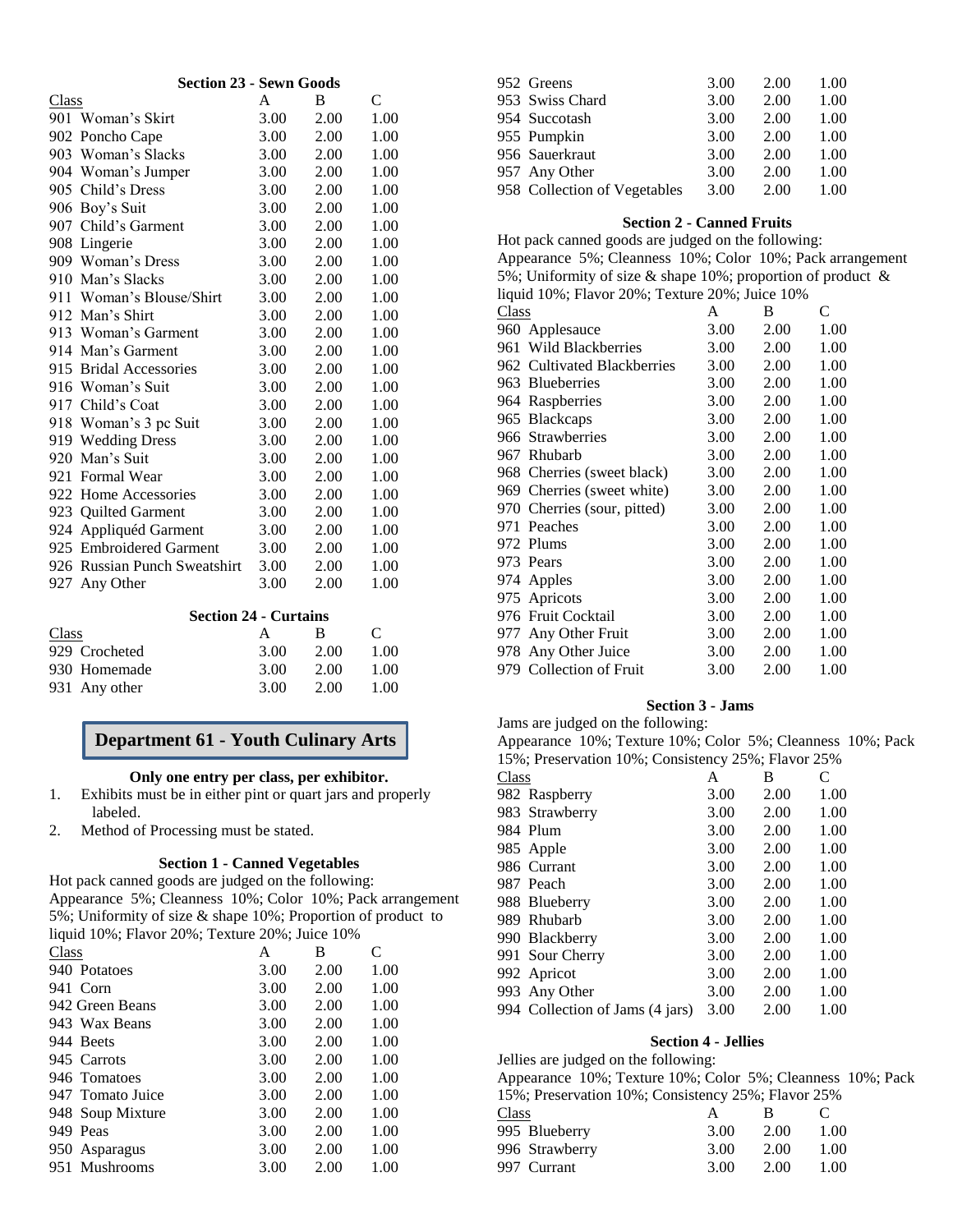### Section 23 - Sewn Goods

| Class | A | B | C |
|---|---|---|---|
| 901 Woman's Skirt | 3.00 | 2.00 | 1.00 |
| 902 Poncho Cape | 3.00 | 2.00 | 1.00 |
| 903 Woman's Slacks | 3.00 | 2.00 | 1.00 |
| 904 Woman's Jumper | 3.00 | 2.00 | 1.00 |
| 905 Child's Dress | 3.00 | 2.00 | 1.00 |
| 906 Boy's Suit | 3.00 | 2.00 | 1.00 |
| 907 Child's Garment | 3.00 | 2.00 | 1.00 |
| 908 Lingerie | 3.00 | 2.00 | 1.00 |
| 909 Woman's Dress | 3.00 | 2.00 | 1.00 |
| 910 Man's Slacks | 3.00 | 2.00 | 1.00 |
| 911 Woman's Blouse/Shirt | 3.00 | 2.00 | 1.00 |
| 912 Man's Shirt | 3.00 | 2.00 | 1.00 |
| 913 Woman's Garment | 3.00 | 2.00 | 1.00 |
| 914 Man's Garment | 3.00 | 2.00 | 1.00 |
| 915 Bridal Accessories | 3.00 | 2.00 | 1.00 |
| 916 Woman's Suit | 3.00 | 2.00 | 1.00 |
| 917 Child's Coat | 3.00 | 2.00 | 1.00 |
| 918 Woman's 3 pc Suit | 3.00 | 2.00 | 1.00 |
| 919 Wedding Dress | 3.00 | 2.00 | 1.00 |
| 920 Man's Suit | 3.00 | 2.00 | 1.00 |
| 921 Formal Wear | 3.00 | 2.00 | 1.00 |
| 922 Home Accessories | 3.00 | 2.00 | 1.00 |
| 923 Quilted Garment | 3.00 | 2.00 | 1.00 |
| 924 Appliquéd Garment | 3.00 | 2.00 | 1.00 |
| 925 Embroidered Garment | 3.00 | 2.00 | 1.00 |
| 926 Russian Punch Sweatshirt | 3.00 | 2.00 | 1.00 |
| 927 Any Other | 3.00 | 2.00 | 1.00 |

### Section 24 - Curtains

| Class | A | B | C |
|---|---|---|---|
| 929 Crocheted | 3.00 | 2.00 | 1.00 |
| 930 Homemade | 3.00 | 2.00 | 1.00 |
| 931 Any other | 3.00 | 2.00 | 1.00 |

## Department 61 - Youth Culinary Arts

**Only one entry per class, per exhibitor.**

1. Exhibits must be in either pint or quart jars and properly labeled.
2. Method of Processing must be stated.

### Section 1 - Canned Vegetables

Hot pack canned goods are judged on the following:
Appearance 5%; Cleanness 10%; Color 10%; Pack arrangement 5%; Uniformity of size & shape 10%; Proportion of product to liquid 10%; Flavor 20%; Texture 20%; Juice 10%

| Class | A | B | C |
|---|---|---|---|
| 940 Potatoes | 3.00 | 2.00 | 1.00 |
| 941 Corn | 3.00 | 2.00 | 1.00 |
| 942 Green Beans | 3.00 | 2.00 | 1.00 |
| 943 Wax Beans | 3.00 | 2.00 | 1.00 |
| 944 Beets | 3.00 | 2.00 | 1.00 |
| 945 Carrots | 3.00 | 2.00 | 1.00 |
| 946 Tomatoes | 3.00 | 2.00 | 1.00 |
| 947 Tomato Juice | 3.00 | 2.00 | 1.00 |
| 948 Soup Mixture | 3.00 | 2.00 | 1.00 |
| 949 Peas | 3.00 | 2.00 | 1.00 |
| 950 Asparagus | 3.00 | 2.00 | 1.00 |
| 951 Mushrooms | 3.00 | 2.00 | 1.00 |
| 952 Greens | 3.00 | 2.00 | 1.00 |
| 953 Swiss Chard | 3.00 | 2.00 | 1.00 |
| 954 Succotash | 3.00 | 2.00 | 1.00 |
| 955 Pumpkin | 3.00 | 2.00 | 1.00 |
| 956 Sauerkraut | 3.00 | 2.00 | 1.00 |
| 957 Any Other | 3.00 | 2.00 | 1.00 |
| 958 Collection of Vegetables | 3.00 | 2.00 | 1.00 |

### Section 2 - Canned Fruits

Hot pack canned goods are judged on the following:
Appearance 5%; Cleanness 10%; Color 10%; Pack arrangement 5%; Uniformity of size & shape 10%; proportion of product & liquid 10%; Flavor 20%; Texture 20%; Juice 10%

| Class | A | B | C |
|---|---|---|---|
| 960 Applesauce | 3.00 | 2.00 | 1.00 |
| 961 Wild Blackberries | 3.00 | 2.00 | 1.00 |
| 962 Cultivated Blackberries | 3.00 | 2.00 | 1.00 |
| 963 Blueberries | 3.00 | 2.00 | 1.00 |
| 964 Raspberries | 3.00 | 2.00 | 1.00 |
| 965 Blackcaps | 3.00 | 2.00 | 1.00 |
| 966 Strawberries | 3.00 | 2.00 | 1.00 |
| 967 Rhubarb | 3.00 | 2.00 | 1.00 |
| 968 Cherries (sweet black) | 3.00 | 2.00 | 1.00 |
| 969 Cherries (sweet white) | 3.00 | 2.00 | 1.00 |
| 970 Cherries (sour, pitted) | 3.00 | 2.00 | 1.00 |
| 971 Peaches | 3.00 | 2.00 | 1.00 |
| 972 Plums | 3.00 | 2.00 | 1.00 |
| 973 Pears | 3.00 | 2.00 | 1.00 |
| 974 Apples | 3.00 | 2.00 | 1.00 |
| 975 Apricots | 3.00 | 2.00 | 1.00 |
| 976 Fruit Cocktail | 3.00 | 2.00 | 1.00 |
| 977 Any Other Fruit | 3.00 | 2.00 | 1.00 |
| 978 Any Other Juice | 3.00 | 2.00 | 1.00 |
| 979 Collection of Fruit | 3.00 | 2.00 | 1.00 |

### Section 3 - Jams

Jams are judged on the following:
Appearance 10%; Texture 10%; Color 5%; Cleanness 10%; Pack 15%; Preservation 10%; Consistency 25%; Flavor 25%

| Class | A | B | C |
|---|---|---|---|
| 982 Raspberry | 3.00 | 2.00 | 1.00 |
| 983 Strawberry | 3.00 | 2.00 | 1.00 |
| 984 Plum | 3.00 | 2.00 | 1.00 |
| 985 Apple | 3.00 | 2.00 | 1.00 |
| 986 Currant | 3.00 | 2.00 | 1.00 |
| 987 Peach | 3.00 | 2.00 | 1.00 |
| 988 Blueberry | 3.00 | 2.00 | 1.00 |
| 989 Rhubarb | 3.00 | 2.00 | 1.00 |
| 990 Blackberry | 3.00 | 2.00 | 1.00 |
| 991 Sour Cherry | 3.00 | 2.00 | 1.00 |
| 992 Apricot | 3.00 | 2.00 | 1.00 |
| 993 Any Other | 3.00 | 2.00 | 1.00 |
| 994 Collection of Jams (4 jars) | 3.00 | 2.00 | 1.00 |

### Section 4 - Jellies

Jellies are judged on the following:
Appearance 10%; Texture 10%; Color 5%; Cleanness 10%; Pack 15%; Preservation 10%; Consistency 25%; Flavor 25%

| Class | A | B | C |
|---|---|---|---|
| 995 Blueberry | 3.00 | 2.00 | 1.00 |
| 996 Strawberry | 3.00 | 2.00 | 1.00 |
| 997 Currant | 3.00 | 2.00 | 1.00 |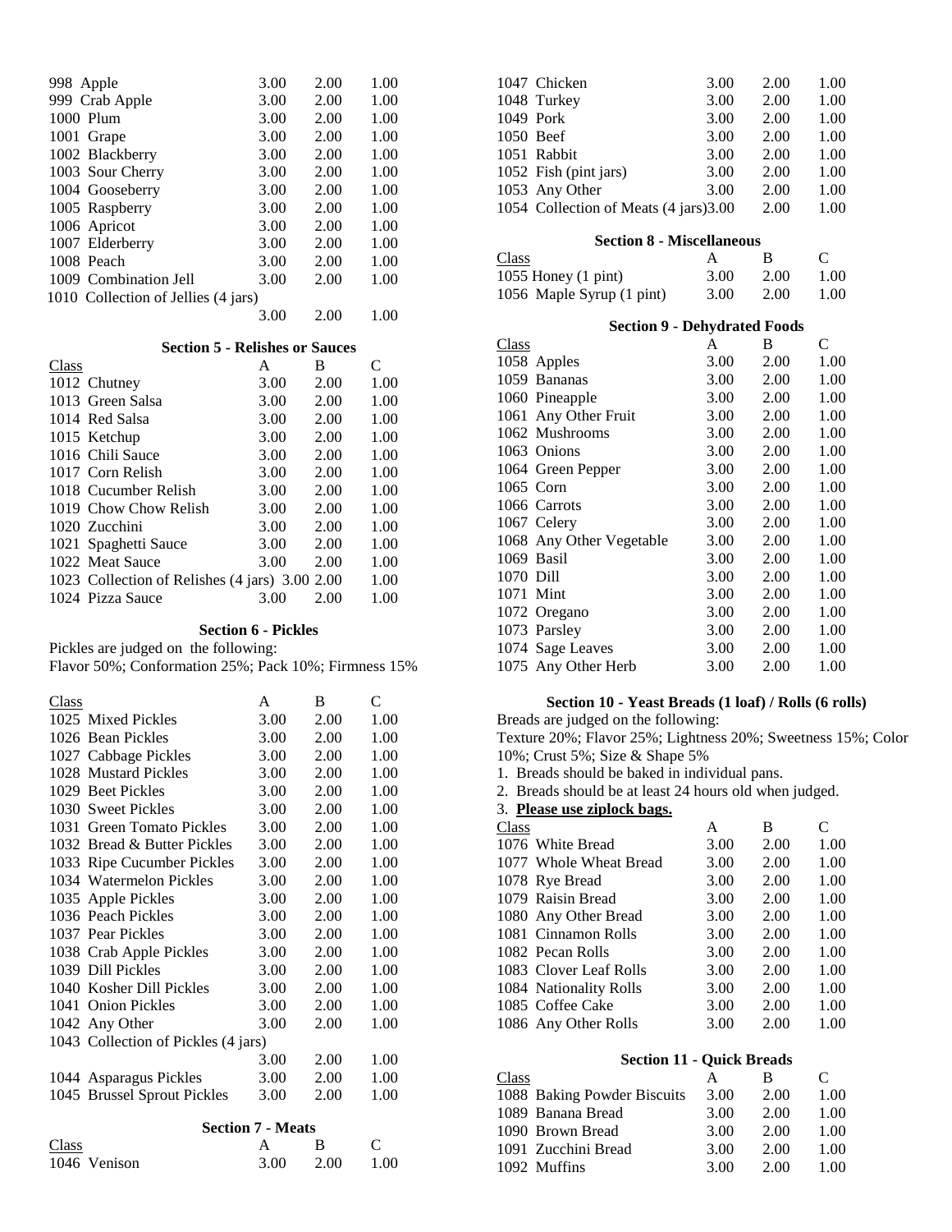| Class | A | B | C |
|---|---|---|---|
| 998 Apple | 3.00 | 2.00 | 1.00 |
| 999 Crab Apple | 3.00 | 2.00 | 1.00 |
| 1000 Plum | 3.00 | 2.00 | 1.00 |
| 1001 Grape | 3.00 | 2.00 | 1.00 |
| 1002 Blackberry | 3.00 | 2.00 | 1.00 |
| 1003 Sour Cherry | 3.00 | 2.00 | 1.00 |
| 1004 Gooseberry | 3.00 | 2.00 | 1.00 |
| 1005 Raspberry | 3.00 | 2.00 | 1.00 |
| 1006 Apricot | 3.00 | 2.00 | 1.00 |
| 1007 Elderberry | 3.00 | 2.00 | 1.00 |
| 1008 Peach | 3.00 | 2.00 | 1.00 |
| 1009 Combination Jell | 3.00 | 2.00 | 1.00 |
| 1010 Collection of Jellies (4 jars) | 3.00 | 2.00 | 1.00 |

### Section 5 - Relishes or Sauces

| Class | A | B | C |
|---|---|---|---|
| 1012 Chutney | 3.00 | 2.00 | 1.00 |
| 1013 Green Salsa | 3.00 | 2.00 | 1.00 |
| 1014 Red Salsa | 3.00 | 2.00 | 1.00 |
| 1015 Ketchup | 3.00 | 2.00 | 1.00 |
| 1016 Chili Sauce | 3.00 | 2.00 | 1.00 |
| 1017 Corn Relish | 3.00 | 2.00 | 1.00 |
| 1018 Cucumber Relish | 3.00 | 2.00 | 1.00 |
| 1019 Chow Chow Relish | 3.00 | 2.00 | 1.00 |
| 1020 Zucchini | 3.00 | 2.00 | 1.00 |
| 1021 Spaghetti Sauce | 3.00 | 2.00 | 1.00 |
| 1022 Meat Sauce | 3.00 | 2.00 | 1.00 |
| 1023 Collection of Relishes (4 jars) | 3.00 | 2.00 | 1.00 |
| 1024 Pizza Sauce | 3.00 | 2.00 | 1.00 |

### Section 6 - Pickles

Pickles are judged on the following:
Flavor 50%; Conformation 25%; Pack 10%; Firmness 15%

| Class | A | B | C |
|---|---|---|---|
| 1025 Mixed Pickles | 3.00 | 2.00 | 1.00 |
| 1026 Bean Pickles | 3.00 | 2.00 | 1.00 |
| 1027 Cabbage Pickles | 3.00 | 2.00 | 1.00 |
| 1028 Mustard Pickles | 3.00 | 2.00 | 1.00 |
| 1029 Beet Pickles | 3.00 | 2.00 | 1.00 |
| 1030 Sweet Pickles | 3.00 | 2.00 | 1.00 |
| 1031 Green Tomato Pickles | 3.00 | 2.00 | 1.00 |
| 1032 Bread & Butter Pickles | 3.00 | 2.00 | 1.00 |
| 1033 Ripe Cucumber Pickles | 3.00 | 2.00 | 1.00 |
| 1034 Watermelon Pickles | 3.00 | 2.00 | 1.00 |
| 1035 Apple Pickles | 3.00 | 2.00 | 1.00 |
| 1036 Peach Pickles | 3.00 | 2.00 | 1.00 |
| 1037 Pear Pickles | 3.00 | 2.00 | 1.00 |
| 1038 Crab Apple Pickles | 3.00 | 2.00 | 1.00 |
| 1039 Dill Pickles | 3.00 | 2.00 | 1.00 |
| 1040 Kosher Dill Pickles | 3.00 | 2.00 | 1.00 |
| 1041 Onion Pickles | 3.00 | 2.00 | 1.00 |
| 1042 Any Other | 3.00 | 2.00 | 1.00 |
| 1043 Collection of Pickles (4 jars) | 3.00 | 2.00 | 1.00 |
| 1044 Asparagus Pickles | 3.00 | 2.00 | 1.00 |
| 1045 Brussel Sprout Pickles | 3.00 | 2.00 | 1.00 |

### Section 7 - Meats

| Class | A | B | C |
|---|---|---|---|
| 1046 Venison | 3.00 | 2.00 | 1.00 |
| 1047 Chicken | 3.00 | 2.00 | 1.00 |
| 1048 Turkey | 3.00 | 2.00 | 1.00 |
| 1049 Pork | 3.00 | 2.00 | 1.00 |
| 1050 Beef | 3.00 | 2.00 | 1.00 |
| 1051 Rabbit | 3.00 | 2.00 | 1.00 |
| 1052 Fish (pint jars) | 3.00 | 2.00 | 1.00 |
| 1053 Any Other | 3.00 | 2.00 | 1.00 |
| 1054 Collection of Meats (4 jars) | 3.00 | 2.00 | 1.00 |

### Section 8 - Miscellaneous

| Class | A | B | C |
|---|---|---|---|
| 1055 Honey (1 pint) | 3.00 | 2.00 | 1.00 |
| 1056 Maple Syrup (1 pint) | 3.00 | 2.00 | 1.00 |

### Section 9 - Dehydrated Foods

| Class | A | B | C |
|---|---|---|---|
| 1058 Apples | 3.00 | 2.00 | 1.00 |
| 1059 Bananas | 3.00 | 2.00 | 1.00 |
| 1060 Pineapple | 3.00 | 2.00 | 1.00 |
| 1061 Any Other Fruit | 3.00 | 2.00 | 1.00 |
| 1062 Mushrooms | 3.00 | 2.00 | 1.00 |
| 1063 Onions | 3.00 | 2.00 | 1.00 |
| 1064 Green Pepper | 3.00 | 2.00 | 1.00 |
| 1065 Corn | 3.00 | 2.00 | 1.00 |
| 1066 Carrots | 3.00 | 2.00 | 1.00 |
| 1067 Celery | 3.00 | 2.00 | 1.00 |
| 1068 Any Other Vegetable | 3.00 | 2.00 | 1.00 |
| 1069 Basil | 3.00 | 2.00 | 1.00 |
| 1070 Dill | 3.00 | 2.00 | 1.00 |
| 1071 Mint | 3.00 | 2.00 | 1.00 |
| 1072 Oregano | 3.00 | 2.00 | 1.00 |
| 1073 Parsley | 3.00 | 2.00 | 1.00 |
| 1074 Sage Leaves | 3.00 | 2.00 | 1.00 |
| 1075 Any Other Herb | 3.00 | 2.00 | 1.00 |

### Section 10 - Yeast Breads (1 loaf) / Rolls (6 rolls)

Breads are judged on the following:
Texture 20%; Flavor 25%; Lightness 20%; Sweetness 15%; Color 10%; Crust 5%; Size & Shape 5%

1. Breads should be baked in individual pans.
2. Breads should be at least 24 hours old when judged.
3. **Please use ziplock bags.**

| Class | A | B | C |
|---|---|---|---|
| 1076 White Bread | 3.00 | 2.00 | 1.00 |
| 1077 Whole Wheat Bread | 3.00 | 2.00 | 1.00 |
| 1078 Rye Bread | 3.00 | 2.00 | 1.00 |
| 1079 Raisin Bread | 3.00 | 2.00 | 1.00 |
| 1080 Any Other Bread | 3.00 | 2.00 | 1.00 |
| 1081 Cinnamon Rolls | 3.00 | 2.00 | 1.00 |
| 1082 Pecan Rolls | 3.00 | 2.00 | 1.00 |
| 1083 Clover Leaf Rolls | 3.00 | 2.00 | 1.00 |
| 1084 Nationality Rolls | 3.00 | 2.00 | 1.00 |
| 1085 Coffee Cake | 3.00 | 2.00 | 1.00 |
| 1086 Any Other Rolls | 3.00 | 2.00 | 1.00 |

### Section 11 - Quick Breads

| Class | A | B | C |
|---|---|---|---|
| 1088 Baking Powder Biscuits | 3.00 | 2.00 | 1.00 |
| 1089 Banana Bread | 3.00 | 2.00 | 1.00 |
| 1090 Brown Bread | 3.00 | 2.00 | 1.00 |
| 1091 Zucchini Bread | 3.00 | 2.00 | 1.00 |
| 1092 Muffins | 3.00 | 2.00 | 1.00 |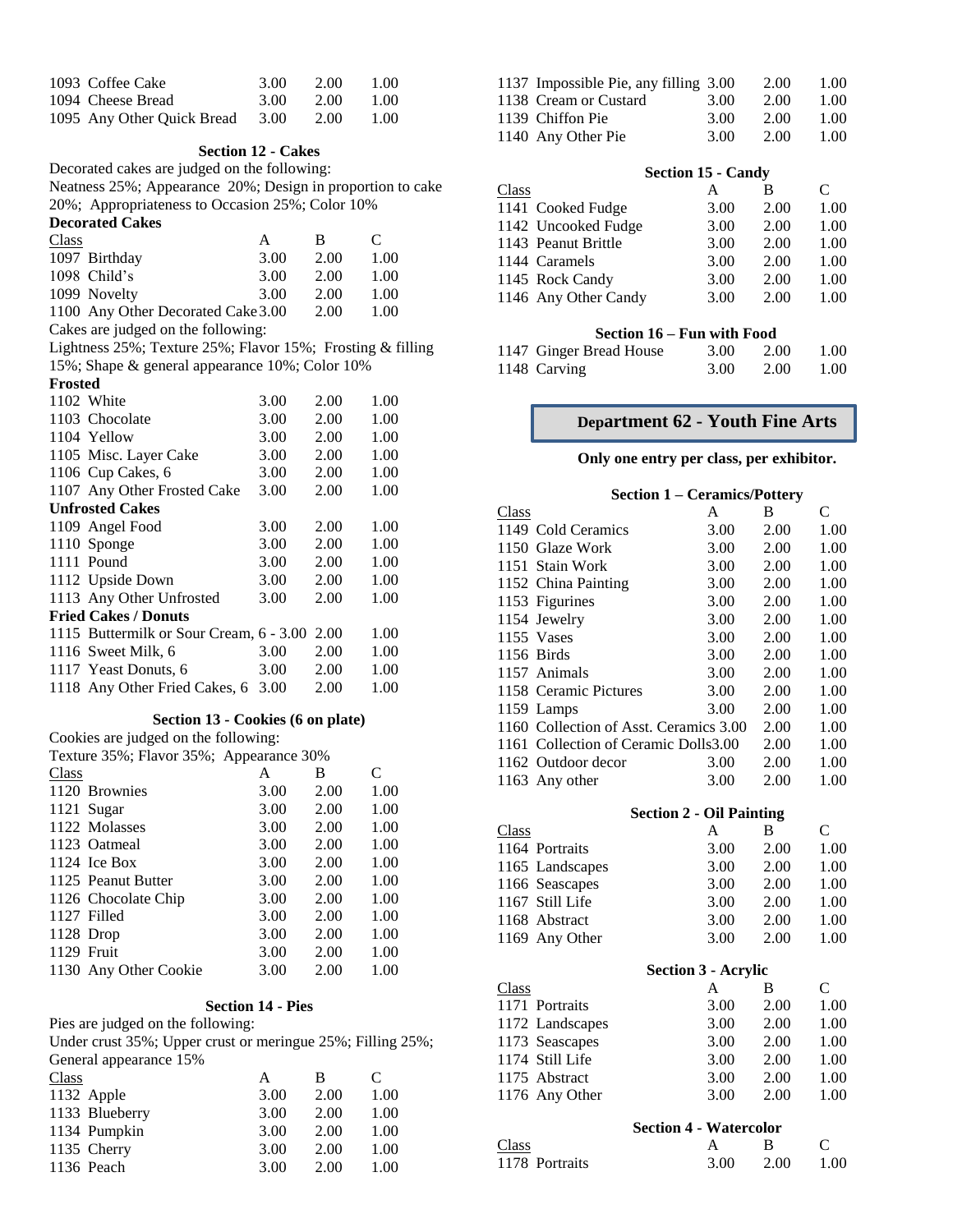| Class | | A | B | C |
|---|---|---|---|---|
| 1093 | Coffee Cake | 3.00 | 2.00 | 1.00 |
| 1094 | Cheese Bread | 3.00 | 2.00 | 1.00 |
| 1095 | Any Other Quick Bread | 3.00 | 2.00 | 1.00 |

### Section 12 - Cakes

Decorated cakes are judged on the following:
Neatness 25%; Appearance 20%; Design in proportion to cake 20%; Appropriateness to Occasion 25%; Color 10%

**Decorated Cakes**

| Class | | A | B | C |
|---|---|---|---|---|
| 1097 | Birthday | 3.00 | 2.00 | 1.00 |
| 1098 | Child's | 3.00 | 2.00 | 1.00 |
| 1099 | Novelty | 3.00 | 2.00 | 1.00 |
| 1100 | Any Other Decorated Cake | 3.00 | 2.00 | 1.00 |

Cakes are judged on the following:
Lightness 25%; Texture 25%; Flavor 15%; Frosting & filling 15%; Shape & general appearance 10%; Color 10%

**Frosted**

| Class | | A | B | C |
|---|---|---|---|---|
| 1102 | White | 3.00 | 2.00 | 1.00 |
| 1103 | Chocolate | 3.00 | 2.00 | 1.00 |
| 1104 | Yellow | 3.00 | 2.00 | 1.00 |
| 1105 | Misc. Layer Cake | 3.00 | 2.00 | 1.00 |
| 1106 | Cup Cakes, 6 | 3.00 | 2.00 | 1.00 |
| 1107 | Any Other Frosted Cake | 3.00 | 2.00 | 1.00 |

**Unfrosted Cakes**

| Class | | A | B | C |
|---|---|---|---|---|
| 1109 | Angel Food | 3.00 | 2.00 | 1.00 |
| 1110 | Sponge | 3.00 | 2.00 | 1.00 |
| 1111 | Pound | 3.00 | 2.00 | 1.00 |
| 1112 | Upside Down | 3.00 | 2.00 | 1.00 |
| 1113 | Any Other Unfrosted | 3.00 | 2.00 | 1.00 |

**Fried Cakes / Donuts**

| Class | | A | B | C |
|---|---|---|---|---|
| 1115 | Buttermilk or Sour Cream, 6 - | 3.00 | 2.00 | 1.00 |
| 1116 | Sweet Milk, 6 | 3.00 | 2.00 | 1.00 |
| 1117 | Yeast Donuts, 6 | 3.00 | 2.00 | 1.00 |
| 1118 | Any Other Fried Cakes, 6 | 3.00 | 2.00 | 1.00 |

### Section 13 - Cookies (6 on plate)

Cookies are judged on the following:
Texture 35%; Flavor 35%; Appearance 30%

| Class | | A | B | C |
|---|---|---|---|---|
| 1120 | Brownies | 3.00 | 2.00 | 1.00 |
| 1121 | Sugar | 3.00 | 2.00 | 1.00 |
| 1122 | Molasses | 3.00 | 2.00 | 1.00 |
| 1123 | Oatmeal | 3.00 | 2.00 | 1.00 |
| 1124 | Ice Box | 3.00 | 2.00 | 1.00 |
| 1125 | Peanut Butter | 3.00 | 2.00 | 1.00 |
| 1126 | Chocolate Chip | 3.00 | 2.00 | 1.00 |
| 1127 | Filled | 3.00 | 2.00 | 1.00 |
| 1128 | Drop | 3.00 | 2.00 | 1.00 |
| 1129 | Fruit | 3.00 | 2.00 | 1.00 |
| 1130 | Any Other Cookie | 3.00 | 2.00 | 1.00 |

### Section 14 - Pies

Pies are judged on the following:
Under crust 35%; Upper crust or meringue 25%; Filling 25%; General appearance 15%

| Class | | A | B | C |
|---|---|---|---|---|
| 1132 | Apple | 3.00 | 2.00 | 1.00 |
| 1133 | Blueberry | 3.00 | 2.00 | 1.00 |
| 1134 | Pumpkin | 3.00 | 2.00 | 1.00 |
| 1135 | Cherry | 3.00 | 2.00 | 1.00 |
| 1136 | Peach | 3.00 | 2.00 | 1.00 |
| 1137 | Impossible Pie, any filling | 3.00 | 2.00 | 1.00 |
| 1138 | Cream or Custard | 3.00 | 2.00 | 1.00 |
| 1139 | Chiffon Pie | 3.00 | 2.00 | 1.00 |
| 1140 | Any Other Pie | 3.00 | 2.00 | 1.00 |

### Section 15 - Candy

| Class | | A | B | C |
|---|---|---|---|---|
| 1141 | Cooked Fudge | 3.00 | 2.00 | 1.00 |
| 1142 | Uncooked Fudge | 3.00 | 2.00 | 1.00 |
| 1143 | Peanut Brittle | 3.00 | 2.00 | 1.00 |
| 1144 | Caramels | 3.00 | 2.00 | 1.00 |
| 1145 | Rock Candy | 3.00 | 2.00 | 1.00 |
| 1146 | Any Other Candy | 3.00 | 2.00 | 1.00 |

### Section 16 – Fun with Food

| Class | | A | B | C |
|---|---|---|---|---|
| 1147 | Ginger Bread House | 3.00 | 2.00 | 1.00 |
| 1148 | Carving | 3.00 | 2.00 | 1.00 |

## Department 62 - Youth Fine Arts

**Only one entry per class, per exhibitor.**

### Section 1 – Ceramics/Pottery

| Class | | A | B | C |
|---|---|---|---|---|
| 1149 | Cold Ceramics | 3.00 | 2.00 | 1.00 |
| 1150 | Glaze Work | 3.00 | 2.00 | 1.00 |
| 1151 | Stain Work | 3.00 | 2.00 | 1.00 |
| 1152 | China Painting | 3.00 | 2.00 | 1.00 |
| 1153 | Figurines | 3.00 | 2.00 | 1.00 |
| 1154 | Jewelry | 3.00 | 2.00 | 1.00 |
| 1155 | Vases | 3.00 | 2.00 | 1.00 |
| 1156 | Birds | 3.00 | 2.00 | 1.00 |
| 1157 | Animals | 3.00 | 2.00 | 1.00 |
| 1158 | Ceramic Pictures | 3.00 | 2.00 | 1.00 |
| 1159 | Lamps | 3.00 | 2.00 | 1.00 |
| 1160 | Collection of Asst. Ceramics | 3.00 | 2.00 | 1.00 |
| 1161 | Collection of Ceramic Dolls | 3.00 | 2.00 | 1.00 |
| 1162 | Outdoor decor | 3.00 | 2.00 | 1.00 |
| 1163 | Any other | 3.00 | 2.00 | 1.00 |

### Section 2 - Oil Painting

| Class | | A | B | C |
|---|---|---|---|---|
| 1164 | Portraits | 3.00 | 2.00 | 1.00 |
| 1165 | Landscapes | 3.00 | 2.00 | 1.00 |
| 1166 | Seascapes | 3.00 | 2.00 | 1.00 |
| 1167 | Still Life | 3.00 | 2.00 | 1.00 |
| 1168 | Abstract | 3.00 | 2.00 | 1.00 |
| 1169 | Any Other | 3.00 | 2.00 | 1.00 |

### Section 3 - Acrylic

| Class | | A | B | C |
|---|---|---|---|---|
| 1171 | Portraits | 3.00 | 2.00 | 1.00 |
| 1172 | Landscapes | 3.00 | 2.00 | 1.00 |
| 1173 | Seascapes | 3.00 | 2.00 | 1.00 |
| 1174 | Still Life | 3.00 | 2.00 | 1.00 |
| 1175 | Abstract | 3.00 | 2.00 | 1.00 |
| 1176 | Any Other | 3.00 | 2.00 | 1.00 |

### Section 4 - Watercolor

| Class | | A | B | C |
|---|---|---|---|---|
| 1178 | Portraits | 3.00 | 2.00 | 1.00 |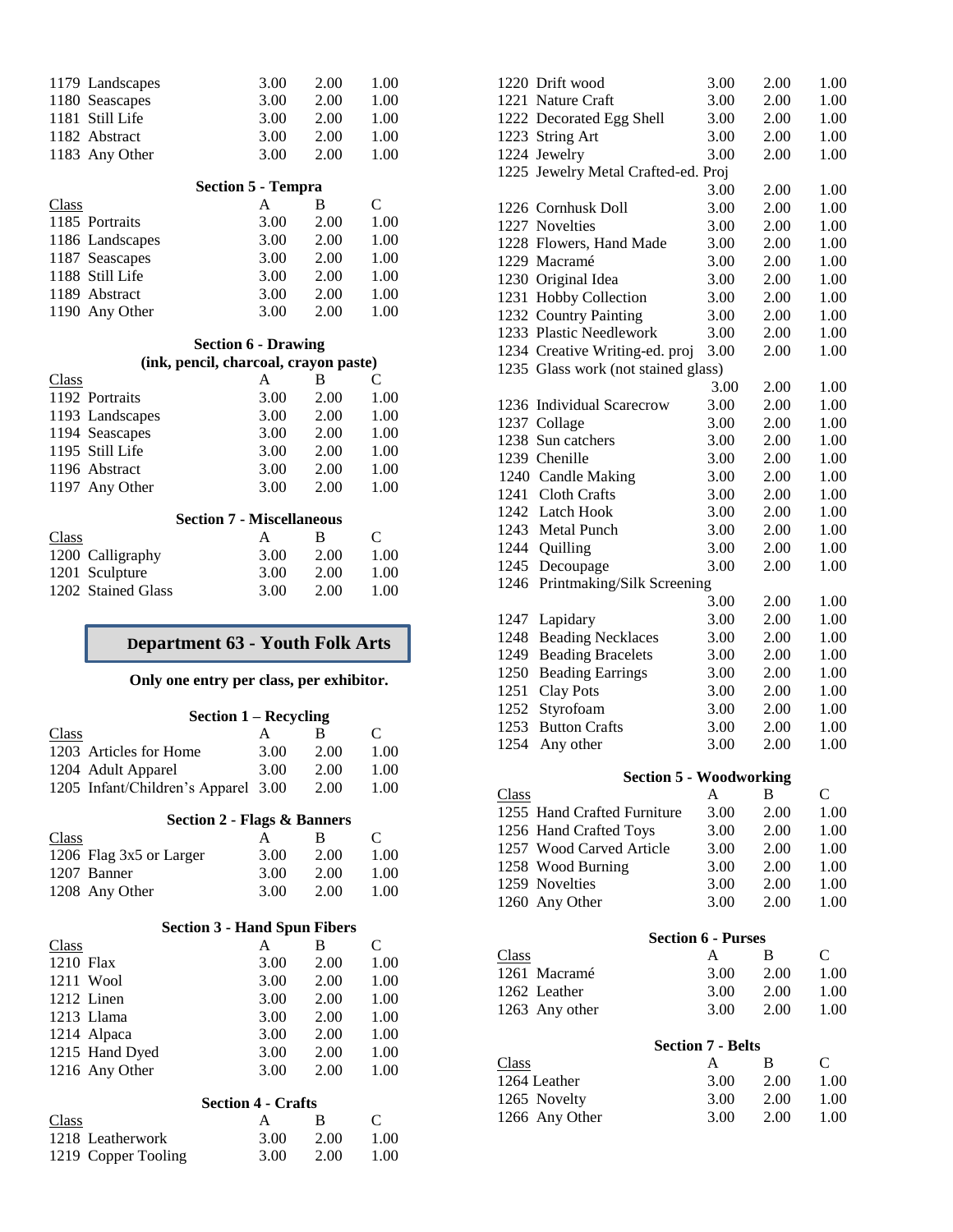| Class | A | B | C |
|---|---|---|---|
| 1179 Landscapes | 3.00 | 2.00 | 1.00 |
| 1180 Seascapes | 3.00 | 2.00 | 1.00 |
| 1181 Still Life | 3.00 | 2.00 | 1.00 |
| 1182 Abstract | 3.00 | 2.00 | 1.00 |
| 1183 Any Other | 3.00 | 2.00 | 1.00 |

**Section 5 - Tempra**

| Class | A | B | C |
|---|---|---|---|
| 1185 Portraits | 3.00 | 2.00 | 1.00 |
| 1186 Landscapes | 3.00 | 2.00 | 1.00 |
| 1187 Seascapes | 3.00 | 2.00 | 1.00 |
| 1188 Still Life | 3.00 | 2.00 | 1.00 |
| 1189 Abstract | 3.00 | 2.00 | 1.00 |
| 1190 Any Other | 3.00 | 2.00 | 1.00 |

**Section 6 - Drawing**
**(ink, pencil, charcoal, crayon paste)**

| Class | A | B | C |
|---|---|---|---|
| 1192 Portraits | 3.00 | 2.00 | 1.00 |
| 1193 Landscapes | 3.00 | 2.00 | 1.00 |
| 1194 Seascapes | 3.00 | 2.00 | 1.00 |
| 1195 Still Life | 3.00 | 2.00 | 1.00 |
| 1196 Abstract | 3.00 | 2.00 | 1.00 |
| 1197 Any Other | 3.00 | 2.00 | 1.00 |

**Section 7 - Miscellaneous**

| Class | A | B | C |
|---|---|---|---|
| 1200 Calligraphy | 3.00 | 2.00 | 1.00 |
| 1201 Sculpture | 3.00 | 2.00 | 1.00 |
| 1202 Stained Glass | 3.00 | 2.00 | 1.00 |

## Department 63 - Youth Folk Arts

**Only one entry per class, per exhibitor.**

**Section 1 – Recycling**

| Class | A | B | C |
|---|---|---|---|
| 1203 Articles for Home | 3.00 | 2.00 | 1.00 |
| 1204 Adult Apparel | 3.00 | 2.00 | 1.00 |
| 1205 Infant/Children's Apparel | 3.00 | 2.00 | 1.00 |

**Section 2 - Flags & Banners**

| Class | A | B | C |
|---|---|---|---|
| 1206 Flag 3x5 or Larger | 3.00 | 2.00 | 1.00 |
| 1207 Banner | 3.00 | 2.00 | 1.00 |
| 1208 Any Other | 3.00 | 2.00 | 1.00 |

**Section 3 - Hand Spun Fibers**

| Class | A | B | C |
|---|---|---|---|
| 1210 Flax | 3.00 | 2.00 | 1.00 |
| 1211 Wool | 3.00 | 2.00 | 1.00 |
| 1212 Linen | 3.00 | 2.00 | 1.00 |
| 1213 Llama | 3.00 | 2.00 | 1.00 |
| 1214 Alpaca | 3.00 | 2.00 | 1.00 |
| 1215 Hand Dyed | 3.00 | 2.00 | 1.00 |
| 1216 Any Other | 3.00 | 2.00 | 1.00 |

**Section 4 - Crafts**

| Class | A | B | C |
|---|---|---|---|
| 1218 Leatherwork | 3.00 | 2.00 | 1.00 |
| 1219 Copper Tooling | 3.00 | 2.00 | 1.00 |
| 1220 Drift wood | 3.00 | 2.00 | 1.00 |
| 1221 Nature Craft | 3.00 | 2.00 | 1.00 |
| 1222 Decorated Egg Shell | 3.00 | 2.00 | 1.00 |
| 1223 String Art | 3.00 | 2.00 | 1.00 |
| 1224 Jewelry | 3.00 | 2.00 | 1.00 |
| 1225 Jewelry Metal Crafted-ed. Proj | 3.00 | 2.00 | 1.00 |
| 1226 Cornhusk Doll | 3.00 | 2.00 | 1.00 |
| 1227 Novelties | 3.00 | 2.00 | 1.00 |
| 1228 Flowers, Hand Made | 3.00 | 2.00 | 1.00 |
| 1229 Macramé | 3.00 | 2.00 | 1.00 |
| 1230 Original Idea | 3.00 | 2.00 | 1.00 |
| 1231 Hobby Collection | 3.00 | 2.00 | 1.00 |
| 1232 Country Painting | 3.00 | 2.00 | 1.00 |
| 1233 Plastic Needlework | 3.00 | 2.00 | 1.00 |
| 1234 Creative Writing-ed. proj | 3.00 | 2.00 | 1.00 |
| 1235 Glass work (not stained glass) | 3.00 | 2.00 | 1.00 |
| 1236 Individual Scarecrow | 3.00 | 2.00 | 1.00 |
| 1237 Collage | 3.00 | 2.00 | 1.00 |
| 1238 Sun catchers | 3.00 | 2.00 | 1.00 |
| 1239 Chenille | 3.00 | 2.00 | 1.00 |
| 1240 Candle Making | 3.00 | 2.00 | 1.00 |
| 1241 Cloth Crafts | 3.00 | 2.00 | 1.00 |
| 1242 Latch Hook | 3.00 | 2.00 | 1.00 |
| 1243 Metal Punch | 3.00 | 2.00 | 1.00 |
| 1244 Quilling | 3.00 | 2.00 | 1.00 |
| 1245 Decoupage | 3.00 | 2.00 | 1.00 |
| 1246 Printmaking/Silk Screening | 3.00 | 2.00 | 1.00 |
| 1247 Lapidary | 3.00 | 2.00 | 1.00 |
| 1248 Beading Necklaces | 3.00 | 2.00 | 1.00 |
| 1249 Beading Bracelets | 3.00 | 2.00 | 1.00 |
| 1250 Beading Earrings | 3.00 | 2.00 | 1.00 |
| 1251 Clay Pots | 3.00 | 2.00 | 1.00 |
| 1252 Styrofoam | 3.00 | 2.00 | 1.00 |
| 1253 Button Crafts | 3.00 | 2.00 | 1.00 |
| 1254 Any other | 3.00 | 2.00 | 1.00 |

**Section 5 - Woodworking**

| Class | A | B | C |
|---|---|---|---|
| 1255 Hand Crafted Furniture | 3.00 | 2.00 | 1.00 |
| 1256 Hand Crafted Toys | 3.00 | 2.00 | 1.00 |
| 1257 Wood Carved Article | 3.00 | 2.00 | 1.00 |
| 1258 Wood Burning | 3.00 | 2.00 | 1.00 |
| 1259 Novelties | 3.00 | 2.00 | 1.00 |
| 1260 Any Other | 3.00 | 2.00 | 1.00 |

**Section 6 - Purses**

| Class | A | B | C |
|---|---|---|---|
| 1261 Macramé | 3.00 | 2.00 | 1.00 |
| 1262 Leather | 3.00 | 2.00 | 1.00 |
| 1263 Any other | 3.00 | 2.00 | 1.00 |

**Section 7 - Belts**

| Class | A | B | C |
|---|---|---|---|
| 1264 Leather | 3.00 | 2.00 | 1.00 |
| 1265 Novelty | 3.00 | 2.00 | 1.00 |
| 1266 Any Other | 3.00 | 2.00 | 1.00 |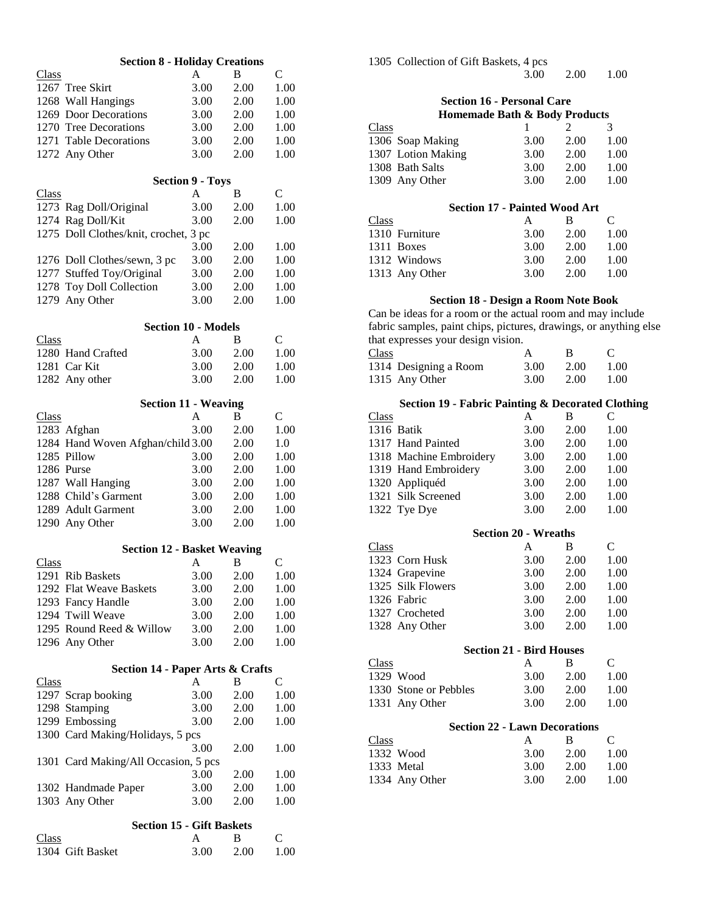### Section 8 - Holiday Creations

| Class | | A | B | C |
|---|---|---|---|---|
| 1267 | Tree Skirt | 3.00 | 2.00 | 1.00 |
| 1268 | Wall Hangings | 3.00 | 2.00 | 1.00 |
| 1269 | Door Decorations | 3.00 | 2.00 | 1.00 |
| 1270 | Tree Decorations | 3.00 | 2.00 | 1.00 |
| 1271 | Table Decorations | 3.00 | 2.00 | 1.00 |
| 1272 | Any Other | 3.00 | 2.00 | 1.00 |

### Section 9 - Toys

| Class | | A | B | C |
|---|---|---|---|---|
| 1273 | Rag Doll/Original | 3.00 | 2.00 | 1.00 |
| 1274 | Rag Doll/Kit | 3.00 | 2.00 | 1.00 |
| 1275 | Doll Clothes/knit, crochet, 3 pc | 3.00 | 2.00 | 1.00 |
| 1276 | Doll Clothes/sewn, 3 pc | 3.00 | 2.00 | 1.00 |
| 1277 | Stuffed Toy/Original | 3.00 | 2.00 | 1.00 |
| 1278 | Toy Doll Collection | 3.00 | 2.00 | 1.00 |
| 1279 | Any Other | 3.00 | 2.00 | 1.00 |

### Section 10 - Models

| Class | | A | B | C |
|---|---|---|---|---|
| 1280 | Hand Crafted | 3.00 | 2.00 | 1.00 |
| 1281 | Car Kit | 3.00 | 2.00 | 1.00 |
| 1282 | Any other | 3.00 | 2.00 | 1.00 |

### Section 11 - Weaving

| Class | | A | B | C |
|---|---|---|---|---|
| 1283 | Afghan | 3.00 | 2.00 | 1.00 |
| 1284 | Hand Woven Afghan/child | 3.00 | 2.00 | 1.0 |
| 1285 | Pillow | 3.00 | 2.00 | 1.00 |
| 1286 | Purse | 3.00 | 2.00 | 1.00 |
| 1287 | Wall Hanging | 3.00 | 2.00 | 1.00 |
| 1288 | Child's Garment | 3.00 | 2.00 | 1.00 |
| 1289 | Adult Garment | 3.00 | 2.00 | 1.00 |
| 1290 | Any Other | 3.00 | 2.00 | 1.00 |

### Section 12 - Basket Weaving

| Class | | A | B | C |
|---|---|---|---|---|
| 1291 | Rib Baskets | 3.00 | 2.00 | 1.00 |
| 1292 | Flat Weave Baskets | 3.00 | 2.00 | 1.00 |
| 1293 | Fancy Handle | 3.00 | 2.00 | 1.00 |
| 1294 | Twill Weave | 3.00 | 2.00 | 1.00 |
| 1295 | Round Reed & Willow | 3.00 | 2.00 | 1.00 |
| 1296 | Any Other | 3.00 | 2.00 | 1.00 |

### Section 14 - Paper Arts & Crafts

| Class | | A | B | C |
|---|---|---|---|---|
| 1297 | Scrap booking | 3.00 | 2.00 | 1.00 |
| 1298 | Stamping | 3.00 | 2.00 | 1.00 |
| 1299 | Embossing | 3.00 | 2.00 | 1.00 |
| 1300 | Card Making/Holidays, 5 pcs | 3.00 | 2.00 | 1.00 |
| 1301 | Card Making/All Occasion, 5 pcs | 3.00 | 2.00 | 1.00 |
| 1302 | Handmade Paper | 3.00 | 2.00 | 1.00 |
| 1303 | Any Other | 3.00 | 2.00 | 1.00 |

### Section 15 - Gift Baskets

| Class | | A | B | C |
|---|---|---|---|---|
| 1304 | Gift Basket | 3.00 | 2.00 | 1.00 |
| 1305 | Collection of Gift Baskets, 4 pcs | 3.00 | 2.00 | 1.00 |

### Section 16 - Personal Care
### Homemade Bath & Body Products

| Class | | 1 | 2 | 3 |
|---|---|---|---|---|
| 1306 | Soap Making | 3.00 | 2.00 | 1.00 |
| 1307 | Lotion Making | 3.00 | 2.00 | 1.00 |
| 1308 | Bath Salts | 3.00 | 2.00 | 1.00 |
| 1309 | Any Other | 3.00 | 2.00 | 1.00 |

### Section 17 - Painted Wood Art

| Class | | A | B | C |
|---|---|---|---|---|
| 1310 | Furniture | 3.00 | 2.00 | 1.00 |
| 1311 | Boxes | 3.00 | 2.00 | 1.00 |
| 1312 | Windows | 3.00 | 2.00 | 1.00 |
| 1313 | Any Other | 3.00 | 2.00 | 1.00 |

### Section 18 - Design a Room Note Book

Can be ideas for a room or the actual room and may include fabric samples, paint chips, pictures, drawings, or anything else that expresses your design vision.

| Class | | A | B | C |
|---|---|---|---|---|
| 1314 | Designing a Room | 3.00 | 2.00 | 1.00 |
| 1315 | Any Other | 3.00 | 2.00 | 1.00 |

### Section 19 - Fabric Painting & Decorated Clothing

| Class | | A | B | C |
|---|---|---|---|---|
| 1316 | Batik | 3.00 | 2.00 | 1.00 |
| 1317 | Hand Painted | 3.00 | 2.00 | 1.00 |
| 1318 | Machine Embroidery | 3.00 | 2.00 | 1.00 |
| 1319 | Hand Embroidery | 3.00 | 2.00 | 1.00 |
| 1320 | Appliquéd | 3.00 | 2.00 | 1.00 |
| 1321 | Silk Screened | 3.00 | 2.00 | 1.00 |
| 1322 | Tye Dye | 3.00 | 2.00 | 1.00 |

### Section 20 - Wreaths

| Class | | A | B | C |
|---|---|---|---|---|
| 1323 | Corn Husk | 3.00 | 2.00 | 1.00 |
| 1324 | Grapevine | 3.00 | 2.00 | 1.00 |
| 1325 | Silk Flowers | 3.00 | 2.00 | 1.00 |
| 1326 | Fabric | 3.00 | 2.00 | 1.00 |
| 1327 | Crocheted | 3.00 | 2.00 | 1.00 |
| 1328 | Any Other | 3.00 | 2.00 | 1.00 |

### Section 21 - Bird Houses

| Class | | A | B | C |
|---|---|---|---|---|
| 1329 | Wood | 3.00 | 2.00 | 1.00 |
| 1330 | Stone or Pebbles | 3.00 | 2.00 | 1.00 |
| 1331 | Any Other | 3.00 | 2.00 | 1.00 |

### Section 22 - Lawn Decorations

| Class | | A | B | C |
|---|---|---|---|---|
| 1332 | Wood | 3.00 | 2.00 | 1.00 |
| 1333 | Metal | 3.00 | 2.00 | 1.00 |
| 1334 | Any Other | 3.00 | 2.00 | 1.00 |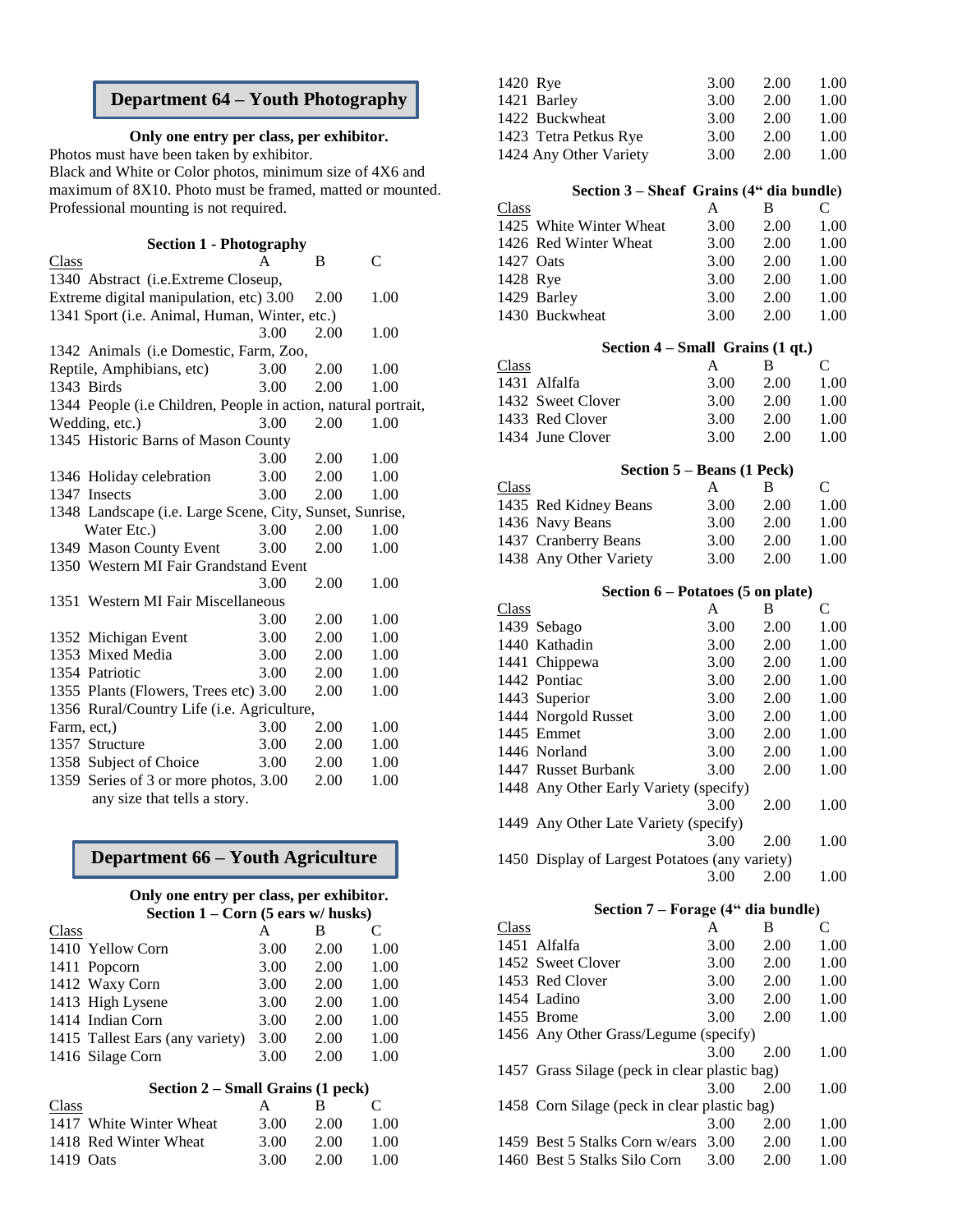## Department 64 – Youth Photography

**Only one entry per class, per exhibitor.**

Photos must have been taken by exhibitor.
Black and White or Color photos, minimum size of 4X6 and maximum of 8X10. Photo must be framed, matted or mounted. Professional mounting is not required.

### Section 1 - Photography

| Class | A | B | C |
|---|---|---|---|
| 1340 Abstract (i.e.Extreme Closeup, Extreme digital manipulation, etc) | 3.00 | 2.00 | 1.00 |
| 1341 Sport (i.e. Animal, Human, Winter, etc.) | 3.00 | 2.00 | 1.00 |
| 1342 Animals (i.e Domestic, Farm, Zoo, Reptile, Amphibians, etc) | 3.00 | 2.00 | 1.00 |
| 1343 Birds | 3.00 | 2.00 | 1.00 |
| 1344 People (i.e Children, People in action, natural portrait, Wedding, etc.) | 3.00 | 2.00 | 1.00 |
| 1345 Historic Barns of Mason County | 3.00 | 2.00 | 1.00 |
| 1346 Holiday celebration | 3.00 | 2.00 | 1.00 |
| 1347 Insects | 3.00 | 2.00 | 1.00 |
| 1348 Landscape (i.e. Large Scene, City, Sunset, Sunrise, Water Etc.) | 3.00 | 2.00 | 1.00 |
| 1349 Mason County Event | 3.00 | 2.00 | 1.00 |
| 1350 Western MI Fair Grandstand Event | 3.00 | 2.00 | 1.00 |
| 1351 Western MI Fair Miscellaneous | 3.00 | 2.00 | 1.00 |
| 1352 Michigan Event | 3.00 | 2.00 | 1.00 |
| 1353 Mixed Media | 3.00 | 2.00 | 1.00 |
| 1354 Patriotic | 3.00 | 2.00 | 1.00 |
| 1355 Plants (Flowers, Trees etc) | 3.00 | 2.00 | 1.00 |
| 1356 Rural/Country Life (i.e. Agriculture, Farm, ect,) | 3.00 | 2.00 | 1.00 |
| 1357 Structure | 3.00 | 2.00 | 1.00 |
| 1358 Subject of Choice | 3.00 | 2.00 | 1.00 |
| 1359 Series of 3 or more photos, any size that tells a story. | 3.00 | 2.00 | 1.00 |

## Department 66 – Youth Agriculture

**Only one entry per class, per exhibitor.**

### Section 1 – Corn (5 ears w/ husks)

| Class | A | B | C |
|---|---|---|---|
| 1410 Yellow Corn | 3.00 | 2.00 | 1.00 |
| 1411 Popcorn | 3.00 | 2.00 | 1.00 |
| 1412 Waxy Corn | 3.00 | 2.00 | 1.00 |
| 1413 High Lysene | 3.00 | 2.00 | 1.00 |
| 1414 Indian Corn | 3.00 | 2.00 | 1.00 |
| 1415 Tallest Ears (any variety) | 3.00 | 2.00 | 1.00 |
| 1416 Silage Corn | 3.00 | 2.00 | 1.00 |

### Section 2 – Small Grains (1 peck)

| Class | A | B | C |
|---|---|---|---|
| 1417 White Winter Wheat | 3.00 | 2.00 | 1.00 |
| 1418 Red Winter Wheat | 3.00 | 2.00 | 1.00 |
| 1419 Oats | 3.00 | 2.00 | 1.00 |
| 1420 Rye | 3.00 | 2.00 | 1.00 |
| 1421 Barley | 3.00 | 2.00 | 1.00 |
| 1422 Buckwheat | 3.00 | 2.00 | 1.00 |
| 1423 Tetra Petkus Rye | 3.00 | 2.00 | 1.00 |
| 1424 Any Other Variety | 3.00 | 2.00 | 1.00 |

### Section 3 – Sheaf Grains (4" dia bundle)

| Class | A | B | C |
|---|---|---|---|
| 1425 White Winter Wheat | 3.00 | 2.00 | 1.00 |
| 1426 Red Winter Wheat | 3.00 | 2.00 | 1.00 |
| 1427 Oats | 3.00 | 2.00 | 1.00 |
| 1428 Rye | 3.00 | 2.00 | 1.00 |
| 1429 Barley | 3.00 | 2.00 | 1.00 |
| 1430 Buckwheat | 3.00 | 2.00 | 1.00 |

### Section 4 – Small Grains (1 qt.)

| Class | A | B | C |
|---|---|---|---|
| 1431 Alfalfa | 3.00 | 2.00 | 1.00 |
| 1432 Sweet Clover | 3.00 | 2.00 | 1.00 |
| 1433 Red Clover | 3.00 | 2.00 | 1.00 |
| 1434 June Clover | 3.00 | 2.00 | 1.00 |

### Section 5 – Beans (1 Peck)

| Class | A | B | C |
|---|---|---|---|
| 1435 Red Kidney Beans | 3.00 | 2.00 | 1.00 |
| 1436 Navy Beans | 3.00 | 2.00 | 1.00 |
| 1437 Cranberry Beans | 3.00 | 2.00 | 1.00 |
| 1438 Any Other Variety | 3.00 | 2.00 | 1.00 |

### Section 6 – Potatoes (5 on plate)

| Class | A | B | C |
|---|---|---|---|
| 1439 Sebago | 3.00 | 2.00 | 1.00 |
| 1440 Kathadin | 3.00 | 2.00 | 1.00 |
| 1441 Chippewa | 3.00 | 2.00 | 1.00 |
| 1442 Pontiac | 3.00 | 2.00 | 1.00 |
| 1443 Superior | 3.00 | 2.00 | 1.00 |
| 1444 Norgold Russet | 3.00 | 2.00 | 1.00 |
| 1445 Emmet | 3.00 | 2.00 | 1.00 |
| 1446 Norland | 3.00 | 2.00 | 1.00 |
| 1447 Russet Burbank | 3.00 | 2.00 | 1.00 |
| 1448 Any Other Early Variety (specify) | 3.00 | 2.00 | 1.00 |
| 1449 Any Other Late Variety (specify) | 3.00 | 2.00 | 1.00 |
| 1450 Display of Largest Potatoes (any variety) | 3.00 | 2.00 | 1.00 |

### Section 7 – Forage (4" dia bundle)

| Class | A | B | C |
|---|---|---|---|
| 1451 Alfalfa | 3.00 | 2.00 | 1.00 |
| 1452 Sweet Clover | 3.00 | 2.00 | 1.00 |
| 1453 Red Clover | 3.00 | 2.00 | 1.00 |
| 1454 Ladino | 3.00 | 2.00 | 1.00 |
| 1455 Brome | 3.00 | 2.00 | 1.00 |
| 1456 Any Other Grass/Legume (specify) | 3.00 | 2.00 | 1.00 |
| 1457 Grass Silage (peck in clear plastic bag) | 3.00 | 2.00 | 1.00 |
| 1458 Corn Silage (peck in clear plastic bag) | 3.00 | 2.00 | 1.00 |
| 1459 Best 5 Stalks Corn w/ears | 3.00 | 2.00 | 1.00 |
| 1460 Best 5 Stalks Silo Corn | 3.00 | 2.00 | 1.00 |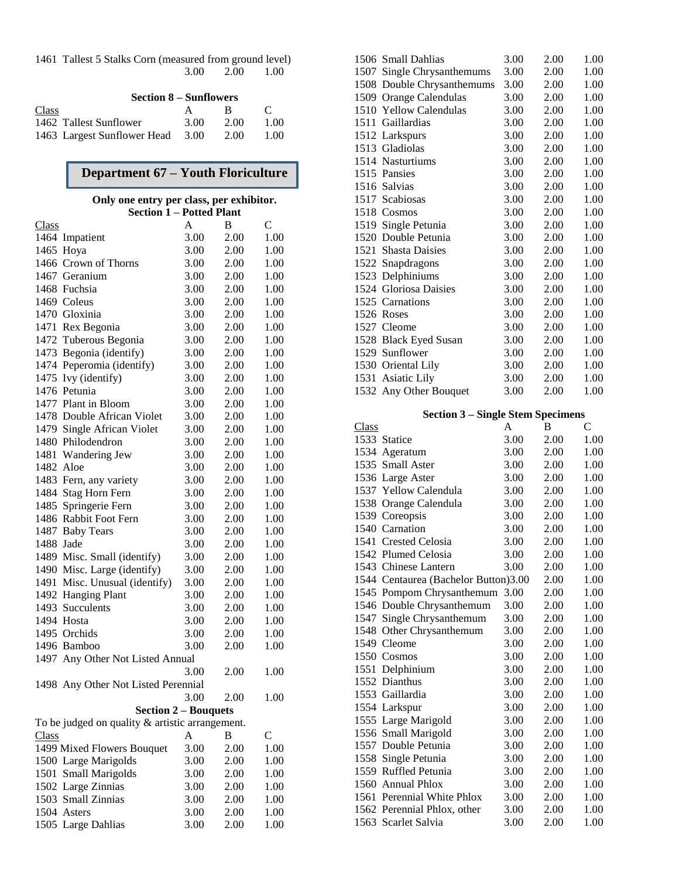| Class | | A | B | C |
|---|---|---|---|---|
| 1461 | Tallest 5 Stalks Corn (measured from ground level) | 3.00 | 2.00 | 1.00 |

**Section 8 – Sunflowers**

| Class | | A | B | C |
|---|---|---|---|---|
| 1462 | Tallest Sunflower | 3.00 | 2.00 | 1.00 |
| 1463 | Largest Sunflower Head | 3.00 | 2.00 | 1.00 |

# Department 67 – Youth Floriculture

**Only one entry per class, per exhibitor.**

**Section 1 – Potted Plant**

| Class | | A | B | C |
|---|---|---|---|---|
| 1464 | Impatient | 3.00 | 2.00 | 1.00 |
| 1465 | Hoya | 3.00 | 2.00 | 1.00 |
| 1466 | Crown of Thorns | 3.00 | 2.00 | 1.00 |
| 1467 | Geranium | 3.00 | 2.00 | 1.00 |
| 1468 | Fuchsia | 3.00 | 2.00 | 1.00 |
| 1469 | Coleus | 3.00 | 2.00 | 1.00 |
| 1470 | Gloxinia | 3.00 | 2.00 | 1.00 |
| 1471 | Rex Begonia | 3.00 | 2.00 | 1.00 |
| 1472 | Tuberous Begonia | 3.00 | 2.00 | 1.00 |
| 1473 | Begonia (identify) | 3.00 | 2.00 | 1.00 |
| 1474 | Peperomia (identify) | 3.00 | 2.00 | 1.00 |
| 1475 | Ivy (identify) | 3.00 | 2.00 | 1.00 |
| 1476 | Petunia | 3.00 | 2.00 | 1.00 |
| 1477 | Plant in Bloom | 3.00 | 2.00 | 1.00 |
| 1478 | Double African Violet | 3.00 | 2.00 | 1.00 |
| 1479 | Single African Violet | 3.00 | 2.00 | 1.00 |
| 1480 | Philodendron | 3.00 | 2.00 | 1.00 |
| 1481 | Wandering Jew | 3.00 | 2.00 | 1.00 |
| 1482 | Aloe | 3.00 | 2.00 | 1.00 |
| 1483 | Fern, any variety | 3.00 | 2.00 | 1.00 |
| 1484 | Stag Horn Fern | 3.00 | 2.00 | 1.00 |
| 1485 | Springerie Fern | 3.00 | 2.00 | 1.00 |
| 1486 | Rabbit Foot Fern | 3.00 | 2.00 | 1.00 |
| 1487 | Baby Tears | 3.00 | 2.00 | 1.00 |
| 1488 | Jade | 3.00 | 2.00 | 1.00 |
| 1489 | Misc. Small (identify) | 3.00 | 2.00 | 1.00 |
| 1490 | Misc. Large (identify) | 3.00 | 2.00 | 1.00 |
| 1491 | Misc. Unusual (identify) | 3.00 | 2.00 | 1.00 |
| 1492 | Hanging Plant | 3.00 | 2.00 | 1.00 |
| 1493 | Succulents | 3.00 | 2.00 | 1.00 |
| 1494 | Hosta | 3.00 | 2.00 | 1.00 |
| 1495 | Orchids | 3.00 | 2.00 | 1.00 |
| 1496 | Bamboo | 3.00 | 2.00 | 1.00 |
| 1497 | Any Other Not Listed Annual | 3.00 | 2.00 | 1.00 |
| 1498 | Any Other Not Listed Perennial | 3.00 | 2.00 | 1.00 |

**Section 2 – Bouquets**

To be judged on quality & artistic arrangement.

| Class | | A | B | C |
|---|---|---|---|---|
| 1499 | Mixed Flowers Bouquet | 3.00 | 2.00 | 1.00 |
| 1500 | Large Marigolds | 3.00 | 2.00 | 1.00 |
| 1501 | Small Marigolds | 3.00 | 2.00 | 1.00 |
| 1502 | Large Zinnias | 3.00 | 2.00 | 1.00 |
| 1503 | Small Zinnias | 3.00 | 2.00 | 1.00 |
| 1504 | Asters | 3.00 | 2.00 | 1.00 |
| 1505 | Large Dahlias | 3.00 | 2.00 | 1.00 |
| 1506 | Small Dahlias | 3.00 | 2.00 | 1.00 |
| 1507 | Single Chrysanthemums | 3.00 | 2.00 | 1.00 |
| 1508 | Double Chrysanthemums | 3.00 | 2.00 | 1.00 |
| 1509 | Orange Calendulas | 3.00 | 2.00 | 1.00 |
| 1510 | Yellow Calendulas | 3.00 | 2.00 | 1.00 |
| 1511 | Gaillardias | 3.00 | 2.00 | 1.00 |
| 1512 | Larkspurs | 3.00 | 2.00 | 1.00 |
| 1513 | Gladiolas | 3.00 | 2.00 | 1.00 |
| 1514 | Nasturtiums | 3.00 | 2.00 | 1.00 |
| 1515 | Pansies | 3.00 | 2.00 | 1.00 |
| 1516 | Salvias | 3.00 | 2.00 | 1.00 |
| 1517 | Scabiosas | 3.00 | 2.00 | 1.00 |
| 1518 | Cosmos | 3.00 | 2.00 | 1.00 |
| 1519 | Single Petunia | 3.00 | 2.00 | 1.00 |
| 1520 | Double Petunia | 3.00 | 2.00 | 1.00 |
| 1521 | Shasta Daisies | 3.00 | 2.00 | 1.00 |
| 1522 | Snapdragons | 3.00 | 2.00 | 1.00 |
| 1523 | Delphiniums | 3.00 | 2.00 | 1.00 |
| 1524 | Gloriosa Daisies | 3.00 | 2.00 | 1.00 |
| 1525 | Carnations | 3.00 | 2.00 | 1.00 |
| 1526 | Roses | 3.00 | 2.00 | 1.00 |
| 1527 | Cleome | 3.00 | 2.00 | 1.00 |
| 1528 | Black Eyed Susan | 3.00 | 2.00 | 1.00 |
| 1529 | Sunflower | 3.00 | 2.00 | 1.00 |
| 1530 | Oriental Lily | 3.00 | 2.00 | 1.00 |
| 1531 | Asiatic Lily | 3.00 | 2.00 | 1.00 |
| 1532 | Any Other Bouquet | 3.00 | 2.00 | 1.00 |

**Section 3 – Single Stem Specimens**

| Class | | A | B | C |
|---|---|---|---|---|
| 1533 | Statice | 3.00 | 2.00 | 1.00 |
| 1534 | Ageratum | 3.00 | 2.00 | 1.00 |
| 1535 | Small Aster | 3.00 | 2.00 | 1.00 |
| 1536 | Large Aster | 3.00 | 2.00 | 1.00 |
| 1537 | Yellow Calendula | 3.00 | 2.00 | 1.00 |
| 1538 | Orange Calendula | 3.00 | 2.00 | 1.00 |
| 1539 | Coreopsis | 3.00 | 2.00 | 1.00 |
| 1540 | Carnation | 3.00 | 2.00 | 1.00 |
| 1541 | Crested Celosia | 3.00 | 2.00 | 1.00 |
| 1542 | Plumed Celosia | 3.00 | 2.00 | 1.00 |
| 1543 | Chinese Lantern | 3.00 | 2.00 | 1.00 |
| 1544 | Centaurea (Bachelor Button) | 3.00 | 2.00 | 1.00 |
| 1545 | Pompom Chrysanthemum | 3.00 | 2.00 | 1.00 |
| 1546 | Double Chrysanthemum | 3.00 | 2.00 | 1.00 |
| 1547 | Single Chrysanthemum | 3.00 | 2.00 | 1.00 |
| 1548 | Other Chrysanthemum | 3.00 | 2.00 | 1.00 |
| 1549 | Cleome | 3.00 | 2.00 | 1.00 |
| 1550 | Cosmos | 3.00 | 2.00 | 1.00 |
| 1551 | Delphinium | 3.00 | 2.00 | 1.00 |
| 1552 | Dianthus | 3.00 | 2.00 | 1.00 |
| 1553 | Gaillardia | 3.00 | 2.00 | 1.00 |
| 1554 | Larkspur | 3.00 | 2.00 | 1.00 |
| 1555 | Large Marigold | 3.00 | 2.00 | 1.00 |
| 1556 | Small Marigold | 3.00 | 2.00 | 1.00 |
| 1557 | Double Petunia | 3.00 | 2.00 | 1.00 |
| 1558 | Single Petunia | 3.00 | 2.00 | 1.00 |
| 1559 | Ruffled Petunia | 3.00 | 2.00 | 1.00 |
| 1560 | Annual Phlox | 3.00 | 2.00 | 1.00 |
| 1561 | Perennial White Phlox | 3.00 | 2.00 | 1.00 |
| 1562 | Perennial Phlox, other | 3.00 | 2.00 | 1.00 |
| 1563 | Scarlet Salvia | 3.00 | 2.00 | 1.00 |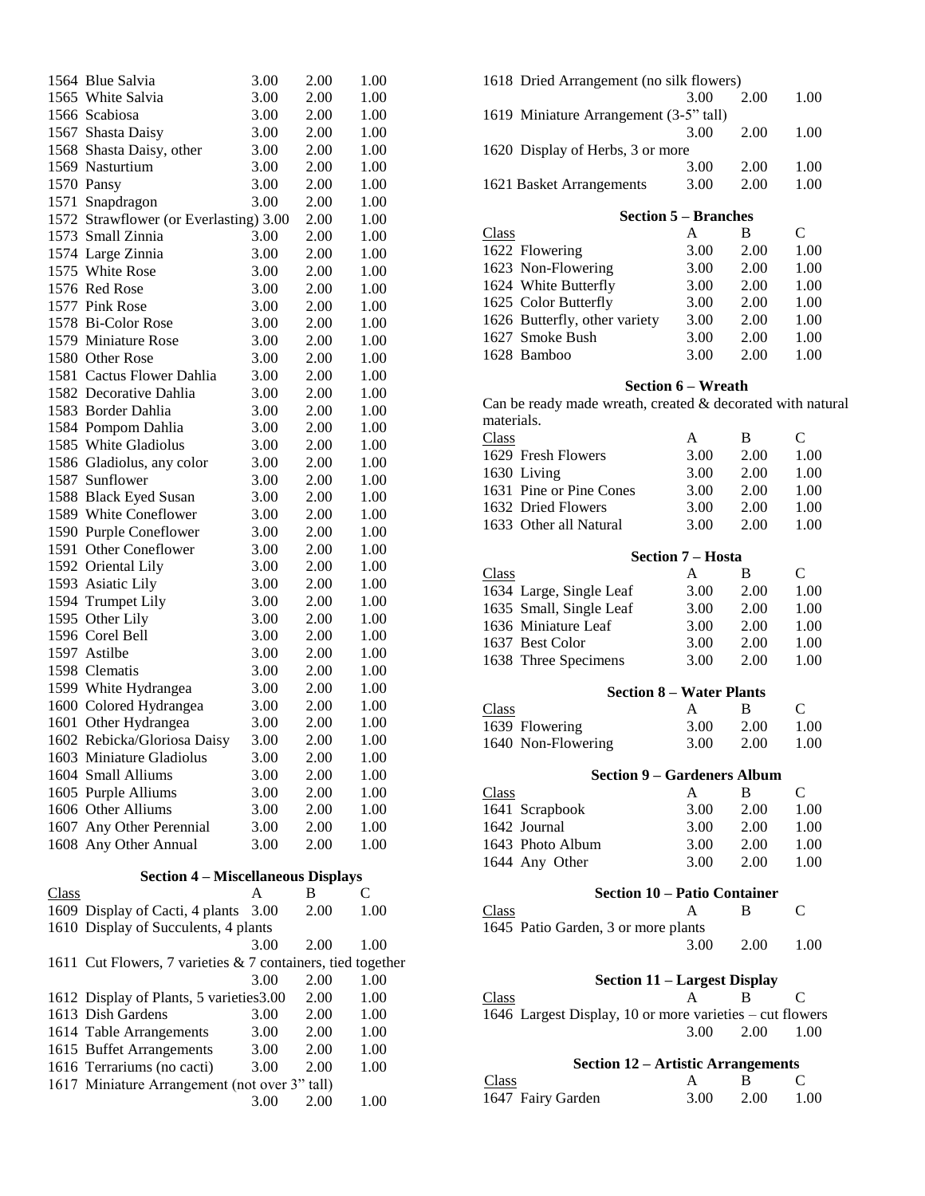| | | | |
|---|---|---|---|
| 1564 Blue Salvia | 3.00 | 2.00 | 1.00 |
| 1565 White Salvia | 3.00 | 2.00 | 1.00 |
| 1566 Scabiosa | 3.00 | 2.00 | 1.00 |
| 1567 Shasta Daisy | 3.00 | 2.00 | 1.00 |
| 1568 Shasta Daisy, other | 3.00 | 2.00 | 1.00 |
| 1569 Nasturtium | 3.00 | 2.00 | 1.00 |
| 1570 Pansy | 3.00 | 2.00 | 1.00 |
| 1571 Snapdragon | 3.00 | 2.00 | 1.00 |
| 1572 Strawflower (or Everlasting) | 3.00 | 2.00 | 1.00 |
| 1573 Small Zinnia | 3.00 | 2.00 | 1.00 |
| 1574 Large Zinnia | 3.00 | 2.00 | 1.00 |
| 1575 White Rose | 3.00 | 2.00 | 1.00 |
| 1576 Red Rose | 3.00 | 2.00 | 1.00 |
| 1577 Pink Rose | 3.00 | 2.00 | 1.00 |
| 1578 Bi-Color Rose | 3.00 | 2.00 | 1.00 |
| 1579 Miniature Rose | 3.00 | 2.00 | 1.00 |
| 1580 Other Rose | 3.00 | 2.00 | 1.00 |
| 1581 Cactus Flower Dahlia | 3.00 | 2.00 | 1.00 |
| 1582 Decorative Dahlia | 3.00 | 2.00 | 1.00 |
| 1583 Border Dahlia | 3.00 | 2.00 | 1.00 |
| 1584 Pompom Dahlia | 3.00 | 2.00 | 1.00 |
| 1585 White Gladiolus | 3.00 | 2.00 | 1.00 |
| 1586 Gladiolus, any color | 3.00 | 2.00 | 1.00 |
| 1587 Sunflower | 3.00 | 2.00 | 1.00 |
| 1588 Black Eyed Susan | 3.00 | 2.00 | 1.00 |
| 1589 White Coneflower | 3.00 | 2.00 | 1.00 |
| 1590 Purple Coneflower | 3.00 | 2.00 | 1.00 |
| 1591 Other Coneflower | 3.00 | 2.00 | 1.00 |
| 1592 Oriental Lily | 3.00 | 2.00 | 1.00 |
| 1593 Asiatic Lily | 3.00 | 2.00 | 1.00 |
| 1594 Trumpet Lily | 3.00 | 2.00 | 1.00 |
| 1595 Other Lily | 3.00 | 2.00 | 1.00 |
| 1596 Corel Bell | 3.00 | 2.00 | 1.00 |
| 1597 Astilbe | 3.00 | 2.00 | 1.00 |
| 1598 Clematis | 3.00 | 2.00 | 1.00 |
| 1599 White Hydrangea | 3.00 | 2.00 | 1.00 |
| 1600 Colored Hydrangea | 3.00 | 2.00 | 1.00 |
| 1601 Other Hydrangea | 3.00 | 2.00 | 1.00 |
| 1602 Rebicka/Gloriosa Daisy | 3.00 | 2.00 | 1.00 |
| 1603 Miniature Gladiolus | 3.00 | 2.00 | 1.00 |
| 1604 Small Alliums | 3.00 | 2.00 | 1.00 |
| 1605 Purple Alliums | 3.00 | 2.00 | 1.00 |
| 1606 Other Alliums | 3.00 | 2.00 | 1.00 |
| 1607 Any Other Perennial | 3.00 | 2.00 | 1.00 |
| 1608 Any Other Annual | 3.00 | 2.00 | 1.00 |

### Section 4 – Miscellaneous Displays

| Class | A | B | C |
|---|---|---|---|
| 1609 Display of Cacti, 4 plants | 3.00 | 2.00 | 1.00 |
| 1610 Display of Succulents, 4 plants | 3.00 | 2.00 | 1.00 |
| 1611 Cut Flowers, 7 varieties & 7 containers, tied together | 3.00 | 2.00 | 1.00 |
| 1612 Display of Plants, 5 varieties | 3.00 | 2.00 | 1.00 |
| 1613 Dish Gardens | 3.00 | 2.00 | 1.00 |
| 1614 Table Arrangements | 3.00 | 2.00 | 1.00 |
| 1615 Buffet Arrangements | 3.00 | 2.00 | 1.00 |
| 1616 Terrariums (no cacti) | 3.00 | 2.00 | 1.00 |
| 1617 Miniature Arrangement (not over 3" tall) | 3.00 | 2.00 | 1.00 |
| 1618 Dried Arrangement (no silk flowers) | 3.00 | 2.00 | 1.00 |
| 1619 Miniature Arrangement (3-5" tall) | 3.00 | 2.00 | 1.00 |
| 1620 Display of Herbs, 3 or more | 3.00 | 2.00 | 1.00 |
| 1621 Basket Arrangements | 3.00 | 2.00 | 1.00 |

### Section 5 – Branches

| Class | A | B | C |
|---|---|---|---|
| 1622 Flowering | 3.00 | 2.00 | 1.00 |
| 1623 Non-Flowering | 3.00 | 2.00 | 1.00 |
| 1624 White Butterfly | 3.00 | 2.00 | 1.00 |
| 1625 Color Butterfly | 3.00 | 2.00 | 1.00 |
| 1626 Butterfly, other variety | 3.00 | 2.00 | 1.00 |
| 1627 Smoke Bush | 3.00 | 2.00 | 1.00 |
| 1628 Bamboo | 3.00 | 2.00 | 1.00 |

### Section 6 – Wreath

Can be ready made wreath, created & decorated with natural materials.

| Class | A | B | C |
|---|---|---|---|
| 1629 Fresh Flowers | 3.00 | 2.00 | 1.00 |
| 1630 Living | 3.00 | 2.00 | 1.00 |
| 1631 Pine or Pine Cones | 3.00 | 2.00 | 1.00 |
| 1632 Dried Flowers | 3.00 | 2.00 | 1.00 |
| 1633 Other all Natural | 3.00 | 2.00 | 1.00 |

### Section 7 – Hosta

| Class | A | B | C |
|---|---|---|---|
| 1634 Large, Single Leaf | 3.00 | 2.00 | 1.00 |
| 1635 Small, Single Leaf | 3.00 | 2.00 | 1.00 |
| 1636 Miniature Leaf | 3.00 | 2.00 | 1.00 |
| 1637 Best Color | 3.00 | 2.00 | 1.00 |
| 1638 Three Specimens | 3.00 | 2.00 | 1.00 |

### Section 8 – Water Plants

| Class | A | B | C |
|---|---|---|---|
| 1639 Flowering | 3.00 | 2.00 | 1.00 |
| 1640 Non-Flowering | 3.00 | 2.00 | 1.00 |

### Section 9 – Gardeners Album

| Class | A | B | C |
|---|---|---|---|
| 1641 Scrapbook | 3.00 | 2.00 | 1.00 |
| 1642 Journal | 3.00 | 2.00 | 1.00 |
| 1643 Photo Album | 3.00 | 2.00 | 1.00 |
| 1644 Any Other | 3.00 | 2.00 | 1.00 |

### Section 10 – Patio Container

| Class | A | B | C |
|---|---|---|---|
| 1645 Patio Garden, 3 or more plants | 3.00 | 2.00 | 1.00 |

### Section 11 – Largest Display

| Class | A | B | C |
|---|---|---|---|
| 1646 Largest Display, 10 or more varieties – cut flowers | 3.00 | 2.00 | 1.00 |

### Section 12 – Artistic Arrangements

| Class | A | B | C |
|---|---|---|---|
| 1647 Fairy Garden | 3.00 | 2.00 | 1.00 |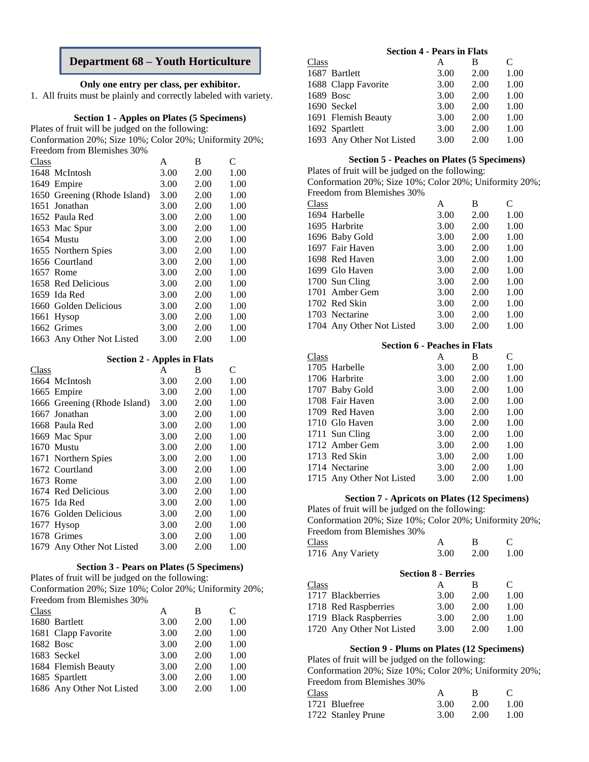# Department 68 – Youth Horticulture

**Only one entry per class, per exhibitor.**

1. All fruits must be plainly and correctly labeled with variety.

### Section 1 - Apples on Plates (5 Specimens)

Plates of fruit will be judged on the following:
Conformation 20%; Size 10%; Color 20%; Uniformity 20%; Freedom from Blemishes 30%

| Class | A | B | C |
|---|---|---|---|
| 1648 McIntosh | 3.00 | 2.00 | 1.00 |
| 1649 Empire | 3.00 | 2.00 | 1.00 |
| 1650 Greening (Rhode Island) | 3.00 | 2.00 | 1.00 |
| 1651 Jonathan | 3.00 | 2.00 | 1.00 |
| 1652 Paula Red | 3.00 | 2.00 | 1.00 |
| 1653 Mac Spur | 3.00 | 2.00 | 1.00 |
| 1654 Mustu | 3.00 | 2.00 | 1.00 |
| 1655 Northern Spies | 3.00 | 2.00 | 1.00 |
| 1656 Courtland | 3.00 | 2.00 | 1.00 |
| 1657 Rome | 3.00 | 2.00 | 1.00 |
| 1658 Red Delicious | 3.00 | 2.00 | 1.00 |
| 1659 Ida Red | 3.00 | 2.00 | 1.00 |
| 1660 Golden Delicious | 3.00 | 2.00 | 1.00 |
| 1661 Hysop | 3.00 | 2.00 | 1.00 |
| 1662 Grimes | 3.00 | 2.00 | 1.00 |
| 1663 Any Other Not Listed | 3.00 | 2.00 | 1.00 |

### Section 2 - Apples in Flats

| Class | A | B | C |
|---|---|---|---|
| 1664 McIntosh | 3.00 | 2.00 | 1.00 |
| 1665 Empire | 3.00 | 2.00 | 1.00 |
| 1666 Greening (Rhode Island) | 3.00 | 2.00 | 1.00 |
| 1667 Jonathan | 3.00 | 2.00 | 1.00 |
| 1668 Paula Red | 3.00 | 2.00 | 1.00 |
| 1669 Mac Spur | 3.00 | 2.00 | 1.00 |
| 1670 Mustu | 3.00 | 2.00 | 1.00 |
| 1671 Northern Spies | 3.00 | 2.00 | 1.00 |
| 1672 Courtland | 3.00 | 2.00 | 1.00 |
| 1673 Rome | 3.00 | 2.00 | 1.00 |
| 1674 Red Delicious | 3.00 | 2.00 | 1.00 |
| 1675 Ida Red | 3.00 | 2.00 | 1.00 |
| 1676 Golden Delicious | 3.00 | 2.00 | 1.00 |
| 1677 Hysop | 3.00 | 2.00 | 1.00 |
| 1678 Grimes | 3.00 | 2.00 | 1.00 |
| 1679 Any Other Not Listed | 3.00 | 2.00 | 1.00 |

### Section 3 - Pears on Plates (5 Specimens)

Plates of fruit will be judged on the following:
Conformation 20%; Size 10%; Color 20%; Uniformity 20%; Freedom from Blemishes 30%

| Class | A | B | C |
|---|---|---|---|
| 1680 Bartlett | 3.00 | 2.00 | 1.00 |
| 1681 Clapp Favorite | 3.00 | 2.00 | 1.00 |
| 1682 Bosc | 3.00 | 2.00 | 1.00 |
| 1683 Seckel | 3.00 | 2.00 | 1.00 |
| 1684 Flemish Beauty | 3.00 | 2.00 | 1.00 |
| 1685 Spartlett | 3.00 | 2.00 | 1.00 |
| 1686 Any Other Not Listed | 3.00 | 2.00 | 1.00 |

### Section 4 - Pears in Flats

| Class | A | B | C |
|---|---|---|---|
| 1687 Bartlett | 3.00 | 2.00 | 1.00 |
| 1688 Clapp Favorite | 3.00 | 2.00 | 1.00 |
| 1689 Bosc | 3.00 | 2.00 | 1.00 |
| 1690 Seckel | 3.00 | 2.00 | 1.00 |
| 1691 Flemish Beauty | 3.00 | 2.00 | 1.00 |
| 1692 Spartlett | 3.00 | 2.00 | 1.00 |
| 1693 Any Other Not Listed | 3.00 | 2.00 | 1.00 |

### Section 5 - Peaches on Plates (5 Specimens)

Plates of fruit will be judged on the following:
Conformation 20%; Size 10%; Color 20%; Uniformity 20%; Freedom from Blemishes 30%

| Class | A | B | C |
|---|---|---|---|
| 1694 Harbelle | 3.00 | 2.00 | 1.00 |
| 1695 Harbrite | 3.00 | 2.00 | 1.00 |
| 1696 Baby Gold | 3.00 | 2.00 | 1.00 |
| 1697 Fair Haven | 3.00 | 2.00 | 1.00 |
| 1698 Red Haven | 3.00 | 2.00 | 1.00 |
| 1699 Glo Haven | 3.00 | 2.00 | 1.00 |
| 1700 Sun Cling | 3.00 | 2.00 | 1.00 |
| 1701 Amber Gem | 3.00 | 2.00 | 1.00 |
| 1702 Red Skin | 3.00 | 2.00 | 1.00 |
| 1703 Nectarine | 3.00 | 2.00 | 1.00 |
| 1704 Any Other Not Listed | 3.00 | 2.00 | 1.00 |

### Section 6 - Peaches in Flats

| Class | A | B | C |
|---|---|---|---|
| 1705 Harbelle | 3.00 | 2.00 | 1.00 |
| 1706 Harbrite | 3.00 | 2.00 | 1.00 |
| 1707 Baby Gold | 3.00 | 2.00 | 1.00 |
| 1708 Fair Haven | 3.00 | 2.00 | 1.00 |
| 1709 Red Haven | 3.00 | 2.00 | 1.00 |
| 1710 Glo Haven | 3.00 | 2.00 | 1.00 |
| 1711 Sun Cling | 3.00 | 2.00 | 1.00 |
| 1712 Amber Gem | 3.00 | 2.00 | 1.00 |
| 1713 Red Skin | 3.00 | 2.00 | 1.00 |
| 1714 Nectarine | 3.00 | 2.00 | 1.00 |
| 1715 Any Other Not Listed | 3.00 | 2.00 | 1.00 |

### Section 7 - Apricots on Plates (12 Specimens)

Plates of fruit will be judged on the following:
Conformation 20%; Size 10%; Color 20%; Uniformity 20%; Freedom from Blemishes 30%

| Class | A | B | C |
|---|---|---|---|
| 1716 Any Variety | 3.00 | 2.00 | 1.00 |

### Section 8 - Berries

| Class | A | B | C |
|---|---|---|---|
| 1717 Blackberries | 3.00 | 2.00 | 1.00 |
| 1718 Red Raspberries | 3.00 | 2.00 | 1.00 |
| 1719 Black Raspberries | 3.00 | 2.00 | 1.00 |
| 1720 Any Other Not Listed | 3.00 | 2.00 | 1.00 |

### Section 9 - Plums on Plates (12 Specimens)

Plates of fruit will be judged on the following:
Conformation 20%; Size 10%; Color 20%; Uniformity 20%; Freedom from Blemishes 30%

| Class | A | B | C |
|---|---|---|---|
| 1721 Bluefree | 3.00 | 2.00 | 1.00 |
| 1722 Stanley Prune | 3.00 | 2.00 | 1.00 |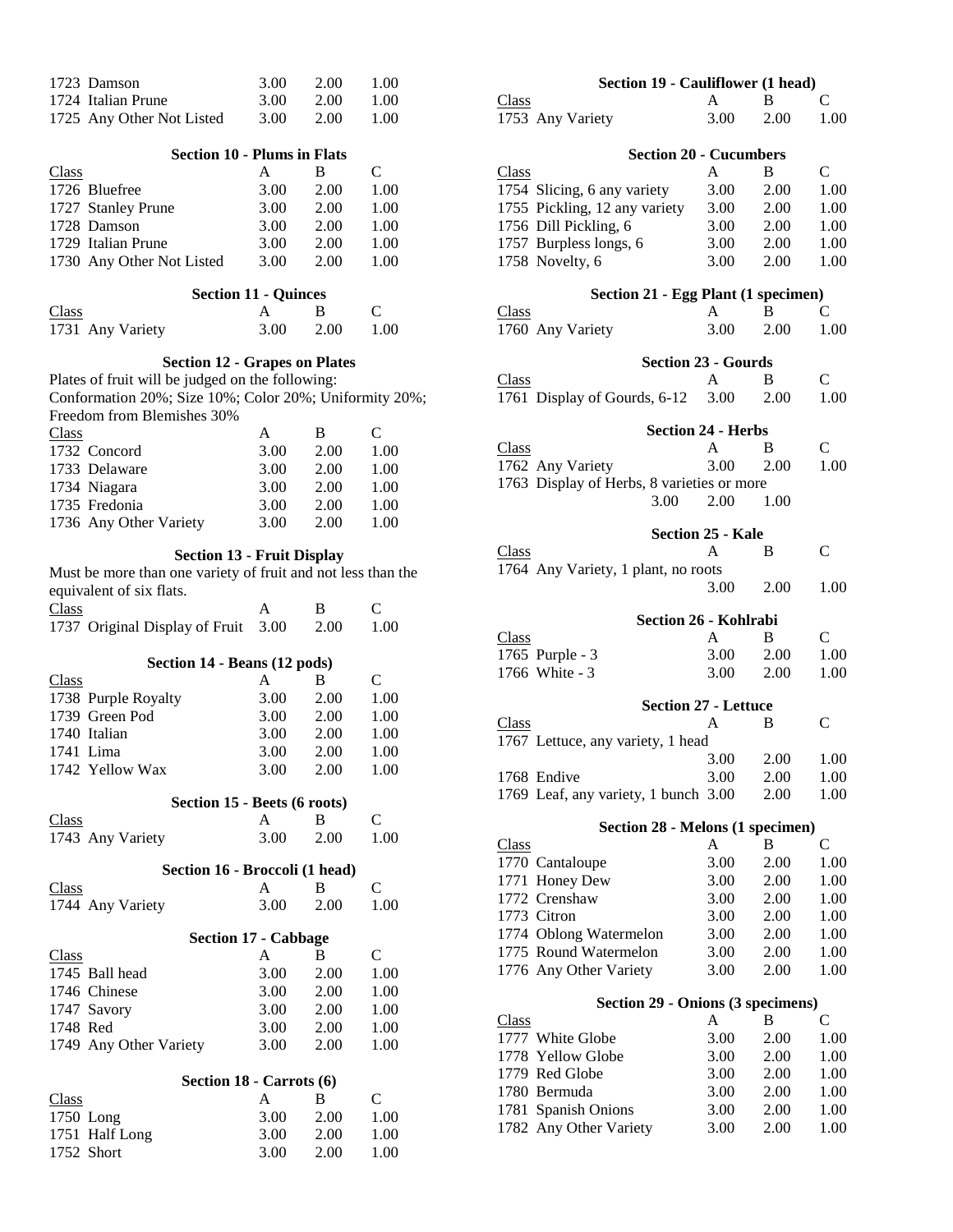| Class | A | B | C |
|---|---|---|---|
| 1723 Damson | 3.00 | 2.00 | 1.00 |
| 1724 Italian Prune | 3.00 | 2.00 | 1.00 |
| 1725 Any Other Not Listed | 3.00 | 2.00 | 1.00 |

### Section 10 - Plums in Flats

| Class | A | B | C |
|---|---|---|---|
| 1726 Bluefree | 3.00 | 2.00 | 1.00 |
| 1727 Stanley Prune | 3.00 | 2.00 | 1.00 |
| 1728 Damson | 3.00 | 2.00 | 1.00 |
| 1729 Italian Prune | 3.00 | 2.00 | 1.00 |
| 1730 Any Other Not Listed | 3.00 | 2.00 | 1.00 |

### Section 11 - Quinces

| Class | A | B | C |
|---|---|---|---|
| 1731 Any Variety | 3.00 | 2.00 | 1.00 |

### Section 12 - Grapes on Plates

Plates of fruit will be judged on the following:
Conformation 20%; Size 10%; Color 20%; Uniformity 20%; Freedom from Blemishes 30%

| Class | A | B | C |
|---|---|---|---|
| 1732 Concord | 3.00 | 2.00 | 1.00 |
| 1733 Delaware | 3.00 | 2.00 | 1.00 |
| 1734 Niagara | 3.00 | 2.00 | 1.00 |
| 1735 Fredonia | 3.00 | 2.00 | 1.00 |
| 1736 Any Other Variety | 3.00 | 2.00 | 1.00 |

### Section 13 - Fruit Display

Must be more than one variety of fruit and not less than the equivalent of six flats.

| Class | A | B | C |
|---|---|---|---|
| 1737 Original Display of Fruit | 3.00 | 2.00 | 1.00 |

### Section 14 - Beans (12 pods)

| Class | A | B | C |
|---|---|---|---|
| 1738 Purple Royalty | 3.00 | 2.00 | 1.00 |
| 1739 Green Pod | 3.00 | 2.00 | 1.00 |
| 1740 Italian | 3.00 | 2.00 | 1.00 |
| 1741 Lima | 3.00 | 2.00 | 1.00 |
| 1742 Yellow Wax | 3.00 | 2.00 | 1.00 |

### Section 15 - Beets (6 roots)

| Class | A | B | C |
|---|---|---|---|
| 1743 Any Variety | 3.00 | 2.00 | 1.00 |

### Section 16 - Broccoli (1 head)

| Class | A | B | C |
|---|---|---|---|
| 1744 Any Variety | 3.00 | 2.00 | 1.00 |

### Section 17 - Cabbage

| Class | A | B | C |
|---|---|---|---|
| 1745 Ball head | 3.00 | 2.00 | 1.00 |
| 1746 Chinese | 3.00 | 2.00 | 1.00 |
| 1747 Savory | 3.00 | 2.00 | 1.00 |
| 1748 Red | 3.00 | 2.00 | 1.00 |
| 1749 Any Other Variety | 3.00 | 2.00 | 1.00 |

### Section 18 - Carrots (6)

| Class | A | B | C |
|---|---|---|---|
| 1750 Long | 3.00 | 2.00 | 1.00 |
| 1751 Half Long | 3.00 | 2.00 | 1.00 |
| 1752 Short | 3.00 | 2.00 | 1.00 |

### Section 19 - Cauliflower (1 head)

| Class | A | B | C |
|---|---|---|---|
| 1753 Any Variety | 3.00 | 2.00 | 1.00 |

### Section 20 - Cucumbers

| Class | A | B | C |
|---|---|---|---|
| 1754 Slicing, 6 any variety | 3.00 | 2.00 | 1.00 |
| 1755 Pickling, 12 any variety | 3.00 | 2.00 | 1.00 |
| 1756 Dill Pickling, 6 | 3.00 | 2.00 | 1.00 |
| 1757 Burpless longs, 6 | 3.00 | 2.00 | 1.00 |
| 1758 Novelty, 6 | 3.00 | 2.00 | 1.00 |

### Section 21 - Egg Plant (1 specimen)

| Class | A | B | C |
|---|---|---|---|
| 1760 Any Variety | 3.00 | 2.00 | 1.00 |

### Section 23 - Gourds

| Class | A | B | C |
|---|---|---|---|
| 1761 Display of Gourds, 6-12 | 3.00 | 2.00 | 1.00 |

### Section 24 - Herbs

| Class | A | B | C |
|---|---|---|---|
| 1762 Any Variety | 3.00 | 2.00 | 1.00 |
| 1763 Display of Herbs, 8 varieties or more | 3.00 | 2.00 | 1.00 |

### Section 25 - Kale

| Class | A | B | C |
|---|---|---|---|
| 1764 Any Variety, 1 plant, no roots | 3.00 | 2.00 | 1.00 |

### Section 26 - Kohlrabi

| Class | A | B | C |
|---|---|---|---|
| 1765 Purple - 3 | 3.00 | 2.00 | 1.00 |
| 1766 White - 3 | 3.00 | 2.00 | 1.00 |

### Section 27 - Lettuce

| Class | A | B | C |
|---|---|---|---|
| 1767 Lettuce, any variety, 1 head | 3.00 | 2.00 | 1.00 |
| 1768 Endive | 3.00 | 2.00 | 1.00 |
| 1769 Leaf, any variety, 1 bunch | 3.00 | 2.00 | 1.00 |

### Section 28 - Melons (1 specimen)

| Class | A | B | C |
|---|---|---|---|
| 1770 Cantaloupe | 3.00 | 2.00 | 1.00 |
| 1771 Honey Dew | 3.00 | 2.00 | 1.00 |
| 1772 Crenshaw | 3.00 | 2.00 | 1.00 |
| 1773 Citron | 3.00 | 2.00 | 1.00 |
| 1774 Oblong Watermelon | 3.00 | 2.00 | 1.00 |
| 1775 Round Watermelon | 3.00 | 2.00 | 1.00 |
| 1776 Any Other Variety | 3.00 | 2.00 | 1.00 |

### Section 29 - Onions (3 specimens)

| Class | A | B | C |
|---|---|---|---|
| 1777 White Globe | 3.00 | 2.00 | 1.00 |
| 1778 Yellow Globe | 3.00 | 2.00 | 1.00 |
| 1779 Red Globe | 3.00 | 2.00 | 1.00 |
| 1780 Bermuda | 3.00 | 2.00 | 1.00 |
| 1781 Spanish Onions | 3.00 | 2.00 | 1.00 |
| 1782 Any Other Variety | 3.00 | 2.00 | 1.00 |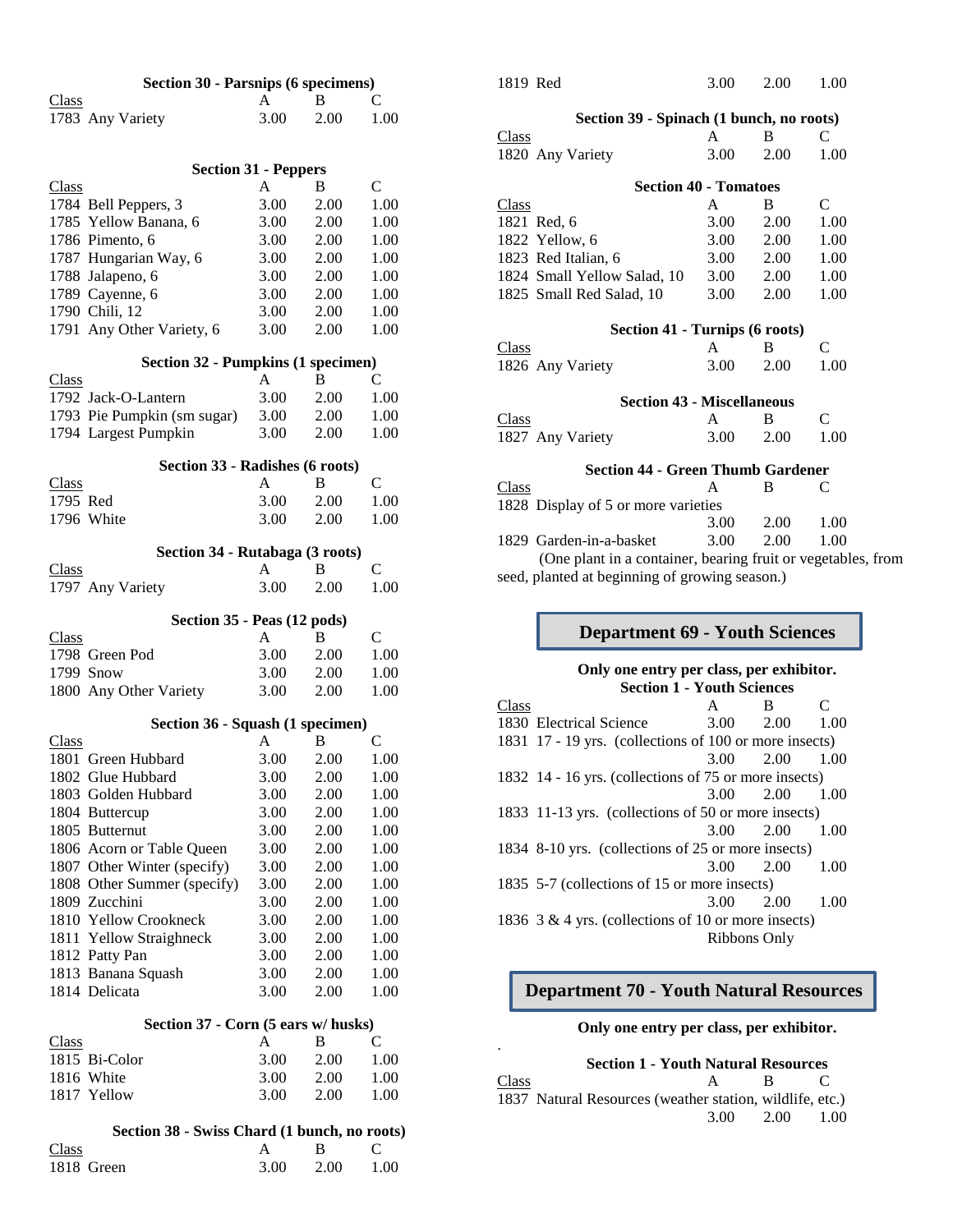### Section 30 - Parsnips (6 specimens)

| Class | A | B | C |
|---|---|---|---|
| 1783 Any Variety | 3.00 | 2.00 | 1.00 |

### Section 31 - Peppers

| Class | A | B | C |
|---|---|---|---|
| 1784 Bell Peppers, 3 | 3.00 | 2.00 | 1.00 |
| 1785 Yellow Banana, 6 | 3.00 | 2.00 | 1.00 |
| 1786 Pimento, 6 | 3.00 | 2.00 | 1.00 |
| 1787 Hungarian Way, 6 | 3.00 | 2.00 | 1.00 |
| 1788 Jalapeno, 6 | 3.00 | 2.00 | 1.00 |
| 1789 Cayenne, 6 | 3.00 | 2.00 | 1.00 |
| 1790 Chili, 12 | 3.00 | 2.00 | 1.00 |
| 1791 Any Other Variety, 6 | 3.00 | 2.00 | 1.00 |

### Section 32 - Pumpkins (1 specimen)

| Class | A | B | C |
|---|---|---|---|
| 1792 Jack-O-Lantern | 3.00 | 2.00 | 1.00 |
| 1793 Pie Pumpkin (sm sugar) | 3.00 | 2.00 | 1.00 |
| 1794 Largest Pumpkin | 3.00 | 2.00 | 1.00 |

### Section 33 - Radishes (6 roots)

| Class | A | B | C |
|---|---|---|---|
| 1795 Red | 3.00 | 2.00 | 1.00 |
| 1796 White | 3.00 | 2.00 | 1.00 |

### Section 34 - Rutabaga (3 roots)

| Class | A | B | C |
|---|---|---|---|
| 1797 Any Variety | 3.00 | 2.00 | 1.00 |

### Section 35 - Peas (12 pods)

| Class | A | B | C |
|---|---|---|---|
| 1798 Green Pod | 3.00 | 2.00 | 1.00 |
| 1799 Snow | 3.00 | 2.00 | 1.00 |
| 1800 Any Other Variety | 3.00 | 2.00 | 1.00 |

### Section 36 - Squash (1 specimen)

| Class | A | B | C |
|---|---|---|---|
| 1801 Green Hubbard | 3.00 | 2.00 | 1.00 |
| 1802 Glue Hubbard | 3.00 | 2.00 | 1.00 |
| 1803 Golden Hubbard | 3.00 | 2.00 | 1.00 |
| 1804 Buttercup | 3.00 | 2.00 | 1.00 |
| 1805 Butternut | 3.00 | 2.00 | 1.00 |
| 1806 Acorn or Table Queen | 3.00 | 2.00 | 1.00 |
| 1807 Other Winter (specify) | 3.00 | 2.00 | 1.00 |
| 1808 Other Summer (specify) | 3.00 | 2.00 | 1.00 |
| 1809 Zucchini | 3.00 | 2.00 | 1.00 |
| 1810 Yellow Crookneck | 3.00 | 2.00 | 1.00 |
| 1811 Yellow Straighneck | 3.00 | 2.00 | 1.00 |
| 1812 Patty Pan | 3.00 | 2.00 | 1.00 |
| 1813 Banana Squash | 3.00 | 2.00 | 1.00 |
| 1814 Delicata | 3.00 | 2.00 | 1.00 |

### Section 37 - Corn (5 ears w/ husks)

| Class | A | B | C |
|---|---|---|---|
| 1815 Bi-Color | 3.00 | 2.00 | 1.00 |
| 1816 White | 3.00 | 2.00 | 1.00 |
| 1817 Yellow | 3.00 | 2.00 | 1.00 |

### Section 38 - Swiss Chard (1 bunch, no roots)

| Class | A | B | C |
|---|---|---|---|
| 1818 Green | 3.00 | 2.00 | 1.00 |
| 1819 Red | 3.00 | 2.00 | 1.00 |

### Section 39 - Spinach (1 bunch, no roots)

| Class | A | B | C |
|---|---|---|---|
| 1820 Any Variety | 3.00 | 2.00 | 1.00 |

### Section 40 - Tomatoes

| Class | A | B | C |
|---|---|---|---|
| 1821 Red, 6 | 3.00 | 2.00 | 1.00 |
| 1822 Yellow, 6 | 3.00 | 2.00 | 1.00 |
| 1823 Red Italian, 6 | 3.00 | 2.00 | 1.00 |
| 1824 Small Yellow Salad, 10 | 3.00 | 2.00 | 1.00 |
| 1825 Small Red Salad, 10 | 3.00 | 2.00 | 1.00 |

### Section 41 - Turnips (6 roots)

| Class | A | B | C |
|---|---|---|---|
| 1826 Any Variety | 3.00 | 2.00 | 1.00 |

### Section 43 - Miscellaneous

| Class | A | B | C |
|---|---|---|---|
| 1827 Any Variety | 3.00 | 2.00 | 1.00 |

### Section 44 - Green Thumb Gardener

| Class | A | B | C |
|---|---|---|---|
| 1828 Display of 5 or more varieties | 3.00 | 2.00 | 1.00 |
| 1829 Garden-in-a-basket | 3.00 | 2.00 | 1.00 |

(One plant in a container, bearing fruit or vegetables, from seed, planted at beginning of growing season.)

## Department 69 - Youth Sciences

**Only one entry per class, per exhibitor.**

### Section 1 - Youth Sciences

| Class | A | B | C |
|---|---|---|---|
| 1830 Electrical Science | 3.00 | 2.00 | 1.00 |
| 1831 17 - 19 yrs. (collections of 100 or more insects) | 3.00 | 2.00 | 1.00 |
| 1832 14 - 16 yrs. (collections of 75 or more insects) | 3.00 | 2.00 | 1.00 |
| 1833 11-13 yrs. (collections of 50 or more insects) | 3.00 | 2.00 | 1.00 |
| 1834 8-10 yrs. (collections of 25 or more insects) | 3.00 | 2.00 | 1.00 |
| 1835 5-7 (collections of 15 or more insects) | 3.00 | 2.00 | 1.00 |
| 1836 3 & 4 yrs. (collections of 10 or more insects) | Ribbons Only | | |

## Department 70 - Youth Natural Resources

**Only one entry per class, per exhibitor.**

### Section 1 - Youth Natural Resources

| Class | A | B | C |
|---|---|---|---|
| 1837 Natural Resources (weather station, wildlife, etc.) | 3.00 | 2.00 | 1.00 |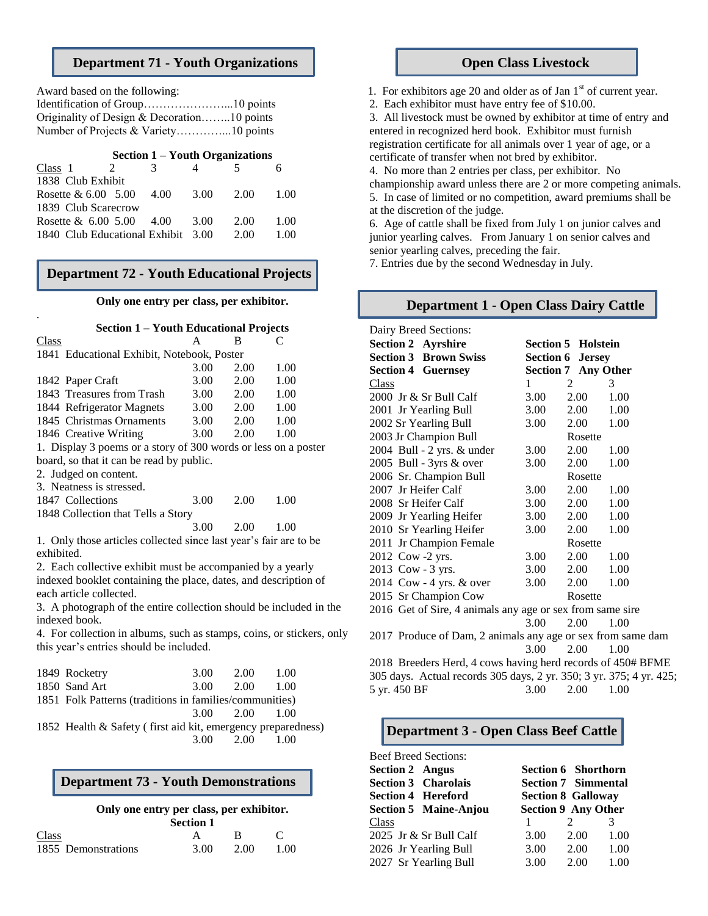## Department 71 - Youth Organizations

Award based on the following:
Identification of Group…………………...10 points
Originality of Design & Decoration……..10 points
Number of Projects & Variety…………...10 points

### Section 1 – Youth Organizations

| Class | 1 | 2 | 3 | 4 | 5 | 6 |
|---|---|---|---|---|---|---|
| 1838 Club Exhibit | | | | | | |
| | Rosette & 6.00 | 5.00 | 4.00 | 3.00 | 2.00 | 1.00 |
| 1839 Club Scarecrow | | | | | | |
| | Rosette & 6.00 | 5.00 | 4.00 | 3.00 | 2.00 | 1.00 |
| 1840 Club Educational Exhibit | | | | 3.00 | 2.00 | 1.00 |

## Department 72 - Youth Educational Projects

**Only one entry per class, per exhibitor.**

.

### Section 1 – Youth Educational Projects

| Class | A | B | C |
|---|---|---|---|
| 1841 Educational Exhibit, Notebook, Poster | 3.00 | 2.00 | 1.00 |
| 1842 Paper Craft | 3.00 | 2.00 | 1.00 |
| 1843 Treasures from Trash | 3.00 | 2.00 | 1.00 |
| 1844 Refrigerator Magnets | 3.00 | 2.00 | 1.00 |
| 1845 Christmas Ornaments | 3.00 | 2.00 | 1.00 |
| 1846 Creative Writing | 3.00 | 2.00 | 1.00 |

1. Display 3 poems or a story of 300 words or less on a poster board, so that it can be read by public.
2. Judged on content.
3. Neatness is stressed.

| Class | A | B | C |
|---|---|---|---|
| 1847 Collections | 3.00 | 2.00 | 1.00 |
| 1848 Collection that Tells a Story | 3.00 | 2.00 | 1.00 |

1. Only those articles collected since last year's fair are to be exhibited.
2. Each collective exhibit must be accompanied by a yearly indexed booklet containing the place, dates, and description of each article collected.
3. A photograph of the entire collection should be included in the indexed book.
4. For collection in albums, such as stamps, coins, or stickers, only this year's entries should be included.

| Class | A | B | C |
|---|---|---|---|
| 1849 Rocketry | 3.00 | 2.00 | 1.00 |
| 1850 Sand Art | 3.00 | 2.00 | 1.00 |
| 1851 Folk Patterns (traditions in families/communities) | 3.00 | 2.00 | 1.00 |
| 1852 Health & Safety ( first aid kit, emergency preparedness) | 3.00 | 2.00 | 1.00 |

## Department 73 - Youth Demonstrations

**Only one entry per class, per exhibitor.**

**Section 1**

| Class | A | B | C |
|---|---|---|---|
| 1855 Demonstrations | 3.00 | 2.00 | 1.00 |

## Open Class Livestock

1. For exhibitors age 20 and older as of Jan 1st of current year.
2. Each exhibitor must have entry fee of $10.00.
3. All livestock must be owned by exhibitor at time of entry and entered in recognized herd book. Exhibitor must furnish registration certificate for all animals over 1 year of age, or a certificate of transfer when not bred by exhibitor.
4. No more than 2 entries per class, per exhibitor. No championship award unless there are 2 or more competing animals.
5. In case of limited or no competition, award premiums shall be at the discretion of the judge.
6. Age of cattle shall be fixed from July 1 on junior calves and junior yearling calves. From January 1 on senior calves and senior yearling calves, preceding the fair.
7. Entries due by the second Wednesday in July.

## Department 1 - Open Class Dairy Cattle

Dairy Breed Sections:

| | |
|---|---|
| **Section 2 Ayrshire** | **Section 5 Holstein** |
| **Section 3 Brown Swiss** | **Section 6 Jersey** |
| **Section 4 Guernsey** | **Section 7 Any Other** |

| Class | 1 | 2 | 3 |
|---|---|---|---|
| 2000 Jr & Sr Bull Calf | 3.00 | 2.00 | 1.00 |
| 2001 Jr Yearling Bull | 3.00 | 2.00 | 1.00 |
| 2002 Sr Yearling Bull | 3.00 | 2.00 | 1.00 |
| 2003 Jr Champion Bull | | Rosette | |
| 2004 Bull - 2 yrs. & under | 3.00 | 2.00 | 1.00 |
| 2005 Bull - 3yrs & over | 3.00 | 2.00 | 1.00 |
| 2006 Sr. Champion Bull | | Rosette | |
| 2007 Jr Heifer Calf | 3.00 | 2.00 | 1.00 |
| 2008 Sr Heifer Calf | 3.00 | 2.00 | 1.00 |
| 2009 Jr Yearling Heifer | 3.00 | 2.00 | 1.00 |
| 2010 Sr Yearling Heifer | 3.00 | 2.00 | 1.00 |
| 2011 Jr Champion Female | | Rosette | |
| 2012 Cow -2 yrs. | 3.00 | 2.00 | 1.00 |
| 2013 Cow - 3 yrs. | 3.00 | 2.00 | 1.00 |
| 2014 Cow - 4 yrs. & over | 3.00 | 2.00 | 1.00 |
| 2015 Sr Champion Cow | | Rosette | |
| 2016 Get of Sire, 4 animals any age or sex from same sire | 3.00 | 2.00 | 1.00 |
| 2017 Produce of Dam, 2 animals any age or sex from same dam | 3.00 | 2.00 | 1.00 |
| 2018 Breeders Herd, 4 cows having herd records of 450# BFME 305 days. Actual records 305 days, 2 yr. 350; 3 yr. 375; 4 yr. 425; 5 yr. 450 BF | 3.00 | 2.00 | 1.00 |

## Department 3 - Open Class Beef Cattle

Beef Breed Sections:

| | |
|---|---|
| **Section 2 Angus** | **Section 6 Shorthorn** |
| **Section 3 Charolais** | **Section 7 Simmental** |
| **Section 4 Hereford** | **Section 8 Galloway** |
| **Section 5 Maine-Anjou** | **Section 9 Any Other** |

| Class | 1 | 2 | 3 |
|---|---|---|---|
| 2025 Jr & Sr Bull Calf | 3.00 | 2.00 | 1.00 |
| 2026 Jr Yearling Bull | 3.00 | 2.00 | 1.00 |
| 2027 Sr Yearling Bull | 3.00 | 2.00 | 1.00 |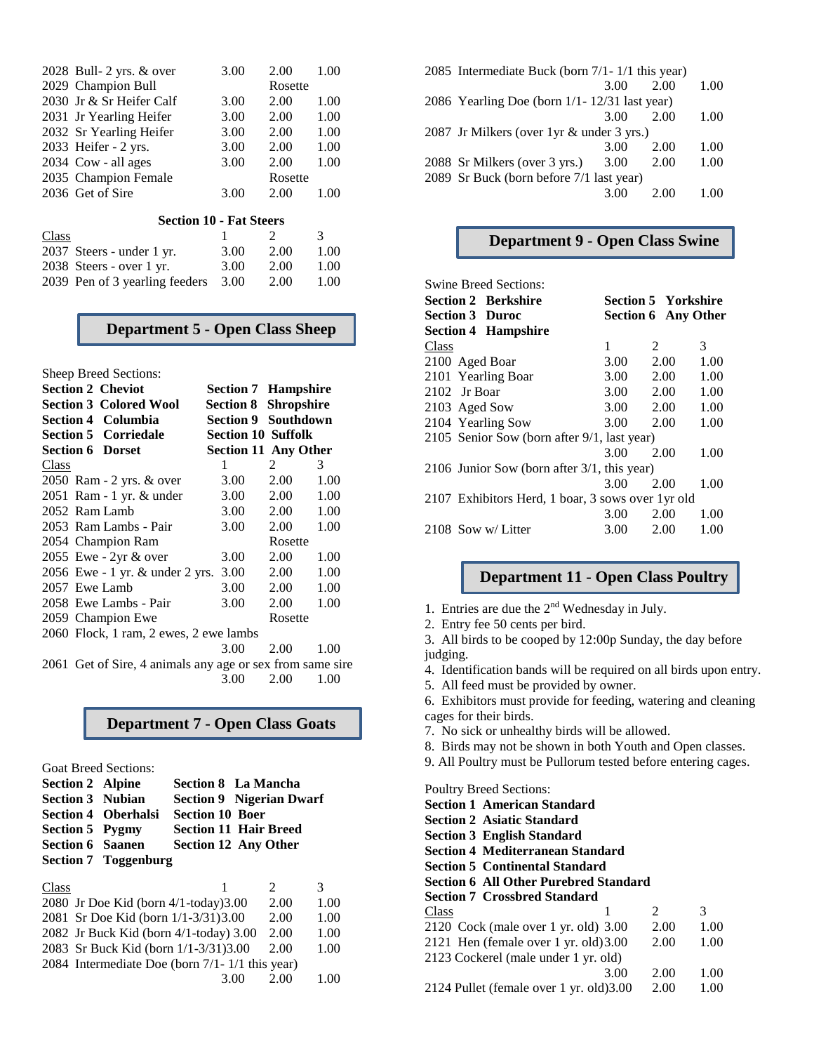| Class | 1 | 2 | 3 |
|---|---|---|---|
| 2028 Bull- 2 yrs. & over | 3.00 | 2.00 | 1.00 |
| 2029 Champion Bull | | Rosette | |
| 2030 Jr & Sr Heifer Calf | 3.00 | 2.00 | 1.00 |
| 2031 Jr Yearling Heifer | 3.00 | 2.00 | 1.00 |
| 2032 Sr Yearling Heifer | 3.00 | 2.00 | 1.00 |
| 2033 Heifer - 2 yrs. | 3.00 | 2.00 | 1.00 |
| 2034 Cow - all ages | 3.00 | 2.00 | 1.00 |
| 2035 Champion Female | | Rosette | |
| 2036 Get of Sire | 3.00 | 2.00 | 1.00 |

**Section 10 - Fat Steers**

| Class | 1 | 2 | 3 |
|---|---|---|---|
| 2037 Steers - under 1 yr. | 3.00 | 2.00 | 1.00 |
| 2038 Steers - over 1 yr. | 3.00 | 2.00 | 1.00 |
| 2039 Pen of 3 yearling feeders | 3.00 | 2.00 | 1.00 |

## Department 5 - Open Class Sheep

Sheep Breed Sections:

**Section 2 Cheviot**
**Section 3 Colored Wool**
**Section 4 Columbia**
**Section 5 Corriedale**
**Section 6 Dorset**
**Section 7 Hampshire**
**Section 8 Shropshire**
**Section 9 Southdown**
**Section 10 Suffolk**
**Section 11 Any Other**

| Class | 1 | 2 | 3 |
|---|---|---|---|
| 2050 Ram - 2 yrs. & over | 3.00 | 2.00 | 1.00 |
| 2051 Ram - 1 yr. & under | 3.00 | 2.00 | 1.00 |
| 2052 Ram Lamb | 3.00 | 2.00 | 1.00 |
| 2053 Ram Lambs - Pair | 3.00 | 2.00 | 1.00 |
| 2054 Champion Ram | | Rosette | |
| 2055 Ewe - 2yr & over | 3.00 | 2.00 | 1.00 |
| 2056 Ewe - 1 yr. & under 2 yrs. | 3.00 | 2.00 | 1.00 |
| 2057 Ewe Lamb | 3.00 | 2.00 | 1.00 |
| 2058 Ewe Lambs - Pair | 3.00 | 2.00 | 1.00 |
| 2059 Champion Ewe | | Rosette | |
| 2060 Flock, 1 ram, 2 ewes, 2 ewe lambs | 3.00 | 2.00 | 1.00 |
| 2061 Get of Sire, 4 animals any age or sex from same sire | 3.00 | 2.00 | 1.00 |

## Department 7 - Open Class Goats

Goat Breed Sections:

**Section 2 Alpine**
**Section 3 Nubian**
**Section 4 Oberhalsi**
**Section 5 Pygmy**
**Section 6 Saanen**
**Section 7 Toggenburg**
**Section 8 La Mancha**
**Section 9 Nigerian Dwarf**
**Section 10 Boer**
**Section 11 Hair Breed**
**Section 12 Any Other**

| Class | 1 | 2 | 3 |
|---|---|---|---|
| 2080 Jr Doe Kid (born 4/1-today) | 3.00 | 2.00 | 1.00 |
| 2081 Sr Doe Kid (born 1/1-3/31) | 3.00 | 2.00 | 1.00 |
| 2082 Jr Buck Kid (born 4/1-today) | 3.00 | 2.00 | 1.00 |
| 2083 Sr Buck Kid (born 1/1-3/31) | 3.00 | 2.00 | 1.00 |
| 2084 Intermediate Doe (born 7/1- 1/1 this year) | 3.00 | 2.00 | 1.00 |
| 2085 Intermediate Buck (born 7/1- 1/1 this year) | 3.00 | 2.00 | 1.00 |
| 2086 Yearling Doe (born 1/1- 12/31 last year) | 3.00 | 2.00 | 1.00 |
| 2087 Jr Milkers (over 1yr & under 3 yrs.) | 3.00 | 2.00 | 1.00 |
| 2088 Sr Milkers (over 3 yrs.) | 3.00 | 2.00 | 1.00 |
| 2089 Sr Buck (born before 7/1 last year) | 3.00 | 2.00 | 1.00 |

## Department 9 - Open Class Swine

Swine Breed Sections:

**Section 2 Berkshire**
**Section 3 Duroc**
**Section 4 Hampshire**
**Section 5 Yorkshire**
**Section 6 Any Other**

| Class | 1 | 2 | 3 |
|---|---|---|---|
| 2100 Aged Boar | 3.00 | 2.00 | 1.00 |
| 2101 Yearling Boar | 3.00 | 2.00 | 1.00 |
| 2102 Jr Boar | 3.00 | 2.00 | 1.00 |
| 2103 Aged Sow | 3.00 | 2.00 | 1.00 |
| 2104 Yearling Sow | 3.00 | 2.00 | 1.00 |
| 2105 Senior Sow (born after 9/1, last year) | 3.00 | 2.00 | 1.00 |
| 2106 Junior Sow (born after 3/1, this year) | 3.00 | 2.00 | 1.00 |
| 2107 Exhibitors Herd, 1 boar, 3 sows over 1yr old | 3.00 | 2.00 | 1.00 |
| 2108 Sow w/ Litter | 3.00 | 2.00 | 1.00 |

## Department 11 - Open Class Poultry

1. Entries are due the 2nd Wednesday in July.
2. Entry fee 50 cents per bird.
3. All birds to be cooped by 12:00p Sunday, the day before judging.
4. Identification bands will be required on all birds upon entry.
5. All feed must be provided by owner.
6. Exhibitors must provide for feeding, watering and cleaning cages for their birds.
7. No sick or unhealthy birds will be allowed.
8. Birds may not be shown in both Youth and Open classes.
9. All Poultry must be Pullorum tested before entering cages.

Poultry Breed Sections:

**Section 1 American Standard**
**Section 2 Asiatic Standard**
**Section 3 English Standard**
**Section 4 Mediterranean Standard**
**Section 5 Continental Standard**
**Section 6 All Other Purebred Standard**
**Section 7 Crossbred Standard**

| Class | 1 | 2 | 3 |
|---|---|---|---|
| 2120 Cock (male over 1 yr. old) | 3.00 | 2.00 | 1.00 |
| 2121 Hen (female over 1 yr. old) | 3.00 | 2.00 | 1.00 |
| 2123 Cockerel (male under 1 yr. old) | 3.00 | 2.00 | 1.00 |
| 2124 Pullet (female over 1 yr. old) | 3.00 | 2.00 | 1.00 |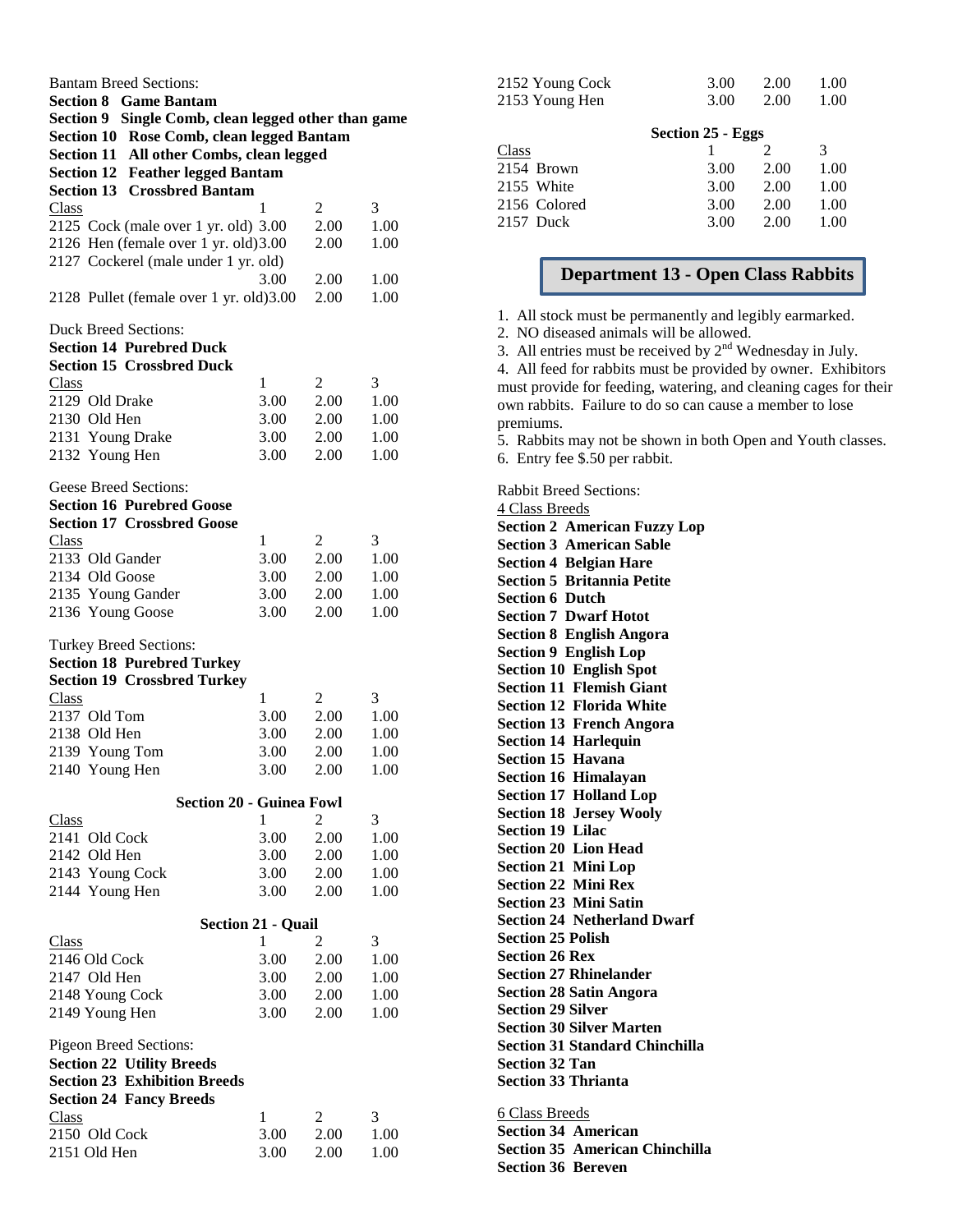Bantam Breed Sections:

**Section 8 Game Bantam**
**Section 9 Single Comb, clean legged other than game**
**Section 10 Rose Comb, clean legged Bantam**
**Section 11 All other Combs, clean legged**
**Section 12 Feather legged Bantam**
**Section 13 Crossbred Bantam**

| Class | 1 | 2 | 3 |
|---|---|---|---|
| 2125 Cock (male over 1 yr. old) | 3.00 | 2.00 | 1.00 |
| 2126 Hen (female over 1 yr. old) | 3.00 | 2.00 | 1.00 |
| 2127 Cockerel (male under 1 yr. old) | 3.00 | 2.00 | 1.00 |
| 2128 Pullet (female over 1 yr. old) | 3.00 | 2.00 | 1.00 |

Duck Breed Sections:

**Section 14 Purebred Duck**
**Section 15 Crossbred Duck**

| Class | 1 | 2 | 3 |
|---|---|---|---|
| 2129 Old Drake | 3.00 | 2.00 | 1.00 |
| 2130 Old Hen | 3.00 | 2.00 | 1.00 |
| 2131 Young Drake | 3.00 | 2.00 | 1.00 |
| 2132 Young Hen | 3.00 | 2.00 | 1.00 |

Geese Breed Sections:

**Section 16 Purebred Goose**
**Section 17 Crossbred Goose**

| Class | 1 | 2 | 3 |
|---|---|---|---|
| 2133 Old Gander | 3.00 | 2.00 | 1.00 |
| 2134 Old Goose | 3.00 | 2.00 | 1.00 |
| 2135 Young Gander | 3.00 | 2.00 | 1.00 |
| 2136 Young Goose | 3.00 | 2.00 | 1.00 |

Turkey Breed Sections:

**Section 18 Purebred Turkey**
**Section 19 Crossbred Turkey**

| Class | 1 | 2 | 3 |
|---|---|---|---|
| 2137 Old Tom | 3.00 | 2.00 | 1.00 |
| 2138 Old Hen | 3.00 | 2.00 | 1.00 |
| 2139 Young Tom | 3.00 | 2.00 | 1.00 |
| 2140 Young Hen | 3.00 | 2.00 | 1.00 |

**Section 20 - Guinea Fowl**

| Class | 1 | 2 | 3 |
|---|---|---|---|
| 2141 Old Cock | 3.00 | 2.00 | 1.00 |
| 2142 Old Hen | 3.00 | 2.00 | 1.00 |
| 2143 Young Cock | 3.00 | 2.00 | 1.00 |
| 2144 Young Hen | 3.00 | 2.00 | 1.00 |

**Section 21 - Quail**

| Class | 1 | 2 | 3 |
|---|---|---|---|
| 2146 Old Cock | 3.00 | 2.00 | 1.00 |
| 2147 Old Hen | 3.00 | 2.00 | 1.00 |
| 2148 Young Cock | 3.00 | 2.00 | 1.00 |
| 2149 Young Hen | 3.00 | 2.00 | 1.00 |

Pigeon Breed Sections:

**Section 22 Utility Breeds**
**Section 23 Exhibition Breeds**
**Section 24 Fancy Breeds**

| Class | 1 | 2 | 3 |
|---|---|---|---|
| 2150 Old Cock | 3.00 | 2.00 | 1.00 |
| 2151 Old Hen | 3.00 | 2.00 | 1.00 |
| 2152 Young Cock | 3.00 | 2.00 | 1.00 |
| 2153 Young Hen | 3.00 | 2.00 | 1.00 |

**Section 25 - Eggs**

| Class | 1 | 2 | 3 |
|---|---|---|---|
| 2154 Brown | 3.00 | 2.00 | 1.00 |
| 2155 White | 3.00 | 2.00 | 1.00 |
| 2156 Colored | 3.00 | 2.00 | 1.00 |
| 2157 Duck | 3.00 | 2.00 | 1.00 |

## Department 13 - Open Class Rabbits

1. All stock must be permanently and legibly earmarked.
2. NO diseased animals will be allowed.
3. All entries must be received by 2nd Wednesday in July.
4. All feed for rabbits must be provided by owner. Exhibitors must provide for feeding, watering, and cleaning cages for their own rabbits. Failure to do so can cause a member to lose premiums.
5. Rabbits may not be shown in both Open and Youth classes.
6. Entry fee $.50 per rabbit.

Rabbit Breed Sections:

4 Class Breeds

**Section 2 American Fuzzy Lop**
**Section 3 American Sable**
**Section 4 Belgian Hare**
**Section 5 Britannia Petite**
**Section 6 Dutch**
**Section 7 Dwarf Hotot**
**Section 8 English Angora**
**Section 9 English Lop**
**Section 10 English Spot**
**Section 11 Flemish Giant**
**Section 12 Florida White**
**Section 13 French Angora**
**Section 14 Harlequin**
**Section 15 Havana**
**Section 16 Himalayan**
**Section 17 Holland Lop**
**Section 18 Jersey Wooly**
**Section 19 Lilac**
**Section 20 Lion Head**
**Section 21 Mini Lop**
**Section 22 Mini Rex**
**Section 23 Mini Satin**
**Section 24 Netherland Dwarf**
**Section 25 Polish**
**Section 26 Rex**
**Section 27 Rhinelander**
**Section 28 Satin Angora**
**Section 29 Silver**
**Section 30 Silver Marten**
**Section 31 Standard Chinchilla**
**Section 32 Tan**
**Section 33 Thrianta**

6 Class Breeds

**Section 34 American**
**Section 35 American Chinchilla**
**Section 36 Bereven**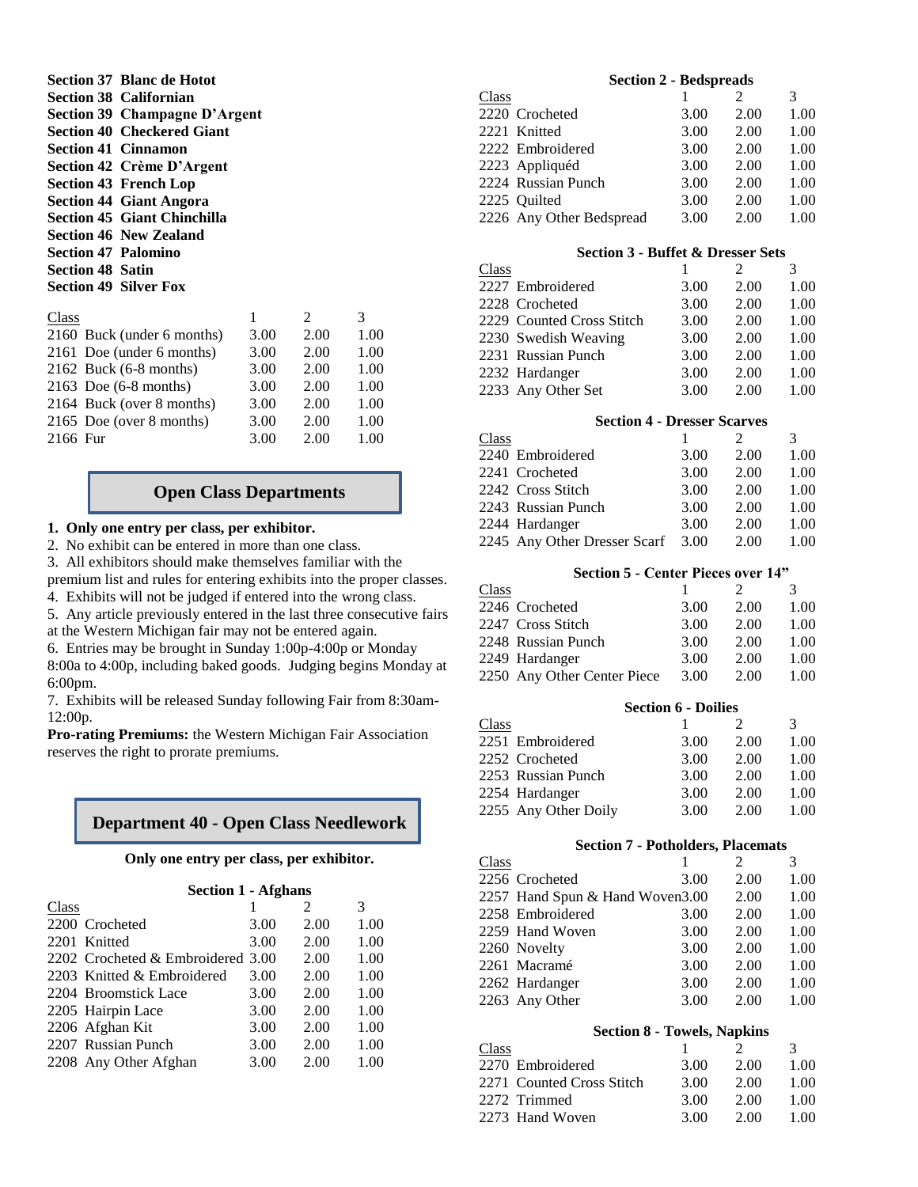**Section 37 Blanc de Hotot**
**Section 38 Californian**
**Section 39 Champagne D'Argent**
**Section 40 Checkered Giant**
**Section 41 Cinnamon**
**Section 42 Crème D'Argent**
**Section 43 French Lop**
**Section 44 Giant Angora**
**Section 45 Giant Chinchilla**
**Section 46 New Zealand**
**Section 47 Palomino**
**Section 48 Satin**
**Section 49 Silver Fox**

| Class | 1 | 2 | 3 |
|---|---|---|---|
| 2160 Buck (under 6 months) | 3.00 | 2.00 | 1.00 |
| 2161 Doe (under 6 months) | 3.00 | 2.00 | 1.00 |
| 2162 Buck (6-8 months) | 3.00 | 2.00 | 1.00 |
| 2163 Doe (6-8 months) | 3.00 | 2.00 | 1.00 |
| 2164 Buck (over 8 months) | 3.00 | 2.00 | 1.00 |
| 2165 Doe (over 8 months) | 3.00 | 2.00 | 1.00 |
| 2166 Fur | 3.00 | 2.00 | 1.00 |

## Open Class Departments

1. **Only one entry per class, per exhibitor.**
2. No exhibit can be entered in more than one class.
3. All exhibitors should make themselves familiar with the premium list and rules for entering exhibits into the proper classes.
4. Exhibits will not be judged if entered into the wrong class.
5. Any article previously entered in the last three consecutive fairs at the Western Michigan fair may not be entered again.
6. Entries may be brought in Sunday 1:00p-4:00p or Monday 8:00a to 4:00p, including baked goods. Judging begins Monday at 6:00pm.
7. Exhibits will be released Sunday following Fair from 8:30am-12:00p.

**Pro-rating Premiums:** the Western Michigan Fair Association reserves the right to prorate premiums.

## Department 40 - Open Class Needlework

**Only one entry per class, per exhibitor.**

### Section 1 - Afghans

| Class | 1 | 2 | 3 |
|---|---|---|---|
| 2200 Crocheted | 3.00 | 2.00 | 1.00 |
| 2201 Knitted | 3.00 | 2.00 | 1.00 |
| 2202 Crocheted & Embroidered | 3.00 | 2.00 | 1.00 |
| 2203 Knitted & Embroidered | 3.00 | 2.00 | 1.00 |
| 2204 Broomstick Lace | 3.00 | 2.00 | 1.00 |
| 2205 Hairpin Lace | 3.00 | 2.00 | 1.00 |
| 2206 Afghan Kit | 3.00 | 2.00 | 1.00 |
| 2207 Russian Punch | 3.00 | 2.00 | 1.00 |
| 2208 Any Other Afghan | 3.00 | 2.00 | 1.00 |

### Section 2 - Bedspreads

| Class | 1 | 2 | 3 |
|---|---|---|---|
| 2220 Crocheted | 3.00 | 2.00 | 1.00 |
| 2221 Knitted | 3.00 | 2.00 | 1.00 |
| 2222 Embroidered | 3.00 | 2.00 | 1.00 |
| 2223 Appliquéd | 3.00 | 2.00 | 1.00 |
| 2224 Russian Punch | 3.00 | 2.00 | 1.00 |
| 2225 Quilted | 3.00 | 2.00 | 1.00 |
| 2226 Any Other Bedspread | 3.00 | 2.00 | 1.00 |

### Section 3 - Buffet & Dresser Sets

| Class | 1 | 2 | 3 |
|---|---|---|---|
| 2227 Embroidered | 3.00 | 2.00 | 1.00 |
| 2228 Crocheted | 3.00 | 2.00 | 1.00 |
| 2229 Counted Cross Stitch | 3.00 | 2.00 | 1.00 |
| 2230 Swedish Weaving | 3.00 | 2.00 | 1.00 |
| 2231 Russian Punch | 3.00 | 2.00 | 1.00 |
| 2232 Hardanger | 3.00 | 2.00 | 1.00 |
| 2233 Any Other Set | 3.00 | 2.00 | 1.00 |

### Section 4 - Dresser Scarves

| Class | 1 | 2 | 3 |
|---|---|---|---|
| 2240 Embroidered | 3.00 | 2.00 | 1.00 |
| 2241 Crocheted | 3.00 | 2.00 | 1.00 |
| 2242 Cross Stitch | 3.00 | 2.00 | 1.00 |
| 2243 Russian Punch | 3.00 | 2.00 | 1.00 |
| 2244 Hardanger | 3.00 | 2.00 | 1.00 |
| 2245 Any Other Dresser Scarf | 3.00 | 2.00 | 1.00 |

### Section 5 - Center Pieces over 14"

| Class | 1 | 2 | 3 |
|---|---|---|---|
| 2246 Crocheted | 3.00 | 2.00 | 1.00 |
| 2247 Cross Stitch | 3.00 | 2.00 | 1.00 |
| 2248 Russian Punch | 3.00 | 2.00 | 1.00 |
| 2249 Hardanger | 3.00 | 2.00 | 1.00 |
| 2250 Any Other Center Piece | 3.00 | 2.00 | 1.00 |

### Section 6 - Doilies

| Class | 1 | 2 | 3 |
|---|---|---|---|
| 2251 Embroidered | 3.00 | 2.00 | 1.00 |
| 2252 Crocheted | 3.00 | 2.00 | 1.00 |
| 2253 Russian Punch | 3.00 | 2.00 | 1.00 |
| 2254 Hardanger | 3.00 | 2.00 | 1.00 |
| 2255 Any Other Doily | 3.00 | 2.00 | 1.00 |

### Section 7 - Potholders, Placemats

| Class | 1 | 2 | 3 |
|---|---|---|---|
| 2256 Crocheted | 3.00 | 2.00 | 1.00 |
| 2257 Hand Spun & Hand Woven | 3.00 | 2.00 | 1.00 |
| 2258 Embroidered | 3.00 | 2.00 | 1.00 |
| 2259 Hand Woven | 3.00 | 2.00 | 1.00 |
| 2260 Novelty | 3.00 | 2.00 | 1.00 |
| 2261 Macramé | 3.00 | 2.00 | 1.00 |
| 2262 Hardanger | 3.00 | 2.00 | 1.00 |
| 2263 Any Other | 3.00 | 2.00 | 1.00 |

### Section 8 - Towels, Napkins

| Class | 1 | 2 | 3 |
|---|---|---|---|
| 2270 Embroidered | 3.00 | 2.00 | 1.00 |
| 2271 Counted Cross Stitch | 3.00 | 2.00 | 1.00 |
| 2272 Trimmed | 3.00 | 2.00 | 1.00 |
| 2273 Hand Woven | 3.00 | 2.00 | 1.00 |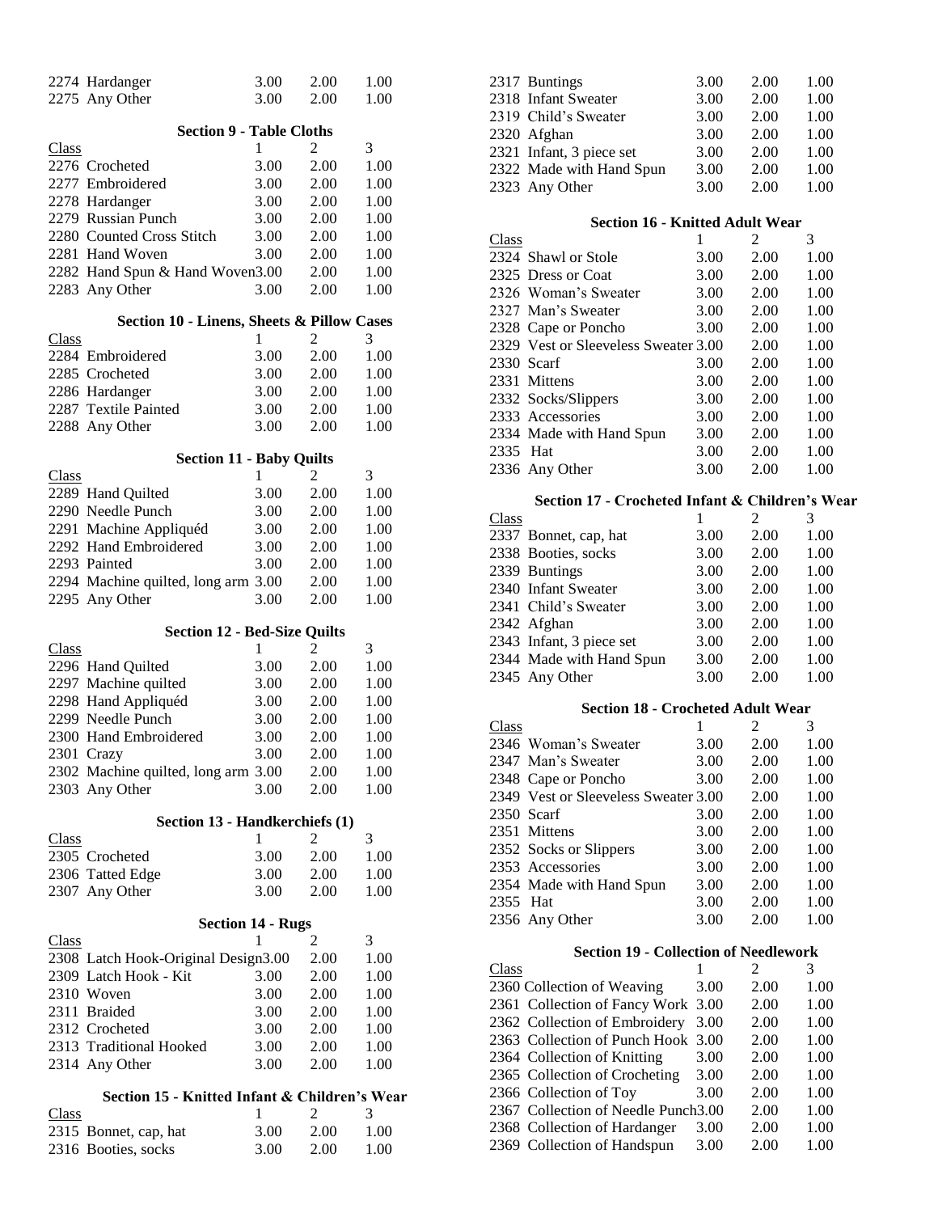| Class | | 1 | 2 | 3 |
|---|---|---|---|---|
| 2274 | Hardanger | 3.00 | 2.00 | 1.00 |
| 2275 | Any Other | 3.00 | 2.00 | 1.00 |

### Section 9 - Table Cloths

| Class | | 1 | 2 | 3 |
|---|---|---|---|---|
| 2276 | Crocheted | 3.00 | 2.00 | 1.00 |
| 2277 | Embroidered | 3.00 | 2.00 | 1.00 |
| 2278 | Hardanger | 3.00 | 2.00 | 1.00 |
| 2279 | Russian Punch | 3.00 | 2.00 | 1.00 |
| 2280 | Counted Cross Stitch | 3.00 | 2.00 | 1.00 |
| 2281 | Hand Woven | 3.00 | 2.00 | 1.00 |
| 2282 | Hand Spun & Hand Woven | 3.00 | 2.00 | 1.00 |
| 2283 | Any Other | 3.00 | 2.00 | 1.00 |

### Section 10 - Linens, Sheets & Pillow Cases

| Class | | 1 | 2 | 3 |
|---|---|---|---|---|
| 2284 | Embroidered | 3.00 | 2.00 | 1.00 |
| 2285 | Crocheted | 3.00 | 2.00 | 1.00 |
| 2286 | Hardanger | 3.00 | 2.00 | 1.00 |
| 2287 | Textile Painted | 3.00 | 2.00 | 1.00 |
| 2288 | Any Other | 3.00 | 2.00 | 1.00 |

### Section 11 - Baby Quilts

| Class | | 1 | 2 | 3 |
|---|---|---|---|---|
| 2289 | Hand Quilted | 3.00 | 2.00 | 1.00 |
| 2290 | Needle Punch | 3.00 | 2.00 | 1.00 |
| 2291 | Machine Appliquéd | 3.00 | 2.00 | 1.00 |
| 2292 | Hand Embroidered | 3.00 | 2.00 | 1.00 |
| 2293 | Painted | 3.00 | 2.00 | 1.00 |
| 2294 | Machine quilted, long arm | 3.00 | 2.00 | 1.00 |
| 2295 | Any Other | 3.00 | 2.00 | 1.00 |

### Section 12 - Bed-Size Quilts

| Class | | 1 | 2 | 3 |
|---|---|---|---|---|
| 2296 | Hand Quilted | 3.00 | 2.00 | 1.00 |
| 2297 | Machine quilted | 3.00 | 2.00 | 1.00 |
| 2298 | Hand Appliquéd | 3.00 | 2.00 | 1.00 |
| 2299 | Needle Punch | 3.00 | 2.00 | 1.00 |
| 2300 | Hand Embroidered | 3.00 | 2.00 | 1.00 |
| 2301 | Crazy | 3.00 | 2.00 | 1.00 |
| 2302 | Machine quilted, long arm | 3.00 | 2.00 | 1.00 |
| 2303 | Any Other | 3.00 | 2.00 | 1.00 |

### Section 13 - Handkerchiefs (1)

| Class | | 1 | 2 | 3 |
|---|---|---|---|---|
| 2305 | Crocheted | 3.00 | 2.00 | 1.00 |
| 2306 | Tatted Edge | 3.00 | 2.00 | 1.00 |
| 2307 | Any Other | 3.00 | 2.00 | 1.00 |

### Section 14 - Rugs

| Class | | 1 | 2 | 3 |
|---|---|---|---|---|
| 2308 | Latch Hook-Original Design | 3.00 | 2.00 | 1.00 |
| 2309 | Latch Hook - Kit | 3.00 | 2.00 | 1.00 |
| 2310 | Woven | 3.00 | 2.00 | 1.00 |
| 2311 | Braided | 3.00 | 2.00 | 1.00 |
| 2312 | Crocheted | 3.00 | 2.00 | 1.00 |
| 2313 | Traditional Hooked | 3.00 | 2.00 | 1.00 |
| 2314 | Any Other | 3.00 | 2.00 | 1.00 |

### Section 15 - Knitted Infant & Children's Wear

| Class | | 1 | 2 | 3 |
|---|---|---|---|---|
| 2315 | Bonnet, cap, hat | 3.00 | 2.00 | 1.00 |
| 2316 | Booties, socks | 3.00 | 2.00 | 1.00 |
| 2317 | Buntings | 3.00 | 2.00 | 1.00 |
| 2318 | Infant Sweater | 3.00 | 2.00 | 1.00 |
| 2319 | Child's Sweater | 3.00 | 2.00 | 1.00 |
| 2320 | Afghan | 3.00 | 2.00 | 1.00 |
| 2321 | Infant, 3 piece set | 3.00 | 2.00 | 1.00 |
| 2322 | Made with Hand Spun | 3.00 | 2.00 | 1.00 |
| 2323 | Any Other | 3.00 | 2.00 | 1.00 |

### Section 16 - Knitted Adult Wear

| Class | | 1 | 2 | 3 |
|---|---|---|---|---|
| 2324 | Shawl or Stole | 3.00 | 2.00 | 1.00 |
| 2325 | Dress or Coat | 3.00 | 2.00 | 1.00 |
| 2326 | Woman's Sweater | 3.00 | 2.00 | 1.00 |
| 2327 | Man's Sweater | 3.00 | 2.00 | 1.00 |
| 2328 | Cape or Poncho | 3.00 | 2.00 | 1.00 |
| 2329 | Vest or Sleeveless Sweater | 3.00 | 2.00 | 1.00 |
| 2330 | Scarf | 3.00 | 2.00 | 1.00 |
| 2331 | Mittens | 3.00 | 2.00 | 1.00 |
| 2332 | Socks/Slippers | 3.00 | 2.00 | 1.00 |
| 2333 | Accessories | 3.00 | 2.00 | 1.00 |
| 2334 | Made with Hand Spun | 3.00 | 2.00 | 1.00 |
| 2335 | Hat | 3.00 | 2.00 | 1.00 |
| 2336 | Any Other | 3.00 | 2.00 | 1.00 |

### Section 17 - Crocheted Infant & Children's Wear

| Class | | 1 | 2 | 3 |
|---|---|---|---|---|
| 2337 | Bonnet, cap, hat | 3.00 | 2.00 | 1.00 |
| 2338 | Booties, socks | 3.00 | 2.00 | 1.00 |
| 2339 | Buntings | 3.00 | 2.00 | 1.00 |
| 2340 | Infant Sweater | 3.00 | 2.00 | 1.00 |
| 2341 | Child's Sweater | 3.00 | 2.00 | 1.00 |
| 2342 | Afghan | 3.00 | 2.00 | 1.00 |
| 2343 | Infant, 3 piece set | 3.00 | 2.00 | 1.00 |
| 2344 | Made with Hand Spun | 3.00 | 2.00 | 1.00 |
| 2345 | Any Other | 3.00 | 2.00 | 1.00 |

### Section 18 - Crocheted Adult Wear

| Class | | 1 | 2 | 3 |
|---|---|---|---|---|
| 2346 | Woman's Sweater | 3.00 | 2.00 | 1.00 |
| 2347 | Man's Sweater | 3.00 | 2.00 | 1.00 |
| 2348 | Cape or Poncho | 3.00 | 2.00 | 1.00 |
| 2349 | Vest or Sleeveless Sweater | 3.00 | 2.00 | 1.00 |
| 2350 | Scarf | 3.00 | 2.00 | 1.00 |
| 2351 | Mittens | 3.00 | 2.00 | 1.00 |
| 2352 | Socks or Slippers | 3.00 | 2.00 | 1.00 |
| 2353 | Accessories | 3.00 | 2.00 | 1.00 |
| 2354 | Made with Hand Spun | 3.00 | 2.00 | 1.00 |
| 2355 | Hat | 3.00 | 2.00 | 1.00 |
| 2356 | Any Other | 3.00 | 2.00 | 1.00 |

### Section 19 - Collection of Needlework

| Class | | 1 | 2 | 3 |
|---|---|---|---|---|
| 2360 | Collection of Weaving | 3.00 | 2.00 | 1.00 |
| 2361 | Collection of Fancy Work | 3.00 | 2.00 | 1.00 |
| 2362 | Collection of Embroidery | 3.00 | 2.00 | 1.00 |
| 2363 | Collection of Punch Hook | 3.00 | 2.00 | 1.00 |
| 2364 | Collection of Knitting | 3.00 | 2.00 | 1.00 |
| 2365 | Collection of Crocheting | 3.00 | 2.00 | 1.00 |
| 2366 | Collection of Toy | 3.00 | 2.00 | 1.00 |
| 2367 | Collection of Needle Punch | 3.00 | 2.00 | 1.00 |
| 2368 | Collection of Hardanger | 3.00 | 2.00 | 1.00 |
| 2369 | Collection of Handspun | 3.00 | 2.00 | 1.00 |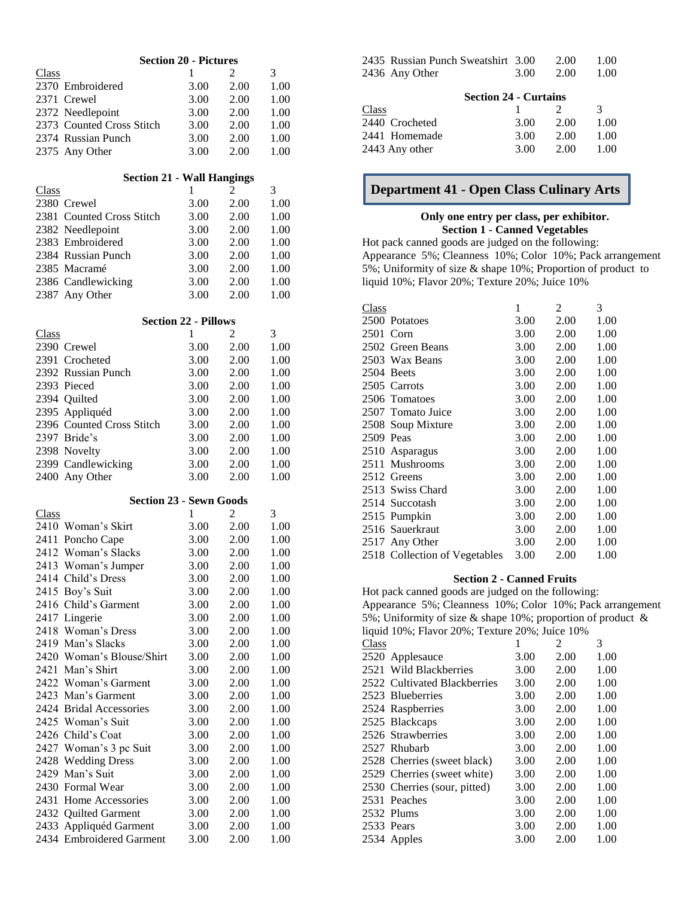### Section 20 - Pictures

| Class | 1 | 2 | 3 |
|---|---|---|---|
| 2370 Embroidered | 3.00 | 2.00 | 1.00 |
| 2371 Crewel | 3.00 | 2.00 | 1.00 |
| 2372 Needlepoint | 3.00 | 2.00 | 1.00 |
| 2373 Counted Cross Stitch | 3.00 | 2.00 | 1.00 |
| 2374 Russian Punch | 3.00 | 2.00 | 1.00 |
| 2375 Any Other | 3.00 | 2.00 | 1.00 |

### Section 21 - Wall Hangings

| Class | 1 | 2 | 3 |
|---|---|---|---|
| 2380 Crewel | 3.00 | 2.00 | 1.00 |
| 2381 Counted Cross Stitch | 3.00 | 2.00 | 1.00 |
| 2382 Needlepoint | 3.00 | 2.00 | 1.00 |
| 2383 Embroidered | 3.00 | 2.00 | 1.00 |
| 2384 Russian Punch | 3.00 | 2.00 | 1.00 |
| 2385 Macramé | 3.00 | 2.00 | 1.00 |
| 2386 Candlewicking | 3.00 | 2.00 | 1.00 |
| 2387 Any Other | 3.00 | 2.00 | 1.00 |

### Section 22 - Pillows

| Class | 1 | 2 | 3 |
|---|---|---|---|
| 2390 Crewel | 3.00 | 2.00 | 1.00 |
| 2391 Crocheted | 3.00 | 2.00 | 1.00 |
| 2392 Russian Punch | 3.00 | 2.00 | 1.00 |
| 2393 Pieced | 3.00 | 2.00 | 1.00 |
| 2394 Quilted | 3.00 | 2.00 | 1.00 |
| 2395 Appliquéd | 3.00 | 2.00 | 1.00 |
| 2396 Counted Cross Stitch | 3.00 | 2.00 | 1.00 |
| 2397 Bride's | 3.00 | 2.00 | 1.00 |
| 2398 Novelty | 3.00 | 2.00 | 1.00 |
| 2399 Candlewicking | 3.00 | 2.00 | 1.00 |
| 2400 Any Other | 3.00 | 2.00 | 1.00 |

### Section 23 - Sewn Goods

| Class | 1 | 2 | 3 |
|---|---|---|---|
| 2410 Woman's Skirt | 3.00 | 2.00 | 1.00 |
| 2411 Poncho Cape | 3.00 | 2.00 | 1.00 |
| 2412 Woman's Slacks | 3.00 | 2.00 | 1.00 |
| 2413 Woman's Jumper | 3.00 | 2.00 | 1.00 |
| 2414 Child's Dress | 3.00 | 2.00 | 1.00 |
| 2415 Boy's Suit | 3.00 | 2.00 | 1.00 |
| 2416 Child's Garment | 3.00 | 2.00 | 1.00 |
| 2417 Lingerie | 3.00 | 2.00 | 1.00 |
| 2418 Woman's Dress | 3.00 | 2.00 | 1.00 |
| 2419 Man's Slacks | 3.00 | 2.00 | 1.00 |
| 2420 Woman's Blouse/Shirt | 3.00 | 2.00 | 1.00 |
| 2421 Man's Shirt | 3.00 | 2.00 | 1.00 |
| 2422 Woman's Garment | 3.00 | 2.00 | 1.00 |
| 2423 Man's Garment | 3.00 | 2.00 | 1.00 |
| 2424 Bridal Accessories | 3.00 | 2.00 | 1.00 |
| 2425 Woman's Suit | 3.00 | 2.00 | 1.00 |
| 2426 Child's Coat | 3.00 | 2.00 | 1.00 |
| 2427 Woman's 3 pc Suit | 3.00 | 2.00 | 1.00 |
| 2428 Wedding Dress | 3.00 | 2.00 | 1.00 |
| 2429 Man's Suit | 3.00 | 2.00 | 1.00 |
| 2430 Formal Wear | 3.00 | 2.00 | 1.00 |
| 2431 Home Accessories | 3.00 | 2.00 | 1.00 |
| 2432 Quilted Garment | 3.00 | 2.00 | 1.00 |
| 2433 Appliquéd Garment | 3.00 | 2.00 | 1.00 |
| 2434 Embroidered Garment | 3.00 | 2.00 | 1.00 |
| 2435 Russian Punch Sweatshirt | 3.00 | 2.00 | 1.00 |
| 2436 Any Other | 3.00 | 2.00 | 1.00 |

### Section 24 - Curtains

| Class | 1 | 2 | 3 |
|---|---|---|---|
| 2440 Crocheted | 3.00 | 2.00 | 1.00 |
| 2441 Homemade | 3.00 | 2.00 | 1.00 |
| 2443 Any other | 3.00 | 2.00 | 1.00 |

## Department 41 - Open Class Culinary Arts

**Only one entry per class, per exhibitor.**

### Section 1 - Canned Vegetables

Hot pack canned goods are judged on the following: Appearance 5%; Cleanness 10%; Color 10%; Pack arrangement 5%; Uniformity of size & shape 10%; Proportion of product to liquid 10%; Flavor 20%; Texture 20%; Juice 10%

| Class | 1 | 2 | 3 |
|---|---|---|---|
| 2500 Potatoes | 3.00 | 2.00 | 1.00 |
| 2501 Corn | 3.00 | 2.00 | 1.00 |
| 2502 Green Beans | 3.00 | 2.00 | 1.00 |
| 2503 Wax Beans | 3.00 | 2.00 | 1.00 |
| 2504 Beets | 3.00 | 2.00 | 1.00 |
| 2505 Carrots | 3.00 | 2.00 | 1.00 |
| 2506 Tomatoes | 3.00 | 2.00 | 1.00 |
| 2507 Tomato Juice | 3.00 | 2.00 | 1.00 |
| 2508 Soup Mixture | 3.00 | 2.00 | 1.00 |
| 2509 Peas | 3.00 | 2.00 | 1.00 |
| 2510 Asparagus | 3.00 | 2.00 | 1.00 |
| 2511 Mushrooms | 3.00 | 2.00 | 1.00 |
| 2512 Greens | 3.00 | 2.00 | 1.00 |
| 2513 Swiss Chard | 3.00 | 2.00 | 1.00 |
| 2514 Succotash | 3.00 | 2.00 | 1.00 |
| 2515 Pumpkin | 3.00 | 2.00 | 1.00 |
| 2516 Sauerkraut | 3.00 | 2.00 | 1.00 |
| 2517 Any Other | 3.00 | 2.00 | 1.00 |
| 2518 Collection of Vegetables | 3.00 | 2.00 | 1.00 |

### Section 2 - Canned Fruits

Hot pack canned goods are judged on the following: Appearance 5%; Cleanness 10%; Color 10%; Pack arrangement 5%; Uniformity of size & shape 10%; proportion of product & liquid 10%; Flavor 20%; Texture 20%; Juice 10%

| Class | 1 | 2 | 3 |
|---|---|---|---|
| 2520 Applesauce | 3.00 | 2.00 | 1.00 |
| 2521 Wild Blackberries | 3.00 | 2.00 | 1.00 |
| 2522 Cultivated Blackberries | 3.00 | 2.00 | 1.00 |
| 2523 Blueberries | 3.00 | 2.00 | 1.00 |
| 2524 Raspberries | 3.00 | 2.00 | 1.00 |
| 2525 Blackcaps | 3.00 | 2.00 | 1.00 |
| 2526 Strawberries | 3.00 | 2.00 | 1.00 |
| 2527 Rhubarb | 3.00 | 2.00 | 1.00 |
| 2528 Cherries (sweet black) | 3.00 | 2.00 | 1.00 |
| 2529 Cherries (sweet white) | 3.00 | 2.00 | 1.00 |
| 2530 Cherries (sour, pitted) | 3.00 | 2.00 | 1.00 |
| 2531 Peaches | 3.00 | 2.00 | 1.00 |
| 2532 Plums | 3.00 | 2.00 | 1.00 |
| 2533 Pears | 3.00 | 2.00 | 1.00 |
| 2534 Apples | 3.00 | 2.00 | 1.00 |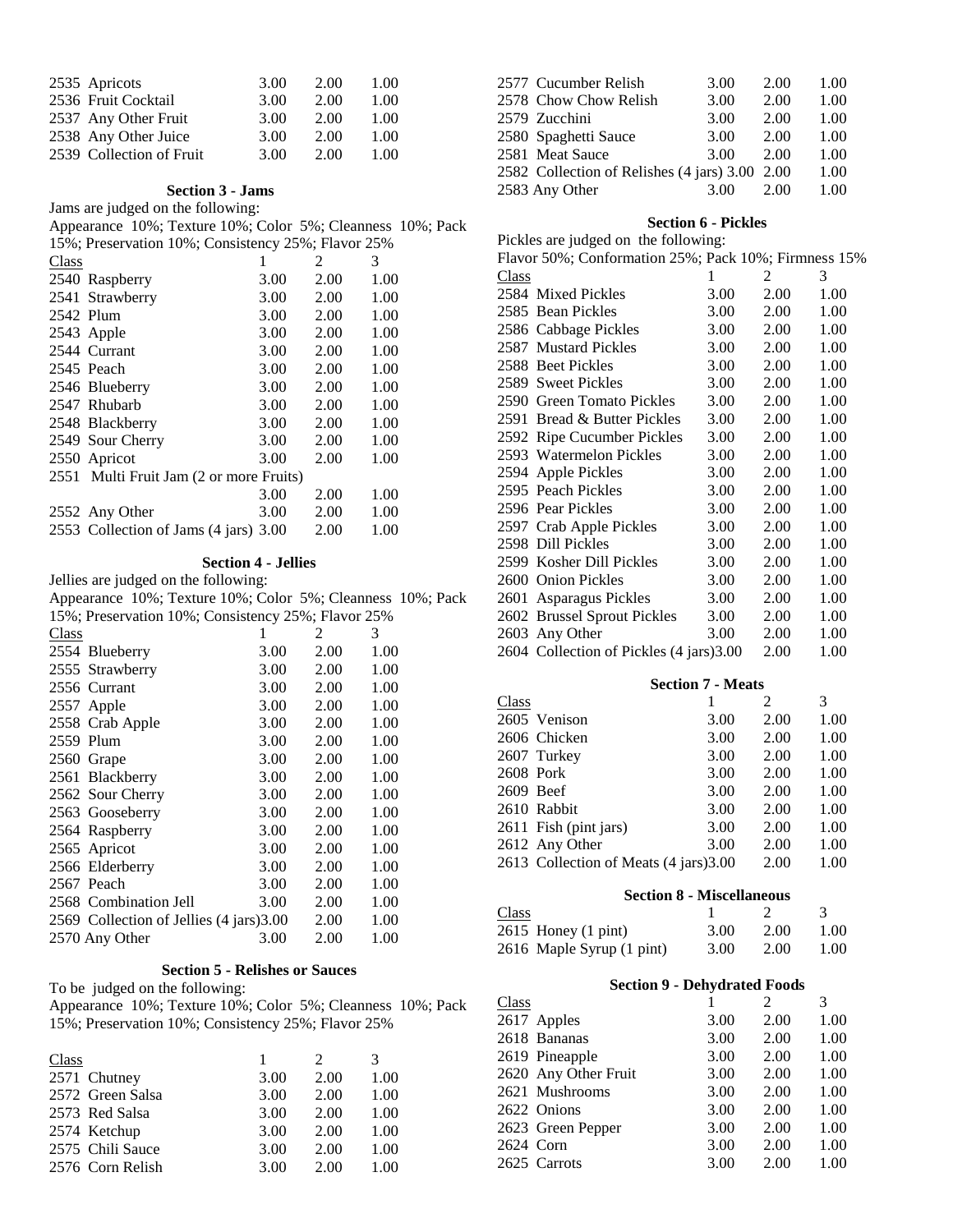| Class | 1 | 2 | 3 |
|---|---|---|---|
| 2535 Apricots | 3.00 | 2.00 | 1.00 |
| 2536 Fruit Cocktail | 3.00 | 2.00 | 1.00 |
| 2537 Any Other Fruit | 3.00 | 2.00 | 1.00 |
| 2538 Any Other Juice | 3.00 | 2.00 | 1.00 |
| 2539 Collection of Fruit | 3.00 | 2.00 | 1.00 |

### Section 3 - Jams

Jams are judged on the following:
Appearance 10%; Texture 10%; Color 5%; Cleanness 10%; Pack 15%; Preservation 10%; Consistency 25%; Flavor 25%

| Class | 1 | 2 | 3 |
|---|---|---|---|
| 2540 Raspberry | 3.00 | 2.00 | 1.00 |
| 2541 Strawberry | 3.00 | 2.00 | 1.00 |
| 2542 Plum | 3.00 | 2.00 | 1.00 |
| 2543 Apple | 3.00 | 2.00 | 1.00 |
| 2544 Currant | 3.00 | 2.00 | 1.00 |
| 2545 Peach | 3.00 | 2.00 | 1.00 |
| 2546 Blueberry | 3.00 | 2.00 | 1.00 |
| 2547 Rhubarb | 3.00 | 2.00 | 1.00 |
| 2548 Blackberry | 3.00 | 2.00 | 1.00 |
| 2549 Sour Cherry | 3.00 | 2.00 | 1.00 |
| 2550 Apricot | 3.00 | 2.00 | 1.00 |
| 2551 Multi Fruit Jam (2 or more Fruits) | 3.00 | 2.00 | 1.00 |
| 2552 Any Other | 3.00 | 2.00 | 1.00 |
| 2553 Collection of Jams (4 jars) | 3.00 | 2.00 | 1.00 |

### Section 4 - Jellies

Jellies are judged on the following:
Appearance 10%; Texture 10%; Color 5%; Cleanness 10%; Pack 15%; Preservation 10%; Consistency 25%; Flavor 25%

| Class | 1 | 2 | 3 |
|---|---|---|---|
| 2554 Blueberry | 3.00 | 2.00 | 1.00 |
| 2555 Strawberry | 3.00 | 2.00 | 1.00 |
| 2556 Currant | 3.00 | 2.00 | 1.00 |
| 2557 Apple | 3.00 | 2.00 | 1.00 |
| 2558 Crab Apple | 3.00 | 2.00 | 1.00 |
| 2559 Plum | 3.00 | 2.00 | 1.00 |
| 2560 Grape | 3.00 | 2.00 | 1.00 |
| 2561 Blackberry | 3.00 | 2.00 | 1.00 |
| 2562 Sour Cherry | 3.00 | 2.00 | 1.00 |
| 2563 Gooseberry | 3.00 | 2.00 | 1.00 |
| 2564 Raspberry | 3.00 | 2.00 | 1.00 |
| 2565 Apricot | 3.00 | 2.00 | 1.00 |
| 2566 Elderberry | 3.00 | 2.00 | 1.00 |
| 2567 Peach | 3.00 | 2.00 | 1.00 |
| 2568 Combination Jell | 3.00 | 2.00 | 1.00 |
| 2569 Collection of Jellies (4 jars) | 3.00 | 2.00 | 1.00 |
| 2570 Any Other | 3.00 | 2.00 | 1.00 |

### Section 5 - Relishes or Sauces

To be judged on the following:
Appearance 10%; Texture 10%; Color 5%; Cleanness 10%; Pack 15%; Preservation 10%; Consistency 25%; Flavor 25%

| Class | 1 | 2 | 3 |
|---|---|---|---|
| 2571 Chutney | 3.00 | 2.00 | 1.00 |
| 2572 Green Salsa | 3.00 | 2.00 | 1.00 |
| 2573 Red Salsa | 3.00 | 2.00 | 1.00 |
| 2574 Ketchup | 3.00 | 2.00 | 1.00 |
| 2575 Chili Sauce | 3.00 | 2.00 | 1.00 |
| 2576 Corn Relish | 3.00 | 2.00 | 1.00 |
| 2577 Cucumber Relish | 3.00 | 2.00 | 1.00 |
| 2578 Chow Chow Relish | 3.00 | 2.00 | 1.00 |
| 2579 Zucchini | 3.00 | 2.00 | 1.00 |
| 2580 Spaghetti Sauce | 3.00 | 2.00 | 1.00 |
| 2581 Meat Sauce | 3.00 | 2.00 | 1.00 |
| 2582 Collection of Relishes (4 jars) | 3.00 | 2.00 | 1.00 |
| 2583 Any Other | 3.00 | 2.00 | 1.00 |

### Section 6 - Pickles

Pickles are judged on the following:
Flavor 50%; Conformation 25%; Pack 10%; Firmness 15%

| Class | 1 | 2 | 3 |
|---|---|---|---|
| 2584 Mixed Pickles | 3.00 | 2.00 | 1.00 |
| 2585 Bean Pickles | 3.00 | 2.00 | 1.00 |
| 2586 Cabbage Pickles | 3.00 | 2.00 | 1.00 |
| 2587 Mustard Pickles | 3.00 | 2.00 | 1.00 |
| 2588 Beet Pickles | 3.00 | 2.00 | 1.00 |
| 2589 Sweet Pickles | 3.00 | 2.00 | 1.00 |
| 2590 Green Tomato Pickles | 3.00 | 2.00 | 1.00 |
| 2591 Bread & Butter Pickles | 3.00 | 2.00 | 1.00 |
| 2592 Ripe Cucumber Pickles | 3.00 | 2.00 | 1.00 |
| 2593 Watermelon Pickles | 3.00 | 2.00 | 1.00 |
| 2594 Apple Pickles | 3.00 | 2.00 | 1.00 |
| 2595 Peach Pickles | 3.00 | 2.00 | 1.00 |
| 2596 Pear Pickles | 3.00 | 2.00 | 1.00 |
| 2597 Crab Apple Pickles | 3.00 | 2.00 | 1.00 |
| 2598 Dill Pickles | 3.00 | 2.00 | 1.00 |
| 2599 Kosher Dill Pickles | 3.00 | 2.00 | 1.00 |
| 2600 Onion Pickles | 3.00 | 2.00 | 1.00 |
| 2601 Asparagus Pickles | 3.00 | 2.00 | 1.00 |
| 2602 Brussel Sprout Pickles | 3.00 | 2.00 | 1.00 |
| 2603 Any Other | 3.00 | 2.00 | 1.00 |
| 2604 Collection of Pickles (4 jars) | 3.00 | 2.00 | 1.00 |

### Section 7 - Meats

| Class | 1 | 2 | 3 |
|---|---|---|---|
| 2605 Venison | 3.00 | 2.00 | 1.00 |
| 2606 Chicken | 3.00 | 2.00 | 1.00 |
| 2607 Turkey | 3.00 | 2.00 | 1.00 |
| 2608 Pork | 3.00 | 2.00 | 1.00 |
| 2609 Beef | 3.00 | 2.00 | 1.00 |
| 2610 Rabbit | 3.00 | 2.00 | 1.00 |
| 2611 Fish (pint jars) | 3.00 | 2.00 | 1.00 |
| 2612 Any Other | 3.00 | 2.00 | 1.00 |
| 2613 Collection of Meats (4 jars) | 3.00 | 2.00 | 1.00 |

### Section 8 - Miscellaneous

| Class | 1 | 2 | 3 |
|---|---|---|---|
| 2615 Honey (1 pint) | 3.00 | 2.00 | 1.00 |
| 2616 Maple Syrup (1 pint) | 3.00 | 2.00 | 1.00 |

### Section 9 - Dehydrated Foods

| Class | 1 | 2 | 3 |
|---|---|---|---|
| 2617 Apples | 3.00 | 2.00 | 1.00 |
| 2618 Bananas | 3.00 | 2.00 | 1.00 |
| 2619 Pineapple | 3.00 | 2.00 | 1.00 |
| 2620 Any Other Fruit | 3.00 | 2.00 | 1.00 |
| 2621 Mushrooms | 3.00 | 2.00 | 1.00 |
| 2622 Onions | 3.00 | 2.00 | 1.00 |
| 2623 Green Pepper | 3.00 | 2.00 | 1.00 |
| 2624 Corn | 3.00 | 2.00 | 1.00 |
| 2625 Carrots | 3.00 | 2.00 | 1.00 |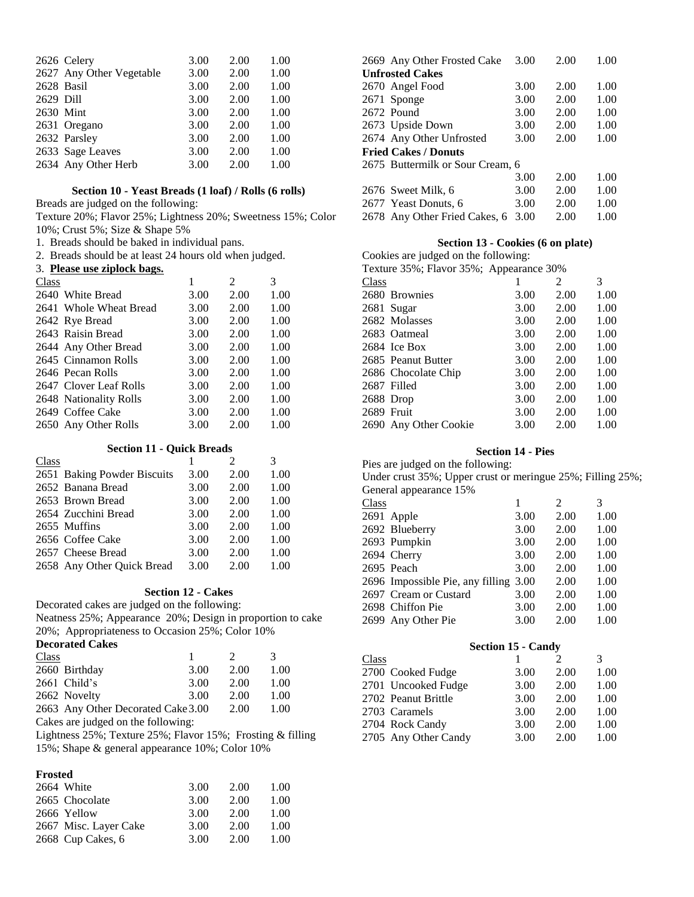| Class | 1 | 2 | 3 |
|---|---|---|---|
| 2626 Celery | 3.00 | 2.00 | 1.00 |
| 2627 Any Other Vegetable | 3.00 | 2.00 | 1.00 |
| 2628 Basil | 3.00 | 2.00 | 1.00 |
| 2629 Dill | 3.00 | 2.00 | 1.00 |
| 2630 Mint | 3.00 | 2.00 | 1.00 |
| 2631 Oregano | 3.00 | 2.00 | 1.00 |
| 2632 Parsley | 3.00 | 2.00 | 1.00 |
| 2633 Sage Leaves | 3.00 | 2.00 | 1.00 |
| 2634 Any Other Herb | 3.00 | 2.00 | 1.00 |

### Section 10 - Yeast Breads (1 loaf) / Rolls (6 rolls)

Breads are judged on the following:
Texture 20%; Flavor 25%; Lightness 20%; Sweetness 15%; Color 10%; Crust 5%; Size & Shape 5%

1. Breads should be baked in individual pans.
2. Breads should be at least 24 hours old when judged.
3. **Please use ziplock bags.**

| Class | 1 | 2 | 3 |
|---|---|---|---|
| 2640 White Bread | 3.00 | 2.00 | 1.00 |
| 2641 Whole Wheat Bread | 3.00 | 2.00 | 1.00 |
| 2642 Rye Bread | 3.00 | 2.00 | 1.00 |
| 2643 Raisin Bread | 3.00 | 2.00 | 1.00 |
| 2644 Any Other Bread | 3.00 | 2.00 | 1.00 |
| 2645 Cinnamon Rolls | 3.00 | 2.00 | 1.00 |
| 2646 Pecan Rolls | 3.00 | 2.00 | 1.00 |
| 2647 Clover Leaf Rolls | 3.00 | 2.00 | 1.00 |
| 2648 Nationality Rolls | 3.00 | 2.00 | 1.00 |
| 2649 Coffee Cake | 3.00 | 2.00 | 1.00 |
| 2650 Any Other Rolls | 3.00 | 2.00 | 1.00 |

### Section 11 - Quick Breads

| Class | 1 | 2 | 3 |
|---|---|---|---|
| 2651 Baking Powder Biscuits | 3.00 | 2.00 | 1.00 |
| 2652 Banana Bread | 3.00 | 2.00 | 1.00 |
| 2653 Brown Bread | 3.00 | 2.00 | 1.00 |
| 2654 Zucchini Bread | 3.00 | 2.00 | 1.00 |
| 2655 Muffins | 3.00 | 2.00 | 1.00 |
| 2656 Coffee Cake | 3.00 | 2.00 | 1.00 |
| 2657 Cheese Bread | 3.00 | 2.00 | 1.00 |
| 2658 Any Other Quick Bread | 3.00 | 2.00 | 1.00 |

### Section 12 - Cakes

Decorated cakes are judged on the following:
Neatness 25%; Appearance 20%; Design in proportion to cake 20%; Appropriateness to Occasion 25%; Color 10%

**Decorated Cakes**

| Class | 1 | 2 | 3 |
|---|---|---|---|
| 2660 Birthday | 3.00 | 2.00 | 1.00 |
| 2661 Child's | 3.00 | 2.00 | 1.00 |
| 2662 Novelty | 3.00 | 2.00 | 1.00 |
| 2663 Any Other Decorated Cake | 3.00 | 2.00 | 1.00 |

Cakes are judged on the following:
Lightness 25%; Texture 25%; Flavor 15%; Frosting & filling 15%; Shape & general appearance 10%; Color 10%

**Frosted**

| Class | 1 | 2 | 3 |
|---|---|---|---|
| 2664 White | 3.00 | 2.00 | 1.00 |
| 2665 Chocolate | 3.00 | 2.00 | 1.00 |
| 2666 Yellow | 3.00 | 2.00 | 1.00 |
| 2667 Misc. Layer Cake | 3.00 | 2.00 | 1.00 |
| 2668 Cup Cakes, 6 | 3.00 | 2.00 | 1.00 |
| 2669 Any Other Frosted Cake | 3.00 | 2.00 | 1.00 |

**Unfrosted Cakes**

| Class | 1 | 2 | 3 |
|---|---|---|---|
| 2670 Angel Food | 3.00 | 2.00 | 1.00 |
| 2671 Sponge | 3.00 | 2.00 | 1.00 |
| 2672 Pound | 3.00 | 2.00 | 1.00 |
| 2673 Upside Down | 3.00 | 2.00 | 1.00 |
| 2674 Any Other Unfrosted | 3.00 | 2.00 | 1.00 |

**Fried Cakes / Donuts**

| Class | 1 | 2 | 3 |
|---|---|---|---|
| 2675 Buttermilk or Sour Cream, 6 | 3.00 | 2.00 | 1.00 |
| 2676 Sweet Milk, 6 | 3.00 | 2.00 | 1.00 |
| 2677 Yeast Donuts, 6 | 3.00 | 2.00 | 1.00 |
| 2678 Any Other Fried Cakes, 6 | 3.00 | 2.00 | 1.00 |

### Section 13 - Cookies (6 on plate)

Cookies are judged on the following:
Texture 35%; Flavor 35%; Appearance 30%

| Class | 1 | 2 | 3 |
|---|---|---|---|
| 2680 Brownies | 3.00 | 2.00 | 1.00 |
| 2681 Sugar | 3.00 | 2.00 | 1.00 |
| 2682 Molasses | 3.00 | 2.00 | 1.00 |
| 2683 Oatmeal | 3.00 | 2.00 | 1.00 |
| 2684 Ice Box | 3.00 | 2.00 | 1.00 |
| 2685 Peanut Butter | 3.00 | 2.00 | 1.00 |
| 2686 Chocolate Chip | 3.00 | 2.00 | 1.00 |
| 2687 Filled | 3.00 | 2.00 | 1.00 |
| 2688 Drop | 3.00 | 2.00 | 1.00 |
| 2689 Fruit | 3.00 | 2.00 | 1.00 |
| 2690 Any Other Cookie | 3.00 | 2.00 | 1.00 |

### Section 14 - Pies

Pies are judged on the following:
Under crust 35%; Upper crust or meringue 25%; Filling 25%; General appearance 15%

| Class | 1 | 2 | 3 |
|---|---|---|---|
| 2691 Apple | 3.00 | 2.00 | 1.00 |
| 2692 Blueberry | 3.00 | 2.00 | 1.00 |
| 2693 Pumpkin | 3.00 | 2.00 | 1.00 |
| 2694 Cherry | 3.00 | 2.00 | 1.00 |
| 2695 Peach | 3.00 | 2.00 | 1.00 |
| 2696 Impossible Pie, any filling | 3.00 | 2.00 | 1.00 |
| 2697 Cream or Custard | 3.00 | 2.00 | 1.00 |
| 2698 Chiffon Pie | 3.00 | 2.00 | 1.00 |
| 2699 Any Other Pie | 3.00 | 2.00 | 1.00 |

### Section 15 - Candy

| Class | 1 | 2 | 3 |
|---|---|---|---|
| 2700 Cooked Fudge | 3.00 | 2.00 | 1.00 |
| 2701 Uncooked Fudge | 3.00 | 2.00 | 1.00 |
| 2702 Peanut Brittle | 3.00 | 2.00 | 1.00 |
| 2703 Caramels | 3.00 | 2.00 | 1.00 |
| 2704 Rock Candy | 3.00 | 2.00 | 1.00 |
| 2705 Any Other Candy | 3.00 | 2.00 | 1.00 |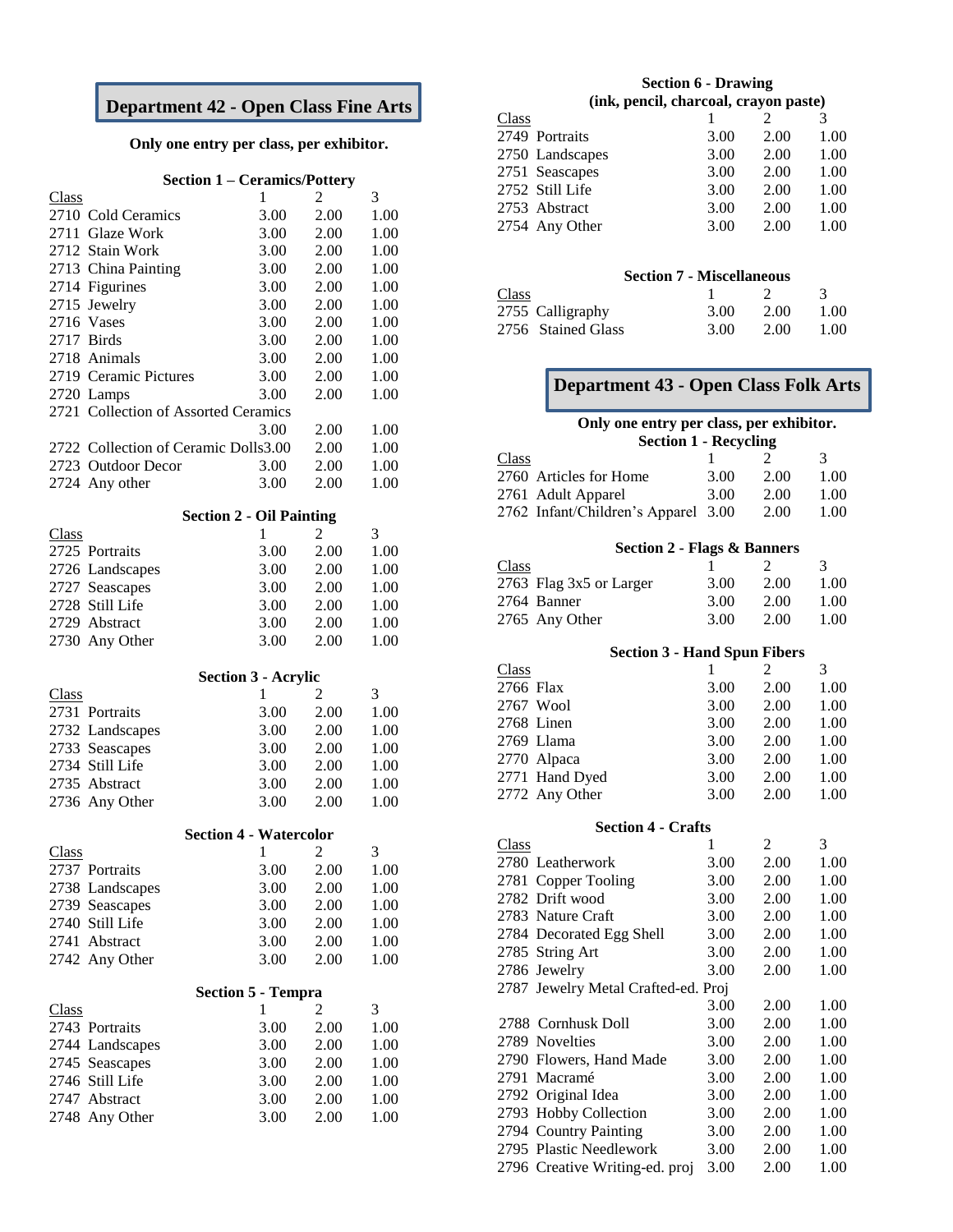## Department 42 - Open Class Fine Arts

**Only one entry per class, per exhibitor.**

### Section 1 – Ceramics/Pottery

| Class | 1 | 2 | 3 |
|---|---|---|---|
| 2710 Cold Ceramics | 3.00 | 2.00 | 1.00 |
| 2711 Glaze Work | 3.00 | 2.00 | 1.00 |
| 2712 Stain Work | 3.00 | 2.00 | 1.00 |
| 2713 China Painting | 3.00 | 2.00 | 1.00 |
| 2714 Figurines | 3.00 | 2.00 | 1.00 |
| 2715 Jewelry | 3.00 | 2.00 | 1.00 |
| 2716 Vases | 3.00 | 2.00 | 1.00 |
| 2717 Birds | 3.00 | 2.00 | 1.00 |
| 2718 Animals | 3.00 | 2.00 | 1.00 |
| 2719 Ceramic Pictures | 3.00 | 2.00 | 1.00 |
| 2720 Lamps | 3.00 | 2.00 | 1.00 |
| 2721 Collection of Assorted Ceramics | 3.00 | 2.00 | 1.00 |
| 2722 Collection of Ceramic Dolls | 3.00 | 2.00 | 1.00 |
| 2723 Outdoor Decor | 3.00 | 2.00 | 1.00 |
| 2724 Any other | 3.00 | 2.00 | 1.00 |

### Section 2 - Oil Painting

| Class | 1 | 2 | 3 |
|---|---|---|---|
| 2725 Portraits | 3.00 | 2.00 | 1.00 |
| 2726 Landscapes | 3.00 | 2.00 | 1.00 |
| 2727 Seascapes | 3.00 | 2.00 | 1.00 |
| 2728 Still Life | 3.00 | 2.00 | 1.00 |
| 2729 Abstract | 3.00 | 2.00 | 1.00 |
| 2730 Any Other | 3.00 | 2.00 | 1.00 |

### Section 3 - Acrylic

| Class | 1 | 2 | 3 |
|---|---|---|---|
| 2731 Portraits | 3.00 | 2.00 | 1.00 |
| 2732 Landscapes | 3.00 | 2.00 | 1.00 |
| 2733 Seascapes | 3.00 | 2.00 | 1.00 |
| 2734 Still Life | 3.00 | 2.00 | 1.00 |
| 2735 Abstract | 3.00 | 2.00 | 1.00 |
| 2736 Any Other | 3.00 | 2.00 | 1.00 |

### Section 4 - Watercolor

| Class | 1 | 2 | 3 |
|---|---|---|---|
| 2737 Portraits | 3.00 | 2.00 | 1.00 |
| 2738 Landscapes | 3.00 | 2.00 | 1.00 |
| 2739 Seascapes | 3.00 | 2.00 | 1.00 |
| 2740 Still Life | 3.00 | 2.00 | 1.00 |
| 2741 Abstract | 3.00 | 2.00 | 1.00 |
| 2742 Any Other | 3.00 | 2.00 | 1.00 |

### Section 5 - Tempra

| Class | 1 | 2 | 3 |
|---|---|---|---|
| 2743 Portraits | 3.00 | 2.00 | 1.00 |
| 2744 Landscapes | 3.00 | 2.00 | 1.00 |
| 2745 Seascapes | 3.00 | 2.00 | 1.00 |
| 2746 Still Life | 3.00 | 2.00 | 1.00 |
| 2747 Abstract | 3.00 | 2.00 | 1.00 |
| 2748 Any Other | 3.00 | 2.00 | 1.00 |

### Section 6 - Drawing (ink, pencil, charcoal, crayon paste)

| Class | 1 | 2 | 3 |
|---|---|---|---|
| 2749 Portraits | 3.00 | 2.00 | 1.00 |
| 2750 Landscapes | 3.00 | 2.00 | 1.00 |
| 2751 Seascapes | 3.00 | 2.00 | 1.00 |
| 2752 Still Life | 3.00 | 2.00 | 1.00 |
| 2753 Abstract | 3.00 | 2.00 | 1.00 |
| 2754 Any Other | 3.00 | 2.00 | 1.00 |

### Section 7 - Miscellaneous

| Class | 1 | 2 | 3 |
|---|---|---|---|
| 2755 Calligraphy | 3.00 | 2.00 | 1.00 |
| 2756 Stained Glass | 3.00 | 2.00 | 1.00 |

## Department 43 - Open Class Folk Arts

**Only one entry per class, per exhibitor.**

### Section 1 - Recycling

| Class | 1 | 2 | 3 |
|---|---|---|---|
| 2760 Articles for Home | 3.00 | 2.00 | 1.00 |
| 2761 Adult Apparel | 3.00 | 2.00 | 1.00 |
| 2762 Infant/Children's Apparel | 3.00 | 2.00 | 1.00 |

### Section 2 - Flags & Banners

| Class | 1 | 2 | 3 |
|---|---|---|---|
| 2763 Flag 3x5 or Larger | 3.00 | 2.00 | 1.00 |
| 2764 Banner | 3.00 | 2.00 | 1.00 |
| 2765 Any Other | 3.00 | 2.00 | 1.00 |

### Section 3 - Hand Spun Fibers

| Class | 1 | 2 | 3 |
|---|---|---|---|
| 2766 Flax | 3.00 | 2.00 | 1.00 |
| 2767 Wool | 3.00 | 2.00 | 1.00 |
| 2768 Linen | 3.00 | 2.00 | 1.00 |
| 2769 Llama | 3.00 | 2.00 | 1.00 |
| 2770 Alpaca | 3.00 | 2.00 | 1.00 |
| 2771 Hand Dyed | 3.00 | 2.00 | 1.00 |
| 2772 Any Other | 3.00 | 2.00 | 1.00 |

### Section 4 - Crafts

| Class | 1 | 2 | 3 |
|---|---|---|---|
| 2780 Leatherwork | 3.00 | 2.00 | 1.00 |
| 2781 Copper Tooling | 3.00 | 2.00 | 1.00 |
| 2782 Drift wood | 3.00 | 2.00 | 1.00 |
| 2783 Nature Craft | 3.00 | 2.00 | 1.00 |
| 2784 Decorated Egg Shell | 3.00 | 2.00 | 1.00 |
| 2785 String Art | 3.00 | 2.00 | 1.00 |
| 2786 Jewelry | 3.00 | 2.00 | 1.00 |
| 2787 Jewelry Metal Crafted-ed. Proj | 3.00 | 2.00 | 1.00 |
| 2788 Cornhusk Doll | 3.00 | 2.00 | 1.00 |
| 2789 Novelties | 3.00 | 2.00 | 1.00 |
| 2790 Flowers, Hand Made | 3.00 | 2.00 | 1.00 |
| 2791 Macramé | 3.00 | 2.00 | 1.00 |
| 2792 Original Idea | 3.00 | 2.00 | 1.00 |
| 2793 Hobby Collection | 3.00 | 2.00 | 1.00 |
| 2794 Country Painting | 3.00 | 2.00 | 1.00 |
| 2795 Plastic Needlework | 3.00 | 2.00 | 1.00 |
| 2796 Creative Writing-ed. proj | 3.00 | 2.00 | 1.00 |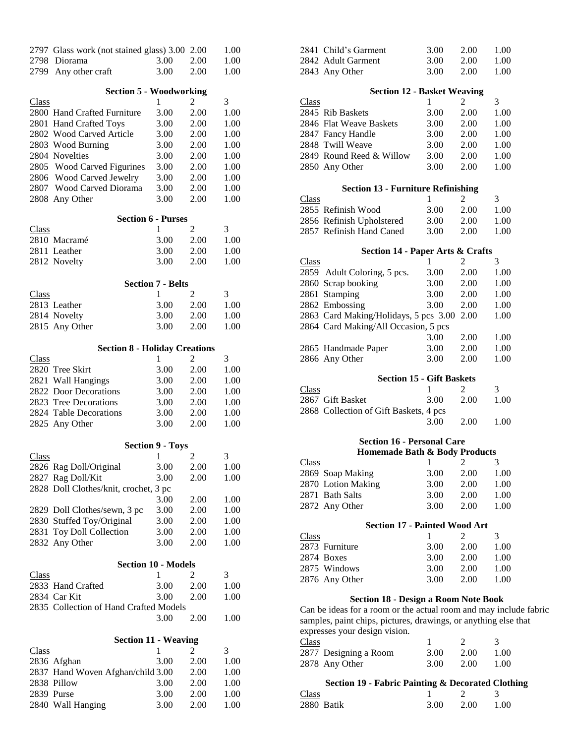| Class | | 1 | 2 | 3 |
|---|---|---|---|---|
| 2797 | Glass work (not stained glass) | 3.00 | 2.00 | 1.00 |
| 2798 | Diorama | 3.00 | 2.00 | 1.00 |
| 2799 | Any other craft | 3.00 | 2.00 | 1.00 |

### Section 5 - Woodworking

| Class | | 1 | 2 | 3 |
|---|---|---|---|---|
| 2800 | Hand Crafted Furniture | 3.00 | 2.00 | 1.00 |
| 2801 | Hand Crafted Toys | 3.00 | 2.00 | 1.00 |
| 2802 | Wood Carved Article | 3.00 | 2.00 | 1.00 |
| 2803 | Wood Burning | 3.00 | 2.00 | 1.00 |
| 2804 | Novelties | 3.00 | 2.00 | 1.00 |
| 2805 | Wood Carved Figurines | 3.00 | 2.00 | 1.00 |
| 2806 | Wood Carved Jewelry | 3.00 | 2.00 | 1.00 |
| 2807 | Wood Carved Diorama | 3.00 | 2.00 | 1.00 |
| 2808 | Any Other | 3.00 | 2.00 | 1.00 |

### Section 6 - Purses

| Class | | 1 | 2 | 3 |
|---|---|---|---|---|
| 2810 | Macramé | 3.00 | 2.00 | 1.00 |
| 2811 | Leather | 3.00 | 2.00 | 1.00 |
| 2812 | Novelty | 3.00 | 2.00 | 1.00 |

### Section 7 - Belts

| Class | | 1 | 2 | 3 |
|---|---|---|---|---|
| 2813 | Leather | 3.00 | 2.00 | 1.00 |
| 2814 | Novelty | 3.00 | 2.00 | 1.00 |
| 2815 | Any Other | 3.00 | 2.00 | 1.00 |

### Section 8 - Holiday Creations

| Class | | 1 | 2 | 3 |
|---|---|---|---|---|
| 2820 | Tree Skirt | 3.00 | 2.00 | 1.00 |
| 2821 | Wall Hangings | 3.00 | 2.00 | 1.00 |
| 2822 | Door Decorations | 3.00 | 2.00 | 1.00 |
| 2823 | Tree Decorations | 3.00 | 2.00 | 1.00 |
| 2824 | Table Decorations | 3.00 | 2.00 | 1.00 |
| 2825 | Any Other | 3.00 | 2.00 | 1.00 |

### Section 9 - Toys

| Class | | 1 | 2 | 3 |
|---|---|---|---|---|
| 2826 | Rag Doll/Original | 3.00 | 2.00 | 1.00 |
| 2827 | Rag Doll/Kit | 3.00 | 2.00 | 1.00 |
| 2828 | Doll Clothes/knit, crochet, 3 pc | 3.00 | 2.00 | 1.00 |
| 2829 | Doll Clothes/sewn, 3 pc | 3.00 | 2.00 | 1.00 |
| 2830 | Stuffed Toy/Original | 3.00 | 2.00 | 1.00 |
| 2831 | Toy Doll Collection | 3.00 | 2.00 | 1.00 |
| 2832 | Any Other | 3.00 | 2.00 | 1.00 |

### Section 10 - Models

| Class | | 1 | 2 | 3 |
|---|---|---|---|---|
| 2833 | Hand Crafted | 3.00 | 2.00 | 1.00 |
| 2834 | Car Kit | 3.00 | 2.00 | 1.00 |
| 2835 | Collection of Hand Crafted Models | 3.00 | 2.00 | 1.00 |

### Section 11 - Weaving

| Class | | 1 | 2 | 3 |
|---|---|---|---|---|
| 2836 | Afghan | 3.00 | 2.00 | 1.00 |
| 2837 | Hand Woven Afghan/child | 3.00 | 2.00 | 1.00 |
| 2838 | Pillow | 3.00 | 2.00 | 1.00 |
| 2839 | Purse | 3.00 | 2.00 | 1.00 |
| 2840 | Wall Hanging | 3.00 | 2.00 | 1.00 |
| 2841 | Child's Garment | 3.00 | 2.00 | 1.00 |
| 2842 | Adult Garment | 3.00 | 2.00 | 1.00 |
| 2843 | Any Other | 3.00 | 2.00 | 1.00 |

### Section 12 - Basket Weaving

| Class | | 1 | 2 | 3 |
|---|---|---|---|---|
| 2845 | Rib Baskets | 3.00 | 2.00 | 1.00 |
| 2846 | Flat Weave Baskets | 3.00 | 2.00 | 1.00 |
| 2847 | Fancy Handle | 3.00 | 2.00 | 1.00 |
| 2848 | Twill Weave | 3.00 | 2.00 | 1.00 |
| 2849 | Round Reed & Willow | 3.00 | 2.00 | 1.00 |
| 2850 | Any Other | 3.00 | 2.00 | 1.00 |

### Section 13 - Furniture Refinishing

| Class | | 1 | 2 | 3 |
|---|---|---|---|---|
| 2855 | Refinish Wood | 3.00 | 2.00 | 1.00 |
| 2856 | Refinish Upholstered | 3.00 | 2.00 | 1.00 |
| 2857 | Refinish Hand Caned | 3.00 | 2.00 | 1.00 |

### Section 14 - Paper Arts & Crafts

| Class | | 1 | 2 | 3 |
|---|---|---|---|---|
| 2859 | Adult Coloring, 5 pcs. | 3.00 | 2.00 | 1.00 |
| 2860 | Scrap booking | 3.00 | 2.00 | 1.00 |
| 2861 | Stamping | 3.00 | 2.00 | 1.00 |
| 2862 | Embossing | 3.00 | 2.00 | 1.00 |
| 2863 | Card Making/Holidays, 5 pcs | 3.00 | 2.00 | 1.00 |
| 2864 | Card Making/All Occasion, 5 pcs | 3.00 | 2.00 | 1.00 |
| 2865 | Handmade Paper | 3.00 | 2.00 | 1.00 |
| 2866 | Any Other | 3.00 | 2.00 | 1.00 |

### Section 15 - Gift Baskets

| Class | | 1 | 2 | 3 |
|---|---|---|---|---|
| 2867 | Gift Basket | 3.00 | 2.00 | 1.00 |
| 2868 | Collection of Gift Baskets, 4 pcs | 3.00 | 2.00 | 1.00 |

### Section 16 - Personal Care
### Homemade Bath & Body Products

| Class | | 1 | 2 | 3 |
|---|---|---|---|---|
| 2869 | Soap Making | 3.00 | 2.00 | 1.00 |
| 2870 | Lotion Making | 3.00 | 2.00 | 1.00 |
| 2871 | Bath Salts | 3.00 | 2.00 | 1.00 |
| 2872 | Any Other | 3.00 | 2.00 | 1.00 |

### Section 17 - Painted Wood Art

| Class | | 1 | 2 | 3 |
|---|---|---|---|---|
| 2873 | Furniture | 3.00 | 2.00 | 1.00 |
| 2874 | Boxes | 3.00 | 2.00 | 1.00 |
| 2875 | Windows | 3.00 | 2.00 | 1.00 |
| 2876 | Any Other | 3.00 | 2.00 | 1.00 |

### Section 18 - Design a Room Note Book

Can be ideas for a room or the actual room and may include fabric samples, paint chips, pictures, drawings, or anything else that expresses your design vision.

| Class | | 1 | 2 | 3 |
|---|---|---|---|---|
| 2877 | Designing a Room | 3.00 | 2.00 | 1.00 |
| 2878 | Any Other | 3.00 | 2.00 | 1.00 |

### Section 19 - Fabric Painting & Decorated Clothing

| Class | | 1 | 2 | 3 |
|---|---|---|---|---|
| 2880 | Batik | 3.00 | 2.00 | 1.00 |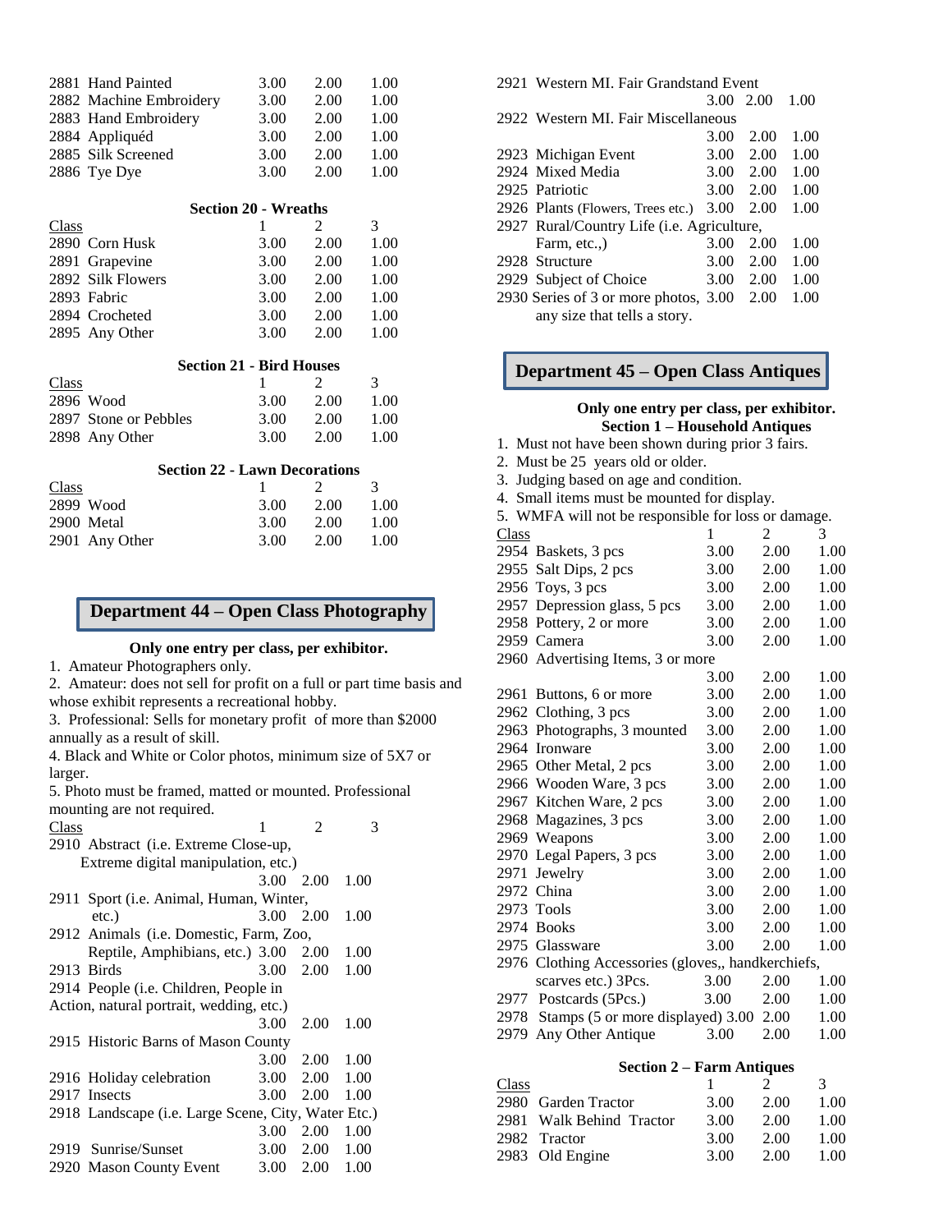| Class | | 1 | 2 | 3 |
|---|---|---|---|---|
| 2881 | Hand Painted | 3.00 | 2.00 | 1.00 |
| 2882 | Machine Embroidery | 3.00 | 2.00 | 1.00 |
| 2883 | Hand Embroidery | 3.00 | 2.00 | 1.00 |
| 2884 | Appliquéd | 3.00 | 2.00 | 1.00 |
| 2885 | Silk Screened | 3.00 | 2.00 | 1.00 |
| 2886 | Tye Dye | 3.00 | 2.00 | 1.00 |

### Section 20 - Wreaths

| Class | | 1 | 2 | 3 |
|---|---|---|---|---|
| 2890 | Corn Husk | 3.00 | 2.00 | 1.00 |
| 2891 | Grapevine | 3.00 | 2.00 | 1.00 |
| 2892 | Silk Flowers | 3.00 | 2.00 | 1.00 |
| 2893 | Fabric | 3.00 | 2.00 | 1.00 |
| 2894 | Crocheted | 3.00 | 2.00 | 1.00 |
| 2895 | Any Other | 3.00 | 2.00 | 1.00 |

### Section 21 - Bird Houses

| Class | | 1 | 2 | 3 |
|---|---|---|---|---|
| 2896 | Wood | 3.00 | 2.00 | 1.00 |
| 2897 | Stone or Pebbles | 3.00 | 2.00 | 1.00 |
| 2898 | Any Other | 3.00 | 2.00 | 1.00 |

### Section 22 - Lawn Decorations

| Class | | 1 | 2 | 3 |
|---|---|---|---|---|
| 2899 | Wood | 3.00 | 2.00 | 1.00 |
| 2900 | Metal | 3.00 | 2.00 | 1.00 |
| 2901 | Any Other | 3.00 | 2.00 | 1.00 |

## Department 44 – Open Class Photography

**Only one entry per class, per exhibitor.**

1. Amateur Photographers only.
2. Amateur: does not sell for profit on a full or part time basis and whose exhibit represents a recreational hobby.
3. Professional: Sells for monetary profit of more than $2000 annually as a result of skill.
4. Black and White or Color photos, minimum size of 5X7 or larger.
5. Photo must be framed, matted or mounted. Professional mounting are not required.

| Class | | 1 | 2 | 3 |
|---|---|---|---|---|
| 2910 | Abstract (i.e. Extreme Close-up, Extreme digital manipulation, etc.) | 3.00 | 2.00 | 1.00 |
| 2911 | Sport (i.e. Animal, Human, Winter, etc.) | 3.00 | 2.00 | 1.00 |
| 2912 | Animals (i.e. Domestic, Farm, Zoo, Reptile, Amphibians, etc.) | 3.00 | 2.00 | 1.00 |
| 2913 | Birds | 3.00 | 2.00 | 1.00 |
| 2914 | People (i.e. Children, People in Action, natural portrait, wedding, etc.) | 3.00 | 2.00 | 1.00 |
| 2915 | Historic Barns of Mason County | 3.00 | 2.00 | 1.00 |
| 2916 | Holiday celebration | 3.00 | 2.00 | 1.00 |
| 2917 | Insects | 3.00 | 2.00 | 1.00 |
| 2918 | Landscape (i.e. Large Scene, City, Water Etc.) | 3.00 | 2.00 | 1.00 |
| 2919 | Sunrise/Sunset | 3.00 | 2.00 | 1.00 |
| 2920 | Mason County Event | 3.00 | 2.00 | 1.00 |
| 2921 | Western MI. Fair Grandstand Event | 3.00 | 2.00 | 1.00 |
| 2922 | Western MI. Fair Miscellaneous | 3.00 | 2.00 | 1.00 |
| 2923 | Michigan Event | 3.00 | 2.00 | 1.00 |
| 2924 | Mixed Media | 3.00 | 2.00 | 1.00 |
| 2925 | Patriotic | 3.00 | 2.00 | 1.00 |
| 2926 | Plants (Flowers, Trees etc.) | 3.00 | 2.00 | 1.00 |
| 2927 | Rural/Country Life (i.e. Agriculture, Farm, etc.,) | 3.00 | 2.00 | 1.00 |
| 2928 | Structure | 3.00 | 2.00 | 1.00 |
| 2929 | Subject of Choice | 3.00 | 2.00 | 1.00 |
| 2930 | Series of 3 or more photos, any size that tells a story. | 3.00 | 2.00 | 1.00 |

## Department 45 – Open Class Antiques

**Only one entry per class, per exhibitor.**

### Section 1 – Household Antiques

1. Must not have been shown during prior 3 fairs.
2. Must be 25 years old or older.
3. Judging based on age and condition.
4. Small items must be mounted for display.
5. WMFA will not be responsible for loss or damage.

| Class | | 1 | 2 | 3 |
|---|---|---|---|---|
| 2954 | Baskets, 3 pcs | 3.00 | 2.00 | 1.00 |
| 2955 | Salt Dips, 2 pcs | 3.00 | 2.00 | 1.00 |
| 2956 | Toys, 3 pcs | 3.00 | 2.00 | 1.00 |
| 2957 | Depression glass, 5 pcs | 3.00 | 2.00 | 1.00 |
| 2958 | Pottery, 2 or more | 3.00 | 2.00 | 1.00 |
| 2959 | Camera | 3.00 | 2.00 | 1.00 |
| 2960 | Advertising Items, 3 or more | 3.00 | 2.00 | 1.00 |
| 2961 | Buttons, 6 or more | 3.00 | 2.00 | 1.00 |
| 2962 | Clothing, 3 pcs | 3.00 | 2.00 | 1.00 |
| 2963 | Photographs, 3 mounted | 3.00 | 2.00 | 1.00 |
| 2964 | Ironware | 3.00 | 2.00 | 1.00 |
| 2965 | Other Metal, 2 pcs | 3.00 | 2.00 | 1.00 |
| 2966 | Wooden Ware, 3 pcs | 3.00 | 2.00 | 1.00 |
| 2967 | Kitchen Ware, 2 pcs | 3.00 | 2.00 | 1.00 |
| 2968 | Magazines, 3 pcs | 3.00 | 2.00 | 1.00 |
| 2969 | Weapons | 3.00 | 2.00 | 1.00 |
| 2970 | Legal Papers, 3 pcs | 3.00 | 2.00 | 1.00 |
| 2971 | Jewelry | 3.00 | 2.00 | 1.00 |
| 2972 | China | 3.00 | 2.00 | 1.00 |
| 2973 | Tools | 3.00 | 2.00 | 1.00 |
| 2974 | Books | 3.00 | 2.00 | 1.00 |
| 2975 | Glassware | 3.00 | 2.00 | 1.00 |
| 2976 | Clothing Accessories (gloves,, handkerchiefs, scarves etc.) 3Pcs. | 3.00 | 2.00 | 1.00 |
| 2977 | Postcards (5Pcs.) | 3.00 | 2.00 | 1.00 |
| 2978 | Stamps (5 or more displayed) | 3.00 | 2.00 | 1.00 |
| 2979 | Any Other Antique | 3.00 | 2.00 | 1.00 |

### Section 2 – Farm Antiques

| Class | | 1 | 2 | 3 |
|---|---|---|---|---|
| 2980 | Garden Tractor | 3.00 | 2.00 | 1.00 |
| 2981 | Walk Behind Tractor | 3.00 | 2.00 | 1.00 |
| 2982 | Tractor | 3.00 | 2.00 | 1.00 |
| 2983 | Old Engine | 3.00 | 2.00 | 1.00 |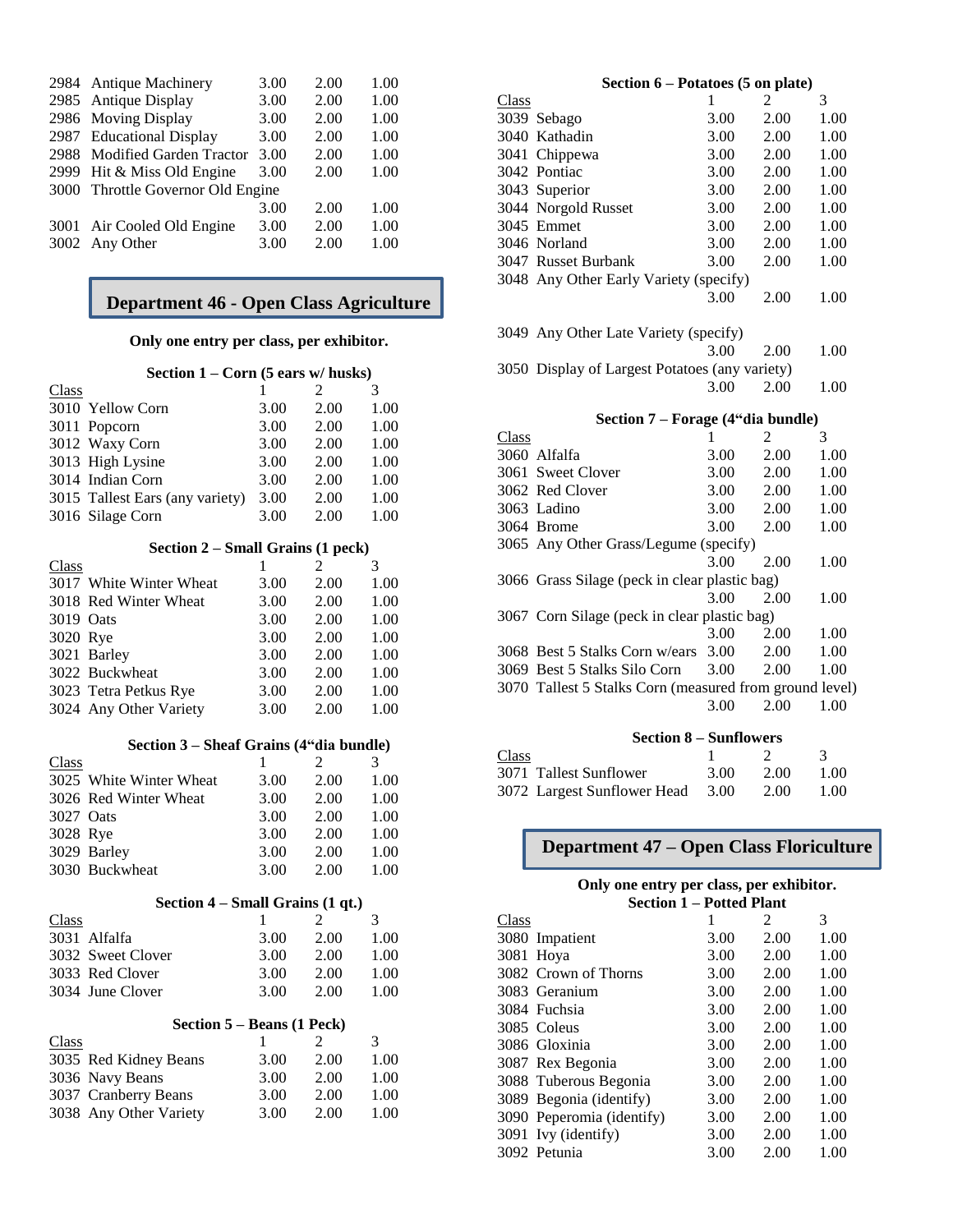| Class | | 1 | 2 | 3 |
|---|---|---|---|---|
| 2984 | Antique Machinery | 3.00 | 2.00 | 1.00 |
| 2985 | Antique Display | 3.00 | 2.00 | 1.00 |
| 2986 | Moving Display | 3.00 | 2.00 | 1.00 |
| 2987 | Educational Display | 3.00 | 2.00 | 1.00 |
| 2988 | Modified Garden Tractor | 3.00 | 2.00 | 1.00 |
| 2999 | Hit & Miss Old Engine | 3.00 | 2.00 | 1.00 |
| 3000 | Throttle Governor Old Engine | 3.00 | 2.00 | 1.00 |
| 3001 | Air Cooled Old Engine | 3.00 | 2.00 | 1.00 |
| 3002 | Any Other | 3.00 | 2.00 | 1.00 |

## Department 46 - Open Class Agriculture

**Only one entry per class, per exhibitor.**

**Section 1 – Corn (5 ears w/ husks)**

| Class | | 1 | 2 | 3 |
|---|---|---|---|---|
| 3010 | Yellow Corn | 3.00 | 2.00 | 1.00 |
| 3011 | Popcorn | 3.00 | 2.00 | 1.00 |
| 3012 | Waxy Corn | 3.00 | 2.00 | 1.00 |
| 3013 | High Lysine | 3.00 | 2.00 | 1.00 |
| 3014 | Indian Corn | 3.00 | 2.00 | 1.00 |
| 3015 | Tallest Ears (any variety) | 3.00 | 2.00 | 1.00 |
| 3016 | Silage Corn | 3.00 | 2.00 | 1.00 |

**Section 2 – Small Grains (1 peck)**

| Class | | 1 | 2 | 3 |
|---|---|---|---|---|
| 3017 | White Winter Wheat | 3.00 | 2.00 | 1.00 |
| 3018 | Red Winter Wheat | 3.00 | 2.00 | 1.00 |
| 3019 | Oats | 3.00 | 2.00 | 1.00 |
| 3020 | Rye | 3.00 | 2.00 | 1.00 |
| 3021 | Barley | 3.00 | 2.00 | 1.00 |
| 3022 | Buckwheat | 3.00 | 2.00 | 1.00 |
| 3023 | Tetra Petkus Rye | 3.00 | 2.00 | 1.00 |
| 3024 | Any Other Variety | 3.00 | 2.00 | 1.00 |

**Section 3 – Sheaf Grains (4"dia bundle)**

| Class | | 1 | 2 | 3 |
|---|---|---|---|---|
| 3025 | White Winter Wheat | 3.00 | 2.00 | 1.00 |
| 3026 | Red Winter Wheat | 3.00 | 2.00 | 1.00 |
| 3027 | Oats | 3.00 | 2.00 | 1.00 |
| 3028 | Rye | 3.00 | 2.00 | 1.00 |
| 3029 | Barley | 3.00 | 2.00 | 1.00 |
| 3030 | Buckwheat | 3.00 | 2.00 | 1.00 |

**Section 4 – Small Grains (1 qt.)**

| Class | | 1 | 2 | 3 |
|---|---|---|---|---|
| 3031 | Alfalfa | 3.00 | 2.00 | 1.00 |
| 3032 | Sweet Clover | 3.00 | 2.00 | 1.00 |
| 3033 | Red Clover | 3.00 | 2.00 | 1.00 |
| 3034 | June Clover | 3.00 | 2.00 | 1.00 |

**Section 5 – Beans (1 Peck)**

| Class | | 1 | 2 | 3 |
|---|---|---|---|---|
| 3035 | Red Kidney Beans | 3.00 | 2.00 | 1.00 |
| 3036 | Navy Beans | 3.00 | 2.00 | 1.00 |
| 3037 | Cranberry Beans | 3.00 | 2.00 | 1.00 |
| 3038 | Any Other Variety | 3.00 | 2.00 | 1.00 |

**Section 6 – Potatoes (5 on plate)**

| Class | | 1 | 2 | 3 |
|---|---|---|---|---|
| 3039 | Sebago | 3.00 | 2.00 | 1.00 |
| 3040 | Kathadin | 3.00 | 2.00 | 1.00 |
| 3041 | Chippewa | 3.00 | 2.00 | 1.00 |
| 3042 | Pontiac | 3.00 | 2.00 | 1.00 |
| 3043 | Superior | 3.00 | 2.00 | 1.00 |
| 3044 | Norgold Russet | 3.00 | 2.00 | 1.00 |
| 3045 | Emmet | 3.00 | 2.00 | 1.00 |
| 3046 | Norland | 3.00 | 2.00 | 1.00 |
| 3047 | Russet Burbank | 3.00 | 2.00 | 1.00 |
| 3048 | Any Other Early Variety (specify) | 3.00 | 2.00 | 1.00 |
| 3049 | Any Other Late Variety (specify) | 3.00 | 2.00 | 1.00 |
| 3050 | Display of Largest Potatoes (any variety) | 3.00 | 2.00 | 1.00 |

**Section 7 – Forage (4"dia bundle)**

| Class | | 1 | 2 | 3 |
|---|---|---|---|---|
| 3060 | Alfalfa | 3.00 | 2.00 | 1.00 |
| 3061 | Sweet Clover | 3.00 | 2.00 | 1.00 |
| 3062 | Red Clover | 3.00 | 2.00 | 1.00 |
| 3063 | Ladino | 3.00 | 2.00 | 1.00 |
| 3064 | Brome | 3.00 | 2.00 | 1.00 |
| 3065 | Any Other Grass/Legume (specify) | 3.00 | 2.00 | 1.00 |
| 3066 | Grass Silage (peck in clear plastic bag) | 3.00 | 2.00 | 1.00 |
| 3067 | Corn Silage (peck in clear plastic bag) | 3.00 | 2.00 | 1.00 |
| 3068 | Best 5 Stalks Corn w/ears | 3.00 | 2.00 | 1.00 |
| 3069 | Best 5 Stalks Silo Corn | 3.00 | 2.00 | 1.00 |
| 3070 | Tallest 5 Stalks Corn (measured from ground level) | 3.00 | 2.00 | 1.00 |

**Section 8 – Sunflowers**

| Class | | 1 | 2 | 3 |
|---|---|---|---|---|
| 3071 | Tallest Sunflower | 3.00 | 2.00 | 1.00 |
| 3072 | Largest Sunflower Head | 3.00 | 2.00 | 1.00 |

## Department 47 – Open Class Floriculture

**Only one entry per class, per exhibitor.**

**Section 1 – Potted Plant**

| Class | | 1 | 2 | 3 |
|---|---|---|---|---|
| 3080 | Impatient | 3.00 | 2.00 | 1.00 |
| 3081 | Hoya | 3.00 | 2.00 | 1.00 |
| 3082 | Crown of Thorns | 3.00 | 2.00 | 1.00 |
| 3083 | Geranium | 3.00 | 2.00 | 1.00 |
| 3084 | Fuchsia | 3.00 | 2.00 | 1.00 |
| 3085 | Coleus | 3.00 | 2.00 | 1.00 |
| 3086 | Gloxinia | 3.00 | 2.00 | 1.00 |
| 3087 | Rex Begonia | 3.00 | 2.00 | 1.00 |
| 3088 | Tuberous Begonia | 3.00 | 2.00 | 1.00 |
| 3089 | Begonia (identify) | 3.00 | 2.00 | 1.00 |
| 3090 | Peperomia (identify) | 3.00 | 2.00 | 1.00 |
| 3091 | Ivy (identify) | 3.00 | 2.00 | 1.00 |
| 3092 | Petunia | 3.00 | 2.00 | 1.00 |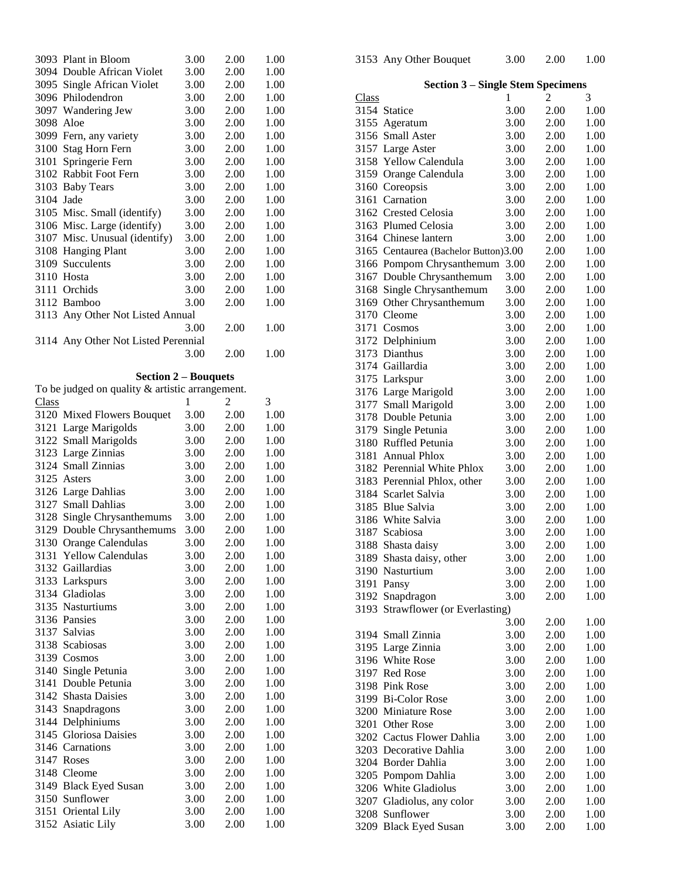| Class | | 1 | 2 | 3 |
|---|---|---|---|---|
| 3093 | Plant in Bloom | 3.00 | 2.00 | 1.00 |
| 3094 | Double African Violet | 3.00 | 2.00 | 1.00 |
| 3095 | Single African Violet | 3.00 | 2.00 | 1.00 |
| 3096 | Philodendron | 3.00 | 2.00 | 1.00 |
| 3097 | Wandering Jew | 3.00 | 2.00 | 1.00 |
| 3098 | Aloe | 3.00 | 2.00 | 1.00 |
| 3099 | Fern, any variety | 3.00 | 2.00 | 1.00 |
| 3100 | Stag Horn Fern | 3.00 | 2.00 | 1.00 |
| 3101 | Springerie Fern | 3.00 | 2.00 | 1.00 |
| 3102 | Rabbit Foot Fern | 3.00 | 2.00 | 1.00 |
| 3103 | Baby Tears | 3.00 | 2.00 | 1.00 |
| 3104 | Jade | 3.00 | 2.00 | 1.00 |
| 3105 | Misc. Small (identify) | 3.00 | 2.00 | 1.00 |
| 3106 | Misc. Large (identify) | 3.00 | 2.00 | 1.00 |
| 3107 | Misc. Unusual (identify) | 3.00 | 2.00 | 1.00 |
| 3108 | Hanging Plant | 3.00 | 2.00 | 1.00 |
| 3109 | Succulents | 3.00 | 2.00 | 1.00 |
| 3110 | Hosta | 3.00 | 2.00 | 1.00 |
| 3111 | Orchids | 3.00 | 2.00 | 1.00 |
| 3112 | Bamboo | 3.00 | 2.00 | 1.00 |
| 3113 | Any Other Not Listed Annual | 3.00 | 2.00 | 1.00 |
| 3114 | Any Other Not Listed Perennial | 3.00 | 2.00 | 1.00 |

### Section 2 – Bouquets

To be judged on quality & artistic arrangement.

| Class | | 1 | 2 | 3 |
|---|---|---|---|---|
| 3120 | Mixed Flowers Bouquet | 3.00 | 2.00 | 1.00 |
| 3121 | Large Marigolds | 3.00 | 2.00 | 1.00 |
| 3122 | Small Marigolds | 3.00 | 2.00 | 1.00 |
| 3123 | Large Zinnias | 3.00 | 2.00 | 1.00 |
| 3124 | Small Zinnias | 3.00 | 2.00 | 1.00 |
| 3125 | Asters | 3.00 | 2.00 | 1.00 |
| 3126 | Large Dahlias | 3.00 | 2.00 | 1.00 |
| 3127 | Small Dahlias | 3.00 | 2.00 | 1.00 |
| 3128 | Single Chrysanthemums | 3.00 | 2.00 | 1.00 |
| 3129 | Double Chrysanthemums | 3.00 | 2.00 | 1.00 |
| 3130 | Orange Calendulas | 3.00 | 2.00 | 1.00 |
| 3131 | Yellow Calendulas | 3.00 | 2.00 | 1.00 |
| 3132 | Gaillardias | 3.00 | 2.00 | 1.00 |
| 3133 | Larkspurs | 3.00 | 2.00 | 1.00 |
| 3134 | Gladiolas | 3.00 | 2.00 | 1.00 |
| 3135 | Nasturtiums | 3.00 | 2.00 | 1.00 |
| 3136 | Pansies | 3.00 | 2.00 | 1.00 |
| 3137 | Salvias | 3.00 | 2.00 | 1.00 |
| 3138 | Scabiosas | 3.00 | 2.00 | 1.00 |
| 3139 | Cosmos | 3.00 | 2.00 | 1.00 |
| 3140 | Single Petunia | 3.00 | 2.00 | 1.00 |
| 3141 | Double Petunia | 3.00 | 2.00 | 1.00 |
| 3142 | Shasta Daisies | 3.00 | 2.00 | 1.00 |
| 3143 | Snapdragons | 3.00 | 2.00 | 1.00 |
| 3144 | Delphiniums | 3.00 | 2.00 | 1.00 |
| 3145 | Gloriosa Daisies | 3.00 | 2.00 | 1.00 |
| 3146 | Carnations | 3.00 | 2.00 | 1.00 |
| 3147 | Roses | 3.00 | 2.00 | 1.00 |
| 3148 | Cleome | 3.00 | 2.00 | 1.00 |
| 3149 | Black Eyed Susan | 3.00 | 2.00 | 1.00 |
| 3150 | Sunflower | 3.00 | 2.00 | 1.00 |
| 3151 | Oriental Lily | 3.00 | 2.00 | 1.00 |
| 3152 | Asiatic Lily | 3.00 | 2.00 | 1.00 |
| 3153 | Any Other Bouquet | 3.00 | 2.00 | 1.00 |

### Section 3 – Single Stem Specimens

| Class | | 1 | 2 | 3 |
|---|---|---|---|---|
| 3154 | Statice | 3.00 | 2.00 | 1.00 |
| 3155 | Ageratum | 3.00 | 2.00 | 1.00 |
| 3156 | Small Aster | 3.00 | 2.00 | 1.00 |
| 3157 | Large Aster | 3.00 | 2.00 | 1.00 |
| 3158 | Yellow Calendula | 3.00 | 2.00 | 1.00 |
| 3159 | Orange Calendula | 3.00 | 2.00 | 1.00 |
| 3160 | Coreopsis | 3.00 | 2.00 | 1.00 |
| 3161 | Carnation | 3.00 | 2.00 | 1.00 |
| 3162 | Crested Celosia | 3.00 | 2.00 | 1.00 |
| 3163 | Plumed Celosia | 3.00 | 2.00 | 1.00 |
| 3164 | Chinese lantern | 3.00 | 2.00 | 1.00 |
| 3165 | Centaurea (Bachelor Button) | 3.00 | 2.00 | 1.00 |
| 3166 | Pompom Chrysanthemum | 3.00 | 2.00 | 1.00 |
| 3167 | Double Chrysanthemum | 3.00 | 2.00 | 1.00 |
| 3168 | Single Chrysanthemum | 3.00 | 2.00 | 1.00 |
| 3169 | Other Chrysanthemum | 3.00 | 2.00 | 1.00 |
| 3170 | Cleome | 3.00 | 2.00 | 1.00 |
| 3171 | Cosmos | 3.00 | 2.00 | 1.00 |
| 3172 | Delphinium | 3.00 | 2.00 | 1.00 |
| 3173 | Dianthus | 3.00 | 2.00 | 1.00 |
| 3174 | Gaillardia | 3.00 | 2.00 | 1.00 |
| 3175 | Larkspur | 3.00 | 2.00 | 1.00 |
| 3176 | Large Marigold | 3.00 | 2.00 | 1.00 |
| 3177 | Small Marigold | 3.00 | 2.00 | 1.00 |
| 3178 | Double Petunia | 3.00 | 2.00 | 1.00 |
| 3179 | Single Petunia | 3.00 | 2.00 | 1.00 |
| 3180 | Ruffled Petunia | 3.00 | 2.00 | 1.00 |
| 3181 | Annual Phlox | 3.00 | 2.00 | 1.00 |
| 3182 | Perennial White Phlox | 3.00 | 2.00 | 1.00 |
| 3183 | Perennial Phlox, other | 3.00 | 2.00 | 1.00 |
| 3184 | Scarlet Salvia | 3.00 | 2.00 | 1.00 |
| 3185 | Blue Salvia | 3.00 | 2.00 | 1.00 |
| 3186 | White Salvia | 3.00 | 2.00 | 1.00 |
| 3187 | Scabiosa | 3.00 | 2.00 | 1.00 |
| 3188 | Shasta daisy | 3.00 | 2.00 | 1.00 |
| 3189 | Shasta daisy, other | 3.00 | 2.00 | 1.00 |
| 3190 | Nasturtium | 3.00 | 2.00 | 1.00 |
| 3191 | Pansy | 3.00 | 2.00 | 1.00 |
| 3192 | Snapdragon | 3.00 | 2.00 | 1.00 |
| 3193 | Strawflower (or Everlasting) | 3.00 | 2.00 | 1.00 |
| 3194 | Small Zinnia | 3.00 | 2.00 | 1.00 |
| 3195 | Large Zinnia | 3.00 | 2.00 | 1.00 |
| 3196 | White Rose | 3.00 | 2.00 | 1.00 |
| 3197 | Red Rose | 3.00 | 2.00 | 1.00 |
| 3198 | Pink Rose | 3.00 | 2.00 | 1.00 |
| 3199 | Bi-Color Rose | 3.00 | 2.00 | 1.00 |
| 3200 | Miniature Rose | 3.00 | 2.00 | 1.00 |
| 3201 | Other Rose | 3.00 | 2.00 | 1.00 |
| 3202 | Cactus Flower Dahlia | 3.00 | 2.00 | 1.00 |
| 3203 | Decorative Dahlia | 3.00 | 2.00 | 1.00 |
| 3204 | Border Dahlia | 3.00 | 2.00 | 1.00 |
| 3205 | Pompom Dahlia | 3.00 | 2.00 | 1.00 |
| 3206 | White Gladiolus | 3.00 | 2.00 | 1.00 |
| 3207 | Gladiolus, any color | 3.00 | 2.00 | 1.00 |
| 3208 | Sunflower | 3.00 | 2.00 | 1.00 |
| 3209 | Black Eyed Susan | 3.00 | 2.00 | 1.00 |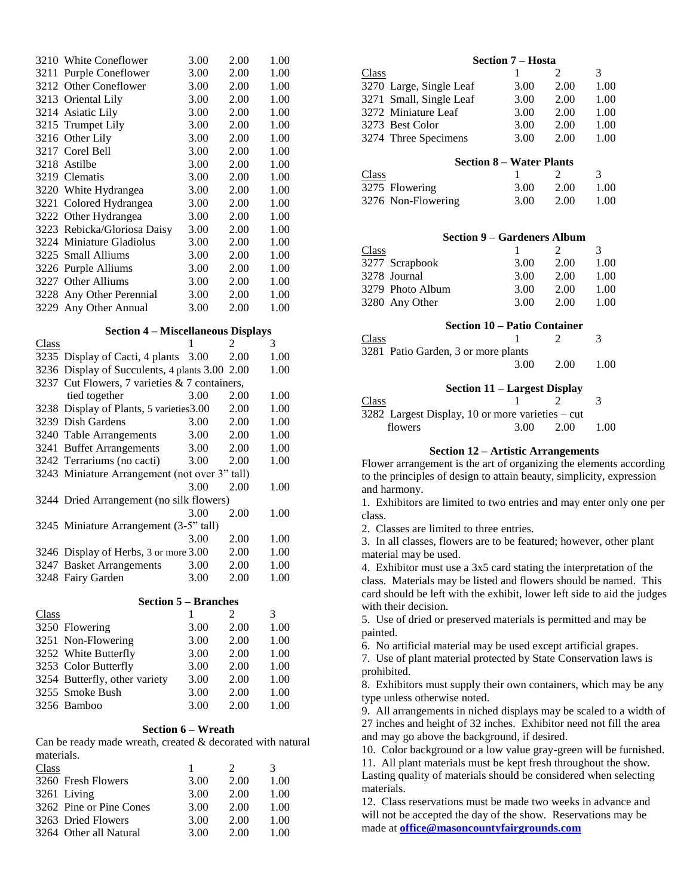| Class | | 1 | 2 | 3 |
|---|---|---|---|---|
| 3210 | White Coneflower | 3.00 | 2.00 | 1.00 |
| 3211 | Purple Coneflower | 3.00 | 2.00 | 1.00 |
| 3212 | Other Coneflower | 3.00 | 2.00 | 1.00 |
| 3213 | Oriental Lily | 3.00 | 2.00 | 1.00 |
| 3214 | Asiatic Lily | 3.00 | 2.00 | 1.00 |
| 3215 | Trumpet Lily | 3.00 | 2.00 | 1.00 |
| 3216 | Other Lily | 3.00 | 2.00 | 1.00 |
| 3217 | Corel Bell | 3.00 | 2.00 | 1.00 |
| 3218 | Astilbe | 3.00 | 2.00 | 1.00 |
| 3219 | Clematis | 3.00 | 2.00 | 1.00 |
| 3220 | White Hydrangea | 3.00 | 2.00 | 1.00 |
| 3221 | Colored Hydrangea | 3.00 | 2.00 | 1.00 |
| 3222 | Other Hydrangea | 3.00 | 2.00 | 1.00 |
| 3223 | Rebicka/Gloriosa Daisy | 3.00 | 2.00 | 1.00 |
| 3224 | Miniature Gladiolus | 3.00 | 2.00 | 1.00 |
| 3225 | Small Alliums | 3.00 | 2.00 | 1.00 |
| 3226 | Purple Alliums | 3.00 | 2.00 | 1.00 |
| 3227 | Other Alliums | 3.00 | 2.00 | 1.00 |
| 3228 | Any Other Perennial | 3.00 | 2.00 | 1.00 |
| 3229 | Any Other Annual | 3.00 | 2.00 | 1.00 |

### Section 4 – Miscellaneous Displays

| Class | | 1 | 2 | 3 |
|---|---|---|---|---|
| 3235 | Display of Cacti, 4 plants | 3.00 | 2.00 | 1.00 |
| 3236 | Display of Succulents, 4 plants | 3.00 | 2.00 | 1.00 |
| 3237 | Cut Flowers, 7 varieties & 7 containers, tied together | 3.00 | 2.00 | 1.00 |
| 3238 | Display of Plants, 5 varieties | 3.00 | 2.00 | 1.00 |
| 3239 | Dish Gardens | 3.00 | 2.00 | 1.00 |
| 3240 | Table Arrangements | 3.00 | 2.00 | 1.00 |
| 3241 | Buffet Arrangements | 3.00 | 2.00 | 1.00 |
| 3242 | Terrariums (no cacti) | 3.00 | 2.00 | 1.00 |
| 3243 | Miniature Arrangement (not over 3" tall) | 3.00 | 2.00 | 1.00 |
| 3244 | Dried Arrangement (no silk flowers) | 3.00 | 2.00 | 1.00 |
| 3245 | Miniature Arrangement (3-5" tall) | 3.00 | 2.00 | 1.00 |
| 3246 | Display of Herbs, 3 or more | 3.00 | 2.00 | 1.00 |
| 3247 | Basket Arrangements | 3.00 | 2.00 | 1.00 |
| 3248 | Fairy Garden | 3.00 | 2.00 | 1.00 |

### Section 5 – Branches

| Class | | 1 | 2 | 3 |
|---|---|---|---|---|
| 3250 | Flowering | 3.00 | 2.00 | 1.00 |
| 3251 | Non-Flowering | 3.00 | 2.00 | 1.00 |
| 3252 | White Butterfly | 3.00 | 2.00 | 1.00 |
| 3253 | Color Butterfly | 3.00 | 2.00 | 1.00 |
| 3254 | Butterfly, other variety | 3.00 | 2.00 | 1.00 |
| 3255 | Smoke Bush | 3.00 | 2.00 | 1.00 |
| 3256 | Bamboo | 3.00 | 2.00 | 1.00 |

### Section 6 – Wreath

Can be ready made wreath, created & decorated with natural materials.

| Class | | 1 | 2 | 3 |
|---|---|---|---|---|
| 3260 | Fresh Flowers | 3.00 | 2.00 | 1.00 |
| 3261 | Living | 3.00 | 2.00 | 1.00 |
| 3262 | Pine or Pine Cones | 3.00 | 2.00 | 1.00 |
| 3263 | Dried Flowers | 3.00 | 2.00 | 1.00 |
| 3264 | Other all Natural | 3.00 | 2.00 | 1.00 |

### Section 7 – Hosta

| Class | | 1 | 2 | 3 |
|---|---|---|---|---|
| 3270 | Large, Single Leaf | 3.00 | 2.00 | 1.00 |
| 3271 | Small, Single Leaf | 3.00 | 2.00 | 1.00 |
| 3272 | Miniature Leaf | 3.00 | 2.00 | 1.00 |
| 3273 | Best Color | 3.00 | 2.00 | 1.00 |
| 3274 | Three Specimens | 3.00 | 2.00 | 1.00 |

### Section 8 – Water Plants

| Class | | 1 | 2 | 3 |
|---|---|---|---|---|
| 3275 | Flowering | 3.00 | 2.00 | 1.00 |
| 3276 | Non-Flowering | 3.00 | 2.00 | 1.00 |

### Section 9 – Gardeners Album

| Class | | 1 | 2 | 3 |
|---|---|---|---|---|
| 3277 | Scrapbook | 3.00 | 2.00 | 1.00 |
| 3278 | Journal | 3.00 | 2.00 | 1.00 |
| 3279 | Photo Album | 3.00 | 2.00 | 1.00 |
| 3280 | Any Other | 3.00 | 2.00 | 1.00 |

### Section 10 – Patio Container

| Class | | 1 | 2 | 3 |
|---|---|---|---|---|
| 3281 | Patio Garden, 3 or more plants | 3.00 | 2.00 | 1.00 |

### Section 11 – Largest Display

| Class | | 1 | 2 | 3 |
|---|---|---|---|---|
| 3282 | Largest Display, 10 or more varieties – cut flowers | 3.00 | 2.00 | 1.00 |

### Section 12 – Artistic Arrangements

Flower arrangement is the art of organizing the elements according to the principles of design to attain beauty, simplicity, expression and harmony.

1. Exhibitors are limited to two entries and may enter only one per class.
2. Classes are limited to three entries.
3. In all classes, flowers are to be featured; however, other plant material may be used.
4. Exhibitor must use a 3x5 card stating the interpretation of the class. Materials may be listed and flowers should be named. This card should be left with the exhibit, lower left side to aid the judges with their decision.
5. Use of dried or preserved materials is permitted and may be painted.
6. No artificial material may be used except artificial grapes.
7. Use of plant material protected by State Conservation laws is prohibited.
8. Exhibitors must supply their own containers, which may be any type unless otherwise noted.
9. All arrangements in niched displays may be scaled to a width of 27 inches and height of 32 inches. Exhibitor need not fill the area and may go above the background, if desired.
10. Color background or a low value gray-green will be furnished.
11. All plant materials must be kept fresh throughout the show. Lasting quality of materials should be considered when selecting materials.
12. Class reservations must be made two weeks in advance and will not be accepted the day of the show. Reservations may be made at **office@masoncountyfairgrounds.com**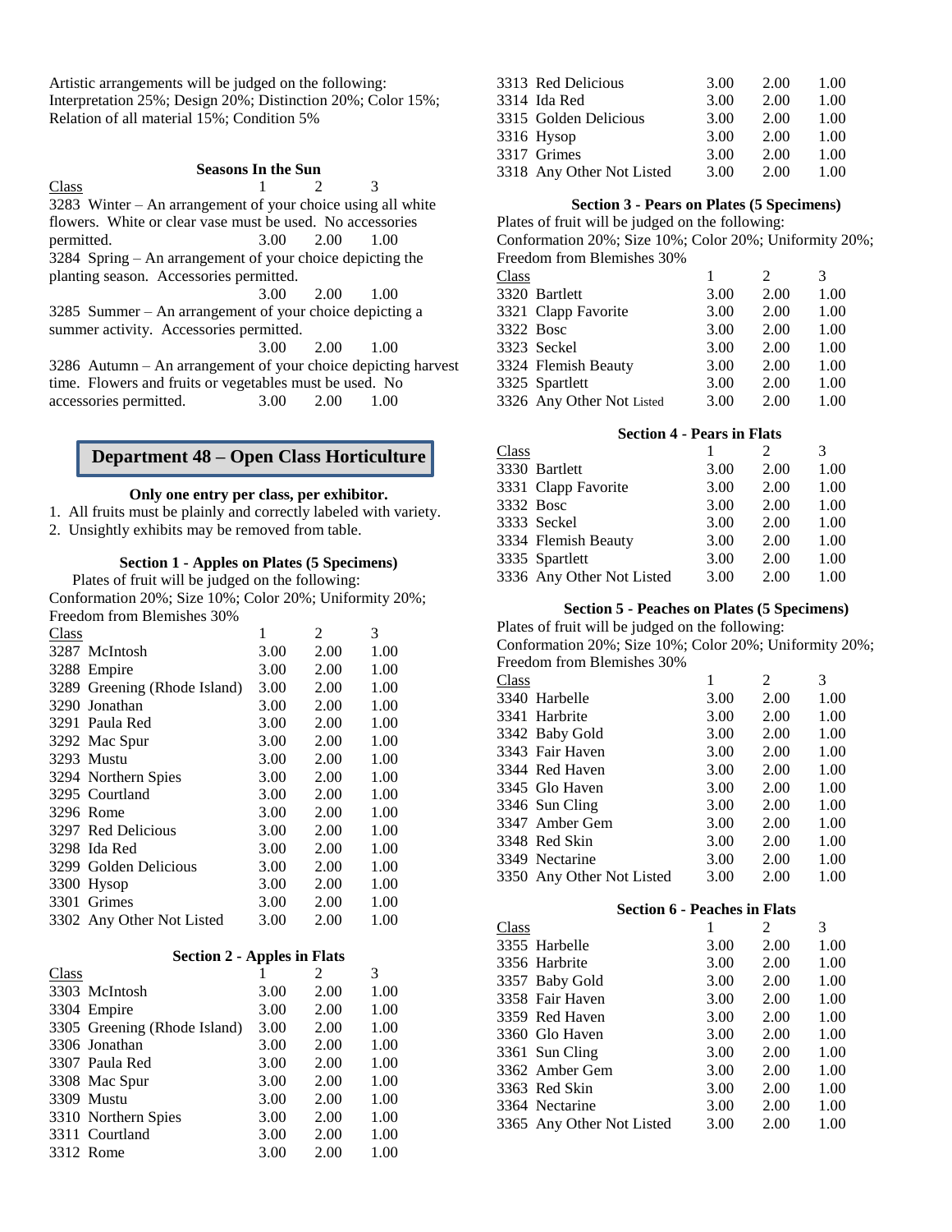Artistic arrangements will be judged on the following: Interpretation 25%; Design 20%; Distinction 20%; Color 15%; Relation of all material 15%; Condition 5%

### Seasons In the Sun

| Class | 1 | 2 | 3 |
|---|---|---|---|
| 3283 Winter – An arrangement of your choice using all white flowers. White or clear vase must be used. No accessories permitted. | 3.00 | 2.00 | 1.00 |
| 3284 Spring – An arrangement of your choice depicting the planting season. Accessories permitted. | 3.00 | 2.00 | 1.00 |
| 3285 Summer – An arrangement of your choice depicting a summer activity. Accessories permitted. | 3.00 | 2.00 | 1.00 |
| 3286 Autumn – An arrangement of your choice depicting harvest time. Flowers and fruits or vegetables must be used. No accessories permitted. | 3.00 | 2.00 | 1.00 |

## Department 48 – Open Class Horticulture

**Only one entry per class, per exhibitor.**

1. All fruits must be plainly and correctly labeled with variety.
2. Unsightly exhibits may be removed from table.

### Section 1 - Apples on Plates (5 Specimens)

Plates of fruit will be judged on the following: Conformation 20%; Size 10%; Color 20%; Uniformity 20%; Freedom from Blemishes 30%

| Class | 1 | 2 | 3 |
|---|---|---|---|
| 3287 McIntosh | 3.00 | 2.00 | 1.00 |
| 3288 Empire | 3.00 | 2.00 | 1.00 |
| 3289 Greening (Rhode Island) | 3.00 | 2.00 | 1.00 |
| 3290 Jonathan | 3.00 | 2.00 | 1.00 |
| 3291 Paula Red | 3.00 | 2.00 | 1.00 |
| 3292 Mac Spur | 3.00 | 2.00 | 1.00 |
| 3293 Mustu | 3.00 | 2.00 | 1.00 |
| 3294 Northern Spies | 3.00 | 2.00 | 1.00 |
| 3295 Courtland | 3.00 | 2.00 | 1.00 |
| 3296 Rome | 3.00 | 2.00 | 1.00 |
| 3297 Red Delicious | 3.00 | 2.00 | 1.00 |
| 3298 Ida Red | 3.00 | 2.00 | 1.00 |
| 3299 Golden Delicious | 3.00 | 2.00 | 1.00 |
| 3300 Hysop | 3.00 | 2.00 | 1.00 |
| 3301 Grimes | 3.00 | 2.00 | 1.00 |
| 3302 Any Other Not Listed | 3.00 | 2.00 | 1.00 |

### Section 2 - Apples in Flats

| Class | 1 | 2 | 3 |
|---|---|---|---|
| 3303 McIntosh | 3.00 | 2.00 | 1.00 |
| 3304 Empire | 3.00 | 2.00 | 1.00 |
| 3305 Greening (Rhode Island) | 3.00 | 2.00 | 1.00 |
| 3306 Jonathan | 3.00 | 2.00 | 1.00 |
| 3307 Paula Red | 3.00 | 2.00 | 1.00 |
| 3308 Mac Spur | 3.00 | 2.00 | 1.00 |
| 3309 Mustu | 3.00 | 2.00 | 1.00 |
| 3310 Northern Spies | 3.00 | 2.00 | 1.00 |
| 3311 Courtland | 3.00 | 2.00 | 1.00 |
| 3312 Rome | 3.00 | 2.00 | 1.00 |
| 3313 Red Delicious | 3.00 | 2.00 | 1.00 |
| 3314 Ida Red | 3.00 | 2.00 | 1.00 |
| 3315 Golden Delicious | 3.00 | 2.00 | 1.00 |
| 3316 Hysop | 3.00 | 2.00 | 1.00 |
| 3317 Grimes | 3.00 | 2.00 | 1.00 |
| 3318 Any Other Not Listed | 3.00 | 2.00 | 1.00 |

### Section 3 - Pears on Plates (5 Specimens)

Plates of fruit will be judged on the following: Conformation 20%; Size 10%; Color 20%; Uniformity 20%; Freedom from Blemishes 30%

| Class | 1 | 2 | 3 |
|---|---|---|---|
| 3320 Bartlett | 3.00 | 2.00 | 1.00 |
| 3321 Clapp Favorite | 3.00 | 2.00 | 1.00 |
| 3322 Bosc | 3.00 | 2.00 | 1.00 |
| 3323 Seckel | 3.00 | 2.00 | 1.00 |
| 3324 Flemish Beauty | 3.00 | 2.00 | 1.00 |
| 3325 Spartlett | 3.00 | 2.00 | 1.00 |
| 3326 Any Other Not Listed | 3.00 | 2.00 | 1.00 |

### Section 4 - Pears in Flats

| Class | 1 | 2 | 3 |
|---|---|---|---|
| 3330 Bartlett | 3.00 | 2.00 | 1.00 |
| 3331 Clapp Favorite | 3.00 | 2.00 | 1.00 |
| 3332 Bosc | 3.00 | 2.00 | 1.00 |
| 3333 Seckel | 3.00 | 2.00 | 1.00 |
| 3334 Flemish Beauty | 3.00 | 2.00 | 1.00 |
| 3335 Spartlett | 3.00 | 2.00 | 1.00 |
| 3336 Any Other Not Listed | 3.00 | 2.00 | 1.00 |

### Section 5 - Peaches on Plates (5 Specimens)

Plates of fruit will be judged on the following: Conformation 20%; Size 10%; Color 20%; Uniformity 20%; Freedom from Blemishes 30%

| Class | 1 | 2 | 3 |
|---|---|---|---|
| 3340 Harbelle | 3.00 | 2.00 | 1.00 |
| 3341 Harbrite | 3.00 | 2.00 | 1.00 |
| 3342 Baby Gold | 3.00 | 2.00 | 1.00 |
| 3343 Fair Haven | 3.00 | 2.00 | 1.00 |
| 3344 Red Haven | 3.00 | 2.00 | 1.00 |
| 3345 Glo Haven | 3.00 | 2.00 | 1.00 |
| 3346 Sun Cling | 3.00 | 2.00 | 1.00 |
| 3347 Amber Gem | 3.00 | 2.00 | 1.00 |
| 3348 Red Skin | 3.00 | 2.00 | 1.00 |
| 3349 Nectarine | 3.00 | 2.00 | 1.00 |
| 3350 Any Other Not Listed | 3.00 | 2.00 | 1.00 |

### Section 6 - Peaches in Flats

| Class | 1 | 2 | 3 |
|---|---|---|---|
| 3355 Harbelle | 3.00 | 2.00 | 1.00 |
| 3356 Harbrite | 3.00 | 2.00 | 1.00 |
| 3357 Baby Gold | 3.00 | 2.00 | 1.00 |
| 3358 Fair Haven | 3.00 | 2.00 | 1.00 |
| 3359 Red Haven | 3.00 | 2.00 | 1.00 |
| 3360 Glo Haven | 3.00 | 2.00 | 1.00 |
| 3361 Sun Cling | 3.00 | 2.00 | 1.00 |
| 3362 Amber Gem | 3.00 | 2.00 | 1.00 |
| 3363 Red Skin | 3.00 | 2.00 | 1.00 |
| 3364 Nectarine | 3.00 | 2.00 | 1.00 |
| 3365 Any Other Not Listed | 3.00 | 2.00 | 1.00 |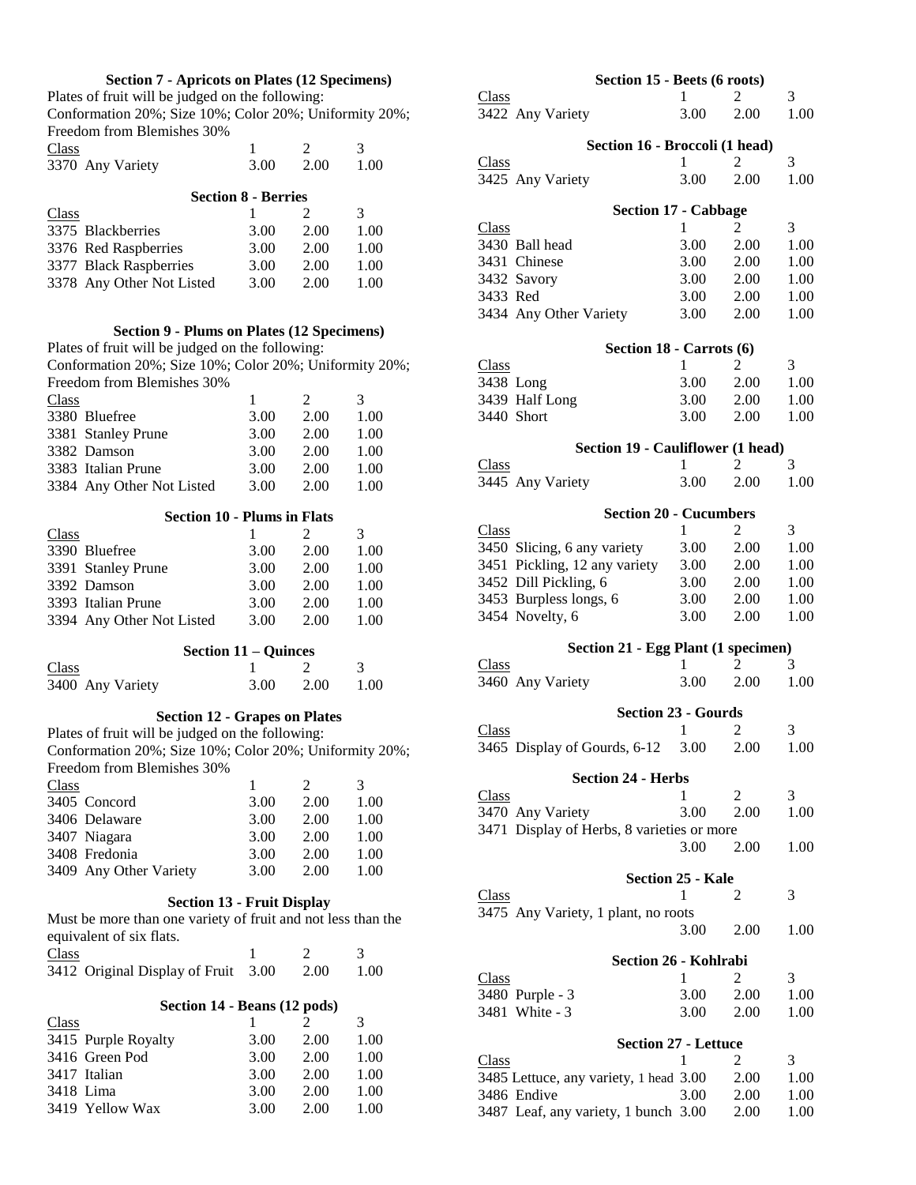### Section 7 - Apricots on Plates (12 Specimens)

Plates of fruit will be judged on the following:
Conformation 20%; Size 10%; Color 20%; Uniformity 20%; Freedom from Blemishes 30%

| Class | 1 | 2 | 3 |
|---|---|---|---|
| 3370 Any Variety | 3.00 | 2.00 | 1.00 |

### Section 8 - Berries

| Class | 1 | 2 | 3 |
|---|---|---|---|
| 3375 Blackberries | 3.00 | 2.00 | 1.00 |
| 3376 Red Raspberries | 3.00 | 2.00 | 1.00 |
| 3377 Black Raspberries | 3.00 | 2.00 | 1.00 |
| 3378 Any Other Not Listed | 3.00 | 2.00 | 1.00 |

### Section 9 - Plums on Plates (12 Specimens)

Plates of fruit will be judged on the following:
Conformation 20%; Size 10%; Color 20%; Uniformity 20%; Freedom from Blemishes 30%

| Class | 1 | 2 | 3 |
|---|---|---|---|
| 3380 Bluefree | 3.00 | 2.00 | 1.00 |
| 3381 Stanley Prune | 3.00 | 2.00 | 1.00 |
| 3382 Damson | 3.00 | 2.00 | 1.00 |
| 3383 Italian Prune | 3.00 | 2.00 | 1.00 |
| 3384 Any Other Not Listed | 3.00 | 2.00 | 1.00 |

### Section 10 - Plums in Flats

| Class | 1 | 2 | 3 |
|---|---|---|---|
| 3390 Bluefree | 3.00 | 2.00 | 1.00 |
| 3391 Stanley Prune | 3.00 | 2.00 | 1.00 |
| 3392 Damson | 3.00 | 2.00 | 1.00 |
| 3393 Italian Prune | 3.00 | 2.00 | 1.00 |
| 3394 Any Other Not Listed | 3.00 | 2.00 | 1.00 |

### Section 11 – Quinces

| Class | 1 | 2 | 3 |
|---|---|---|---|
| 3400 Any Variety | 3.00 | 2.00 | 1.00 |

### Section 12 - Grapes on Plates

Plates of fruit will be judged on the following:
Conformation 20%; Size 10%; Color 20%; Uniformity 20%; Freedom from Blemishes 30%

| Class | 1 | 2 | 3 |
|---|---|---|---|
| 3405 Concord | 3.00 | 2.00 | 1.00 |
| 3406 Delaware | 3.00 | 2.00 | 1.00 |
| 3407 Niagara | 3.00 | 2.00 | 1.00 |
| 3408 Fredonia | 3.00 | 2.00 | 1.00 |
| 3409 Any Other Variety | 3.00 | 2.00 | 1.00 |

### Section 13 - Fruit Display

Must be more than one variety of fruit and not less than the equivalent of six flats.

| Class | 1 | 2 | 3 |
|---|---|---|---|
| 3412 Original Display of Fruit | 3.00 | 2.00 | 1.00 |

### Section 14 - Beans (12 pods)

| Class | 1 | 2 | 3 |
|---|---|---|---|
| 3415 Purple Royalty | 3.00 | 2.00 | 1.00 |
| 3416 Green Pod | 3.00 | 2.00 | 1.00 |
| 3417 Italian | 3.00 | 2.00 | 1.00 |
| 3418 Lima | 3.00 | 2.00 | 1.00 |
| 3419 Yellow Wax | 3.00 | 2.00 | 1.00 |

### Section 15 - Beets (6 roots)

| Class | 1 | 2 | 3 |
|---|---|---|---|
| 3422 Any Variety | 3.00 | 2.00 | 1.00 |

### Section 16 - Broccoli (1 head)

| Class | 1 | 2 | 3 |
|---|---|---|---|
| 3425 Any Variety | 3.00 | 2.00 | 1.00 |

### Section 17 - Cabbage

| Class | 1 | 2 | 3 |
|---|---|---|---|
| 3430 Ball head | 3.00 | 2.00 | 1.00 |
| 3431 Chinese | 3.00 | 2.00 | 1.00 |
| 3432 Savory | 3.00 | 2.00 | 1.00 |
| 3433 Red | 3.00 | 2.00 | 1.00 |
| 3434 Any Other Variety | 3.00 | 2.00 | 1.00 |

### Section 18 - Carrots (6)

| Class | 1 | 2 | 3 |
|---|---|---|---|
| 3438 Long | 3.00 | 2.00 | 1.00 |
| 3439 Half Long | 3.00 | 2.00 | 1.00 |
| 3440 Short | 3.00 | 2.00 | 1.00 |

### Section 19 - Cauliflower (1 head)

| Class | 1 | 2 | 3 |
|---|---|---|---|
| 3445 Any Variety | 3.00 | 2.00 | 1.00 |

### Section 20 - Cucumbers

| Class | 1 | 2 | 3 |
|---|---|---|---|
| 3450 Slicing, 6 any variety | 3.00 | 2.00 | 1.00 |
| 3451 Pickling, 12 any variety | 3.00 | 2.00 | 1.00 |
| 3452 Dill Pickling, 6 | 3.00 | 2.00 | 1.00 |
| 3453 Burpless longs, 6 | 3.00 | 2.00 | 1.00 |
| 3454 Novelty, 6 | 3.00 | 2.00 | 1.00 |

### Section 21 - Egg Plant (1 specimen)

| Class | 1 | 2 | 3 |
|---|---|---|---|
| 3460 Any Variety | 3.00 | 2.00 | 1.00 |

### Section 23 - Gourds

| Class | 1 | 2 | 3 |
|---|---|---|---|
| 3465 Display of Gourds, 6-12 | 3.00 | 2.00 | 1.00 |

### Section 24 - Herbs

| Class | 1 | 2 | 3 |
|---|---|---|---|
| 3470 Any Variety | 3.00 | 2.00 | 1.00 |
| 3471 Display of Herbs, 8 varieties or more | 3.00 | 2.00 | 1.00 |

### Section 25 - Kale

| Class | 1 | 2 | 3 |
|---|---|---|---|
| 3475 Any Variety, 1 plant, no roots | 3.00 | 2.00 | 1.00 |

### Section 26 - Kohlrabi

| Class | 1 | 2 | 3 |
|---|---|---|---|
| 3480 Purple - 3 | 3.00 | 2.00 | 1.00 |
| 3481 White - 3 | 3.00 | 2.00 | 1.00 |

### Section 27 - Lettuce

| Class | 1 | 2 | 3 |
|---|---|---|---|
| 3485 Lettuce, any variety, 1 head | 3.00 | 2.00 | 1.00 |
| 3486 Endive | 3.00 | 2.00 | 1.00 |
| 3487 Leaf, any variety, 1 bunch | 3.00 | 2.00 | 1.00 |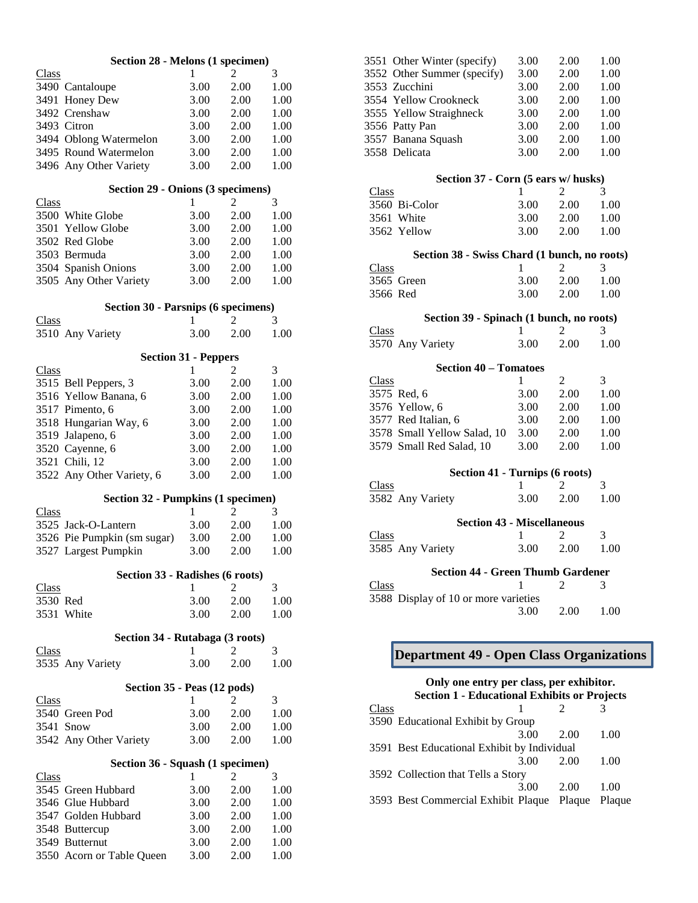### Section 28 - Melons (1 specimen)

| Class | | 1 | 2 | 3 |
|---|---|---|---|---|
| 3490 | Cantaloupe | 3.00 | 2.00 | 1.00 |
| 3491 | Honey Dew | 3.00 | 2.00 | 1.00 |
| 3492 | Crenshaw | 3.00 | 2.00 | 1.00 |
| 3493 | Citron | 3.00 | 2.00 | 1.00 |
| 3494 | Oblong Watermelon | 3.00 | 2.00 | 1.00 |
| 3495 | Round Watermelon | 3.00 | 2.00 | 1.00 |
| 3496 | Any Other Variety | 3.00 | 2.00 | 1.00 |

### Section 29 - Onions (3 specimens)

| Class | | 1 | 2 | 3 |
|---|---|---|---|---|
| 3500 | White Globe | 3.00 | 2.00 | 1.00 |
| 3501 | Yellow Globe | 3.00 | 2.00 | 1.00 |
| 3502 | Red Globe | 3.00 | 2.00 | 1.00 |
| 3503 | Bermuda | 3.00 | 2.00 | 1.00 |
| 3504 | Spanish Onions | 3.00 | 2.00 | 1.00 |
| 3505 | Any Other Variety | 3.00 | 2.00 | 1.00 |

### Section 30 - Parsnips (6 specimens)

| Class | | 1 | 2 | 3 |
|---|---|---|---|---|
| 3510 | Any Variety | 3.00 | 2.00 | 1.00 |

### Section 31 - Peppers

| Class | | 1 | 2 | 3 |
|---|---|---|---|---|
| 3515 | Bell Peppers, 3 | 3.00 | 2.00 | 1.00 |
| 3516 | Yellow Banana, 6 | 3.00 | 2.00 | 1.00 |
| 3517 | Pimento, 6 | 3.00 | 2.00 | 1.00 |
| 3518 | Hungarian Way, 6 | 3.00 | 2.00 | 1.00 |
| 3519 | Jalapeno, 6 | 3.00 | 2.00 | 1.00 |
| 3520 | Cayenne, 6 | 3.00 | 2.00 | 1.00 |
| 3521 | Chili, 12 | 3.00 | 2.00 | 1.00 |
| 3522 | Any Other Variety, 6 | 3.00 | 2.00 | 1.00 |

### Section 32 - Pumpkins (1 specimen)

| Class | | 1 | 2 | 3 |
|---|---|---|---|---|
| 3525 | Jack-O-Lantern | 3.00 | 2.00 | 1.00 |
| 3526 | Pie Pumpkin (sm sugar) | 3.00 | 2.00 | 1.00 |
| 3527 | Largest Pumpkin | 3.00 | 2.00 | 1.00 |

### Section 33 - Radishes (6 roots)

| Class | | 1 | 2 | 3 |
|---|---|---|---|---|
| 3530 | Red | 3.00 | 2.00 | 1.00 |
| 3531 | White | 3.00 | 2.00 | 1.00 |

### Section 34 - Rutabaga (3 roots)

| Class | | 1 | 2 | 3 |
|---|---|---|---|---|
| 3535 | Any Variety | 3.00 | 2.00 | 1.00 |

### Section 35 - Peas (12 pods)

| Class | | 1 | 2 | 3 |
|---|---|---|---|---|
| 3540 | Green Pod | 3.00 | 2.00 | 1.00 |
| 3541 | Snow | 3.00 | 2.00 | 1.00 |
| 3542 | Any Other Variety | 3.00 | 2.00 | 1.00 |

### Section 36 - Squash (1 specimen)

| Class | | 1 | 2 | 3 |
|---|---|---|---|---|
| 3545 | Green Hubbard | 3.00 | 2.00 | 1.00 |
| 3546 | Glue Hubbard | 3.00 | 2.00 | 1.00 |
| 3547 | Golden Hubbard | 3.00 | 2.00 | 1.00 |
| 3548 | Buttercup | 3.00 | 2.00 | 1.00 |
| 3549 | Butternut | 3.00 | 2.00 | 1.00 |
| 3550 | Acorn or Table Queen | 3.00 | 2.00 | 1.00 |
| 3551 | Other Winter (specify) | 3.00 | 2.00 | 1.00 |
| 3552 | Other Summer (specify) | 3.00 | 2.00 | 1.00 |
| 3553 | Zucchini | 3.00 | 2.00 | 1.00 |
| 3554 | Yellow Crookneck | 3.00 | 2.00 | 1.00 |
| 3555 | Yellow Straighneck | 3.00 | 2.00 | 1.00 |
| 3556 | Patty Pan | 3.00 | 2.00 | 1.00 |
| 3557 | Banana Squash | 3.00 | 2.00 | 1.00 |
| 3558 | Delicata | 3.00 | 2.00 | 1.00 |

### Section 37 - Corn (5 ears w/ husks)

| Class | | 1 | 2 | 3 |
|---|---|---|---|---|
| 3560 | Bi-Color | 3.00 | 2.00 | 1.00 |
| 3561 | White | 3.00 | 2.00 | 1.00 |
| 3562 | Yellow | 3.00 | 2.00 | 1.00 |

### Section 38 - Swiss Chard (1 bunch, no roots)

| Class | | 1 | 2 | 3 |
|---|---|---|---|---|
| 3565 | Green | 3.00 | 2.00 | 1.00 |
| 3566 | Red | 3.00 | 2.00 | 1.00 |

### Section 39 - Spinach (1 bunch, no roots)

| Class | | 1 | 2 | 3 |
|---|---|---|---|---|
| 3570 | Any Variety | 3.00 | 2.00 | 1.00 |

### Section 40 – Tomatoes

| Class | | 1 | 2 | 3 |
|---|---|---|---|---|
| 3575 | Red, 6 | 3.00 | 2.00 | 1.00 |
| 3576 | Yellow, 6 | 3.00 | 2.00 | 1.00 |
| 3577 | Red Italian, 6 | 3.00 | 2.00 | 1.00 |
| 3578 | Small Yellow Salad, 10 | 3.00 | 2.00 | 1.00 |
| 3579 | Small Red Salad, 10 | 3.00 | 2.00 | 1.00 |

### Section 41 - Turnips (6 roots)

| Class | | 1 | 2 | 3 |
|---|---|---|---|---|
| 3582 | Any Variety | 3.00 | 2.00 | 1.00 |

### Section 43 - Miscellaneous

| Class | | 1 | 2 | 3 |
|---|---|---|---|---|
| 3585 | Any Variety | 3.00 | 2.00 | 1.00 |

### Section 44 - Green Thumb Gardener

| Class | | 1 | 2 | 3 |
|---|---|---|---|---|
| 3588 | Display of 10 or more varieties | 3.00 | 2.00 | 1.00 |

## Department 49 - Open Class Organizations

**Only one entry per class, per exhibitor.**

### Section 1 - Educational Exhibits or Projects

| Class | | 1 | 2 | 3 |
|---|---|---|---|---|
| 3590 | Educational Exhibit by Group | 3.00 | 2.00 | 1.00 |
| 3591 | Best Educational Exhibit by Individual | 3.00 | 2.00 | 1.00 |
| 3592 | Collection that Tells a Story | 3.00 | 2.00 | 1.00 |
| 3593 | Best Commercial Exhibit | Plaque | Plaque | Plaque |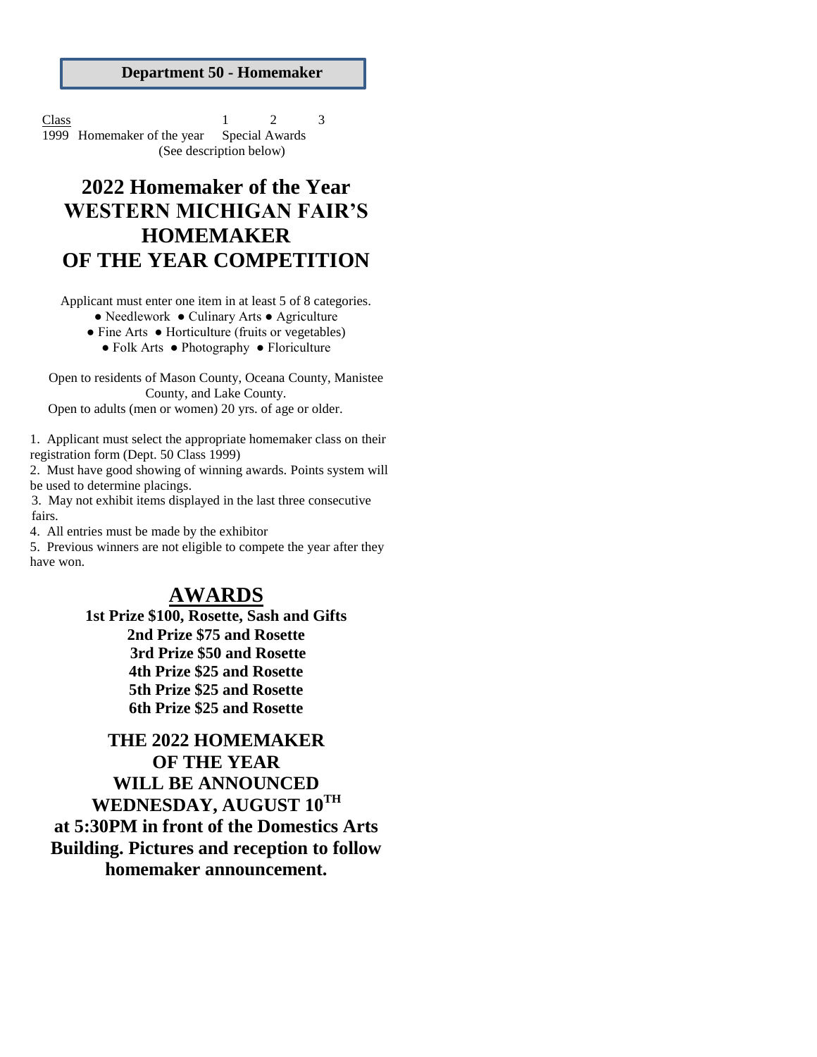## Department 50 - Homemaker

| Class | | 1 | 2 | 3 |
|---|---|---|---|---|
| 1999 | Homemaker of the year | Special Awards | | |

(See description below)

# 2022 Homemaker of the Year
# WESTERN MICHIGAN FAIR'S HOMEMAKER OF THE YEAR COMPETITION

Applicant must enter one item in at least 5 of 8 categories.

● Needlework ● Culinary Arts ● Agriculture
● Fine Arts ● Horticulture (fruits or vegetables)
● Folk Arts ● Photography ● Floriculture

Open to residents of Mason County, Oceana County, Manistee County, and Lake County.
Open to adults (men or women) 20 yrs. of age or older.

1. Applicant must select the appropriate homemaker class on their registration form (Dept. 50 Class 1999)
2. Must have good showing of winning awards. Points system will be used to determine placings.
3. May not exhibit items displayed in the last three consecutive fairs.
4. All entries must be made by the exhibitor
5. Previous winners are not eligible to compete the year after they have won.

## AWARDS

**1st Prize $100, Rosette, Sash and Gifts**
**2nd Prize $75 and Rosette**
**3rd Prize $50 and Rosette**
**4th Prize $25 and Rosette**
**5th Prize $25 and Rosette**
**6th Prize $25 and Rosette**

**THE 2022 HOMEMAKER OF THE YEAR WILL BE ANNOUNCED WEDNESDAY, AUGUST 10TH at 5:30PM in front of the Domestics Arts Building. Pictures and reception to follow homemaker announcement.**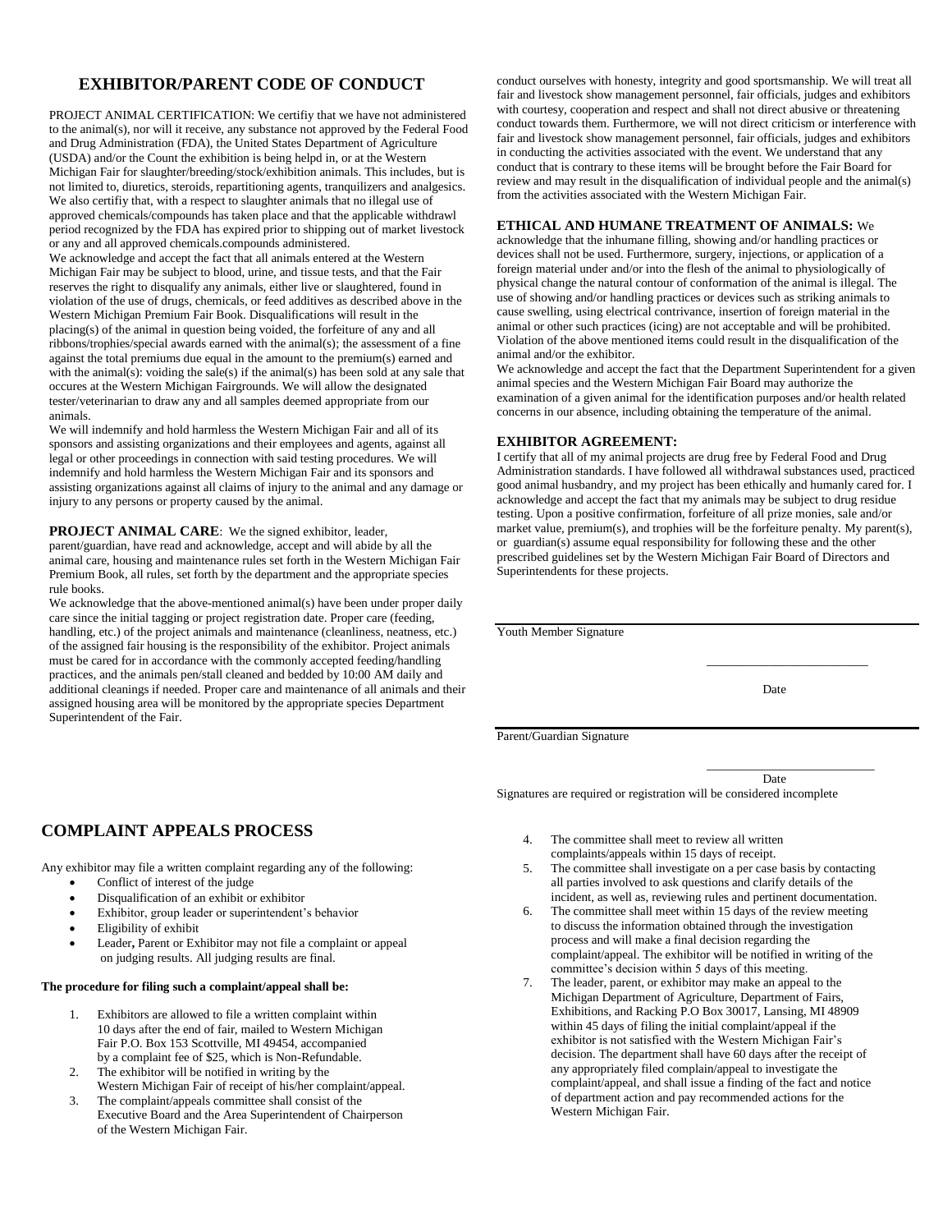## EXHIBITOR/PARENT CODE OF CONDUCT

PROJECT ANIMAL CERTIFICATION: We certifiy that we have not administered to the animal(s), nor will it receive, any substance not approved by the Federal Food and Drug Administration (FDA), the United States Department of Agriculture (USDA) and/or the Count the exhibition is being helpd in, or at the Western Michigan Fair for slaughter/breeding/stock/exhibition animals. This includes, but is not limited to, diuretics, steroids, repartitioning agents, tranquilizers and analgesics. We also certifiy that, with a respect to slaughter animals that no illegal use of approved chemicals/compounds has taken place and that the applicable withdrawl period recognized by the FDA has expired prior to shipping out of market livestock or any and all approved chemicals.compounds administered.

We acknowledge and accept the fact that all animals entered at the Western Michigan Fair may be subject to blood, urine, and tissue tests, and that the Fair reserves the right to disqualify any animals, either live or slaughtered, found in violation of the use of drugs, chemicals, or feed additives as described above in the Western Michigan Premium Fair Book. Disqualifications will result in the placing(s) of the animal in question being voided, the forfeiture of any and all ribbons/trophies/special awards earned with the animal(s); the assessment of a fine against the total premiums due equal in the amount to the premium(s) earned and with the animal(s): voiding the sale(s) if the animal(s) has been sold at any sale that occures at the Western Michigan Fairgrounds. We will allow the designated tester/veterinarian to draw any and all samples deemed appropriate from our animals.

We will indemnify and hold harmless the Western Michigan Fair and all of its sponsors and assisting organizations and their employees and agents, against all legal or other proceedings in connection with said testing procedures. We will indemnify and hold harmless the Western Michigan Fair and its sponsors and assisting organizations against all claims of injury to the animal and any damage or injury to any persons or property caused by the animal.

**PROJECT ANIMAL CARE**: We the signed exhibitor, leader, parent/guardian, have read and acknowledge, accept and will abide by all the animal care, housing and maintenance rules set forth in the Western Michigan Fair Premium Book, all rules, set forth by the department and the appropriate species rule books.

We acknowledge that the above-mentioned animal(s) have been under proper daily care since the initial tagging or project registration date. Proper care (feeding, handling, etc.) of the project animals and maintenance (cleanliness, neatness, etc.) of the assigned fair housing is the responsibility of the exhibitor. Project animals must be cared for in accordance with the commonly accepted feeding/handling practices, and the animals pen/stall cleaned and bedded by 10:00 AM daily and additional cleanings if needed. Proper care and maintenance of all animals and their assigned housing area will be monitored by the appropriate species Department Superintendent of the Fair.

conduct ourselves with honesty, integrity and good sportsmanship. We will treat all fair and livestock show management personnel, fair officials, judges and exhibitors with courtesy, cooperation and respect and shall not direct abusive or threatening conduct towards them. Furthermore, we will not direct criticism or interference with fair and livestock show management personnel, fair officials, judges and exhibitors in conducting the activities associated with the event. We understand that any conduct that is contrary to these items will be brought before the Fair Board for review and may result in the disqualification of individual people and the animal(s) from the activities associated with the Western Michigan Fair.

**ETHICAL AND HUMANE TREATMENT OF ANIMALS:** We acknowledge that the inhumane filling, showing and/or handling practices or devices shall not be used. Furthermore, surgery, injections, or application of a foreign material under and/or into the flesh of the animal to physiologically of physical change the natural contour of conformation of the animal is illegal. The use of showing and/or handling practices or devices such as striking animals to cause swelling, using electrical contrivance, insertion of foreign material in the animal or other such practices (icing) are not acceptable and will be prohibited. Violation of the above mentioned items could result in the disqualification of the animal and/or the exhibitor.

We acknowledge and accept the fact that the Department Superintendent for a given animal species and the Western Michigan Fair Board may authorize the examination of a given animal for the identification purposes and/or health related concerns in our absence, including obtaining the temperature of the animal.

**EXHIBITOR AGREEMENT:**

I certify that all of my animal projects are drug free by Federal Food and Drug Administration standards. I have followed all withdrawal substances used, practiced good animal husbandry, and my project has been ethically and humanly cared for. I acknowledge and accept the fact that my animals may be subject to drug residue testing. Upon a positive confirmation, forfeiture of all prize monies, sale and/or market value, premium(s), and trophies will be the forfeiture penalty. My parent(s), or guardian(s) assume equal responsibility for following these and the other prescribed guidelines set by the Western Michigan Fair Board of Directors and Superintendents for these projects.

Youth Member Signature

\_\_\_\_\_\_\_\_\_\_\_\_\_\_\_\_\_\_\_\_\_\_\_\_\_\_

Date

Parent/Guardian Signature

\_\_\_\_\_\_\_\_\_\_\_\_\_\_\_\_\_\_\_\_\_\_\_\_\_\_

Date

Signatures are required or registration will be considered incomplete

## COMPLAINT APPEALS PROCESS

Any exhibitor may file a written complaint regarding any of the following:

- Conflict of interest of the judge
- Disqualification of an exhibit or exhibitor
- Exhibitor, group leader or superintendent's behavior
- Eligibility of exhibit
- Leader**,** Parent or Exhibitor may not file a complaint or appeal on judging results. All judging results are final.

**The procedure for filing such a complaint/appeal shall be:**

1. Exhibitors are allowed to file a written complaint within 10 days after the end of fair, mailed to Western Michigan Fair P.O. Box 153 Scottville, MI 49454, accompanied by a complaint fee of $25, which is Non-Refundable.
2. The exhibitor will be notified in writing by the Western Michigan Fair of receipt of his/her complaint/appeal.
3. The complaint/appeals committee shall consist of the Executive Board and the Area Superintendent of Chairperson of the Western Michigan Fair.
4. The committee shall meet to review all written complaints/appeals within 15 days of receipt.
5. The committee shall investigate on a per case basis by contacting all parties involved to ask questions and clarify details of the incident, as well as, reviewing rules and pertinent documentation.
6. The committee shall meet within 15 days of the review meeting to discuss the information obtained through the investigation process and will make a final decision regarding the complaint/appeal. The exhibitor will be notified in writing of the committee's decision within 5 days of this meeting.
7. The leader, parent, or exhibitor may make an appeal to the Michigan Department of Agriculture, Department of Fairs, Exhibitions, and Racking P.O Box 30017, Lansing, MI 48909 within 45 days of filing the initial complaint/appeal if the exhibitor is not satisfied with the Western Michigan Fair's decision. The department shall have 60 days after the receipt of any appropriately filed complain/appeal to investigate the complaint/appeal, and shall issue a finding of the fact and notice of department action and pay recommended actions for the Western Michigan Fair.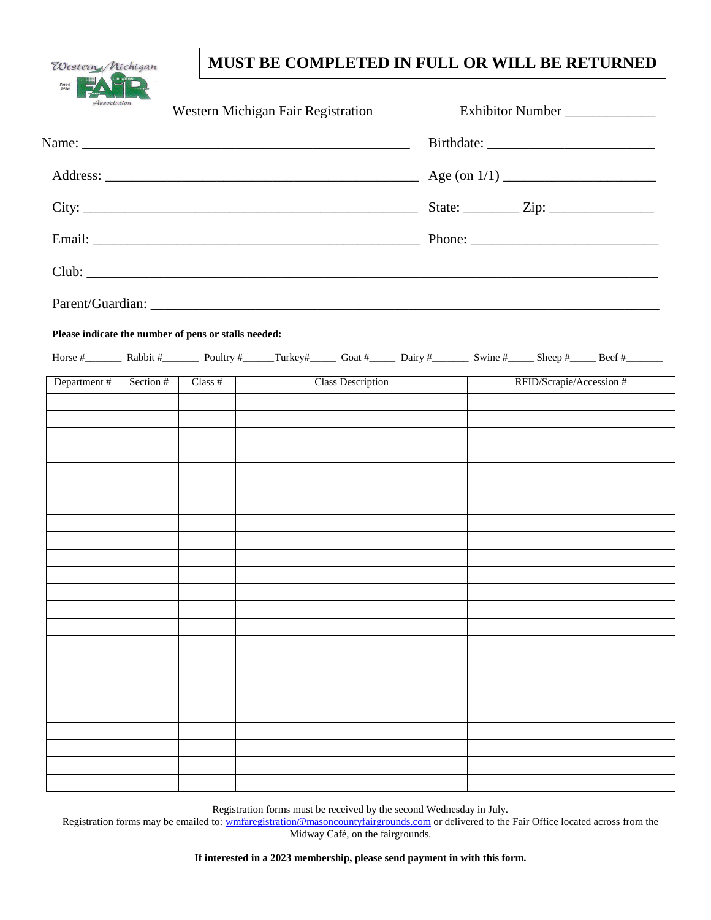**MUST BE COMPLETED IN FULL OR WILL BE RETURNED**

Western Michigan Fair Registration

Exhibitor Number _____________

Name: _______________________________________________ Birthdate: ________________________

Address: _____________________________________________ Age (on 1/1) ______________________

City: ________________________________________________ State: ________ Zip: _______________

Email: _______________________________________________ Phone: ___________________________

Club: ____________________________________________________________________________________

Parent/Guardian: ___________________________________________________________________________

**Please indicate the number of pens or stalls needed:**

Horse #_______ Rabbit #_______ Poultry #______Turkey#_____ Goat #_____ Dairy #_______ Swine #_____ Sheep #_____ Beef #_______

| Department # | Section # | Class # | Class Description | RFID/Scrapie/Accession # |
|---|---|---|---|---|
| | | | | |
| | | | | |
| | | | | |
| | | | | |
| | | | | |
| | | | | |
| | | | | |
| | | | | |
| | | | | |
| | | | | |
| | | | | |
| | | | | |
| | | | | |
| | | | | |
| | | | | |
| | | | | |
| | | | | |
| | | | | |
| | | | | |
| | | | | |
| | | | | |
| | | | | |
| | | | | |
| | | | | |

Registration forms must be received by the second Wednesday in July.
Registration forms may be emailed to: wmfaregistration@masoncountyfairgrounds.com or delivered to the Fair Office located across from the Midway Café, on the fairgrounds.

**If interested in a 2023 membership, please send payment in with this form.**